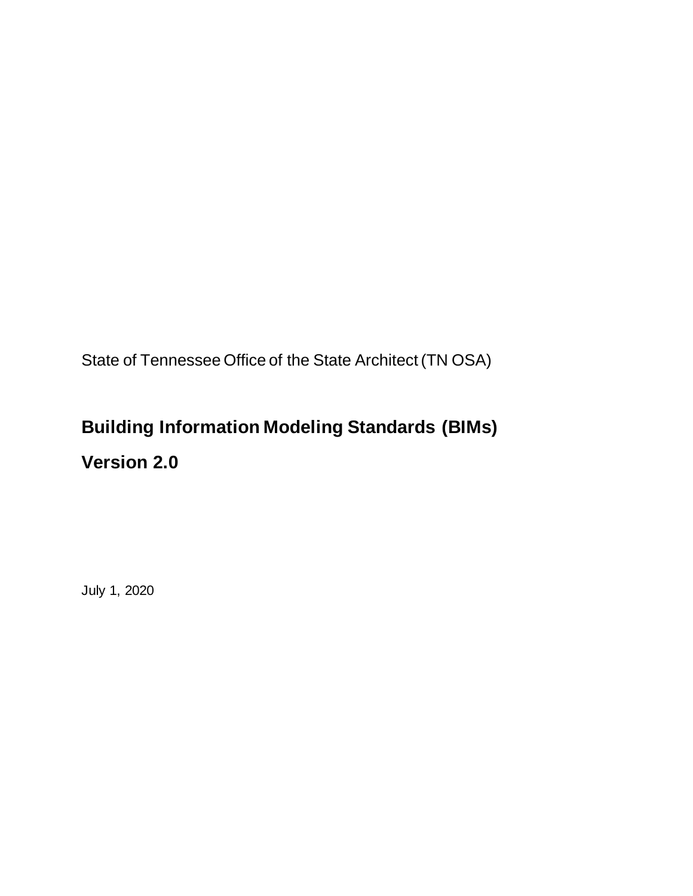State of Tennessee Office of the State Architect (TN OSA)

# Building Information Modeling Standards (BIMs)

# Version 2.0

July 1, 2020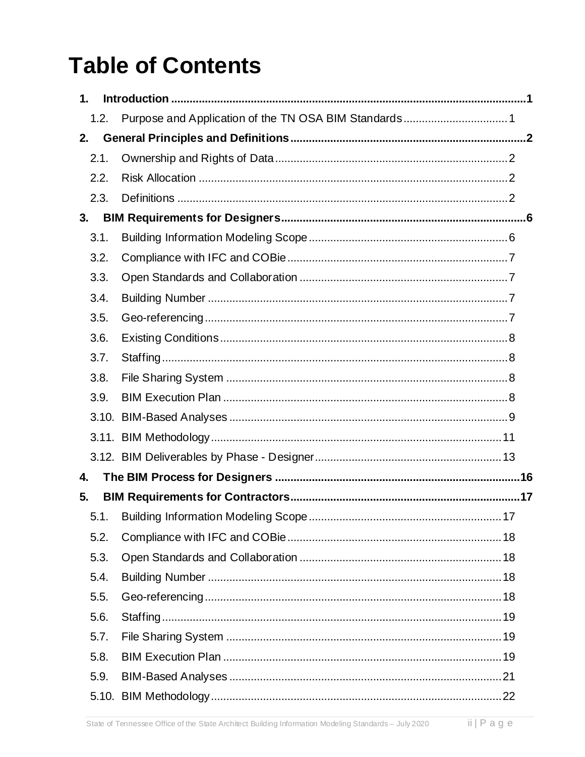# Table of Contents

**1. Introduction** ..... **1**

- 1.2. Purpose and Application of the TN OSA BIM Standards ..... 1

**2. General Principles and Definitions** ..... **2**

- 2.1. Ownership and Rights of Data ..... 2
- 2.2. Risk Allocation ..... 2
- 2.3. Definitions ..... 2

**3. BIM Requirements for Designers** ..... **6**

- 3.1. Building Information Modeling Scope ..... 6
- 3.2. Compliance with IFC and COBie ..... 7
- 3.3. Open Standards and Collaboration ..... 7
- 3.4. Building Number ..... 7
- 3.5. Geo-referencing ..... 7
- 3.6. Existing Conditions ..... 8
- 3.7. Staffing ..... 8
- 3.8. File Sharing System ..... 8
- 3.9. BIM Execution Plan ..... 8
- 3.10. BIM-Based Analyses ..... 9
- 3.11. BIM Methodology ..... 11
- 3.12. BIM Deliverables by Phase - Designer ..... 13

**4. The BIM Process for Designers** ..... **16**

**5. BIM Requirements for Contractors** ..... **17**

- 5.1. Building Information Modeling Scope ..... 17
- 5.2. Compliance with IFC and COBie ..... 18
- 5.3. Open Standards and Collaboration ..... 18
- 5.4. Building Number ..... 18
- 5.5. Geo-referencing ..... 18
- 5.6. Staffing ..... 19
- 5.7. File Sharing System ..... 19
- 5.8. BIM Execution Plan ..... 19
- 5.9. BIM-Based Analyses ..... 21
- 5.10. BIM Methodology ..... 22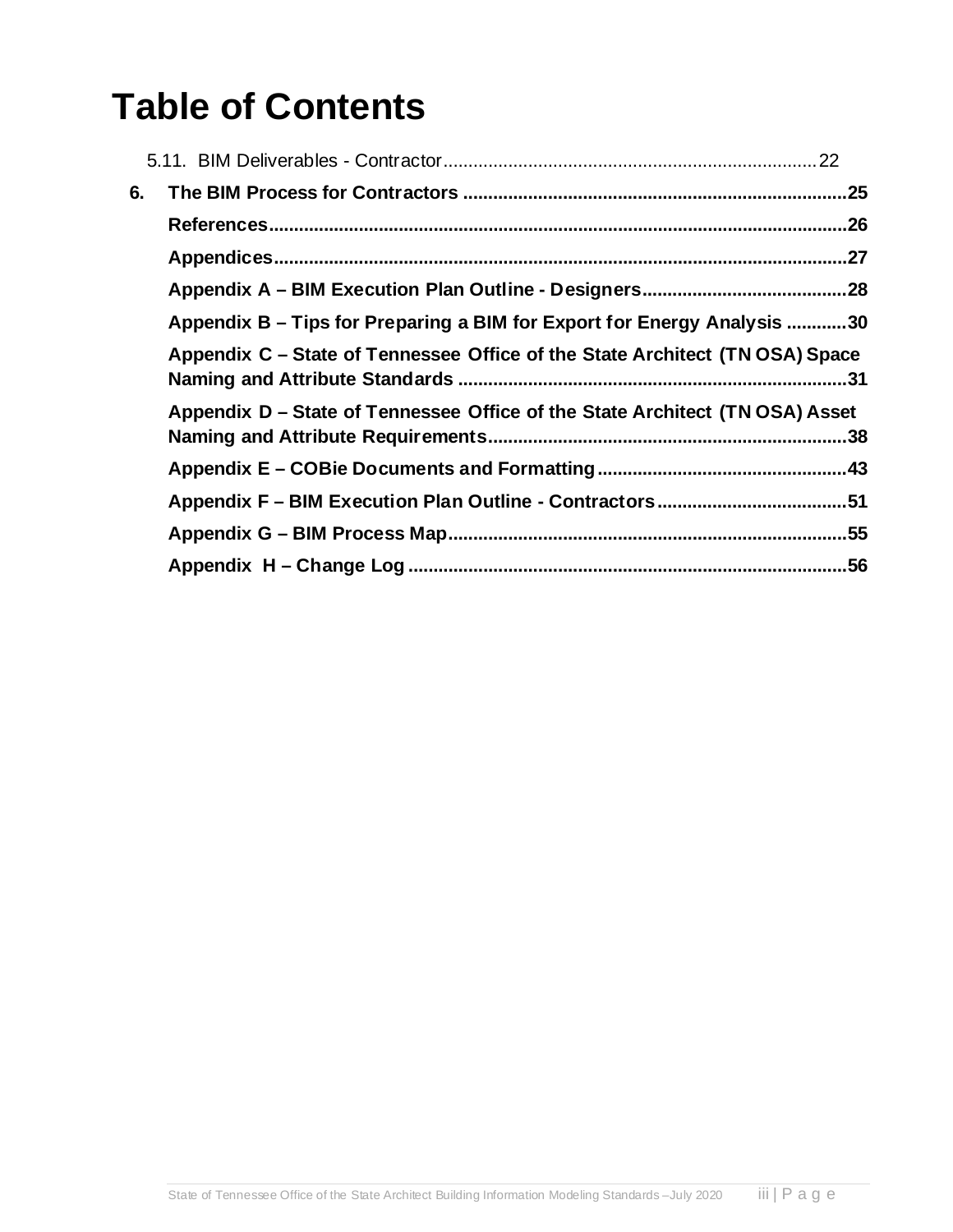# Table of Contents

5.11. BIM Deliverables - Contractor ........................................................................ 22

**6. The BIM Process for Contractors ............................................................................. 25**

**References ................................................................................................................... 26**

**Appendices .................................................................................................................. 27**

**Appendix A – BIM Execution Plan Outline - Designers ......................................... 28**

**Appendix B – Tips for Preparing a BIM for Export for Energy Analysis ............ 30**

**Appendix C – State of Tennessee Office of the State Architect (TN OSA) Space Naming and Attribute Standards ............................................................................. 31**

**Appendix D – State of Tennessee Office of the State Architect (TN OSA) Asset Naming and Attribute Requirements ....................................................................... 38**

**Appendix E – COBie Documents and Formatting .................................................. 43**

**Appendix F – BIM Execution Plan Outline - Contractors ...................................... 51**

**Appendix G – BIM Process Map ............................................................................... 55**

**Appendix H – Change Log ....................................................................................... 56**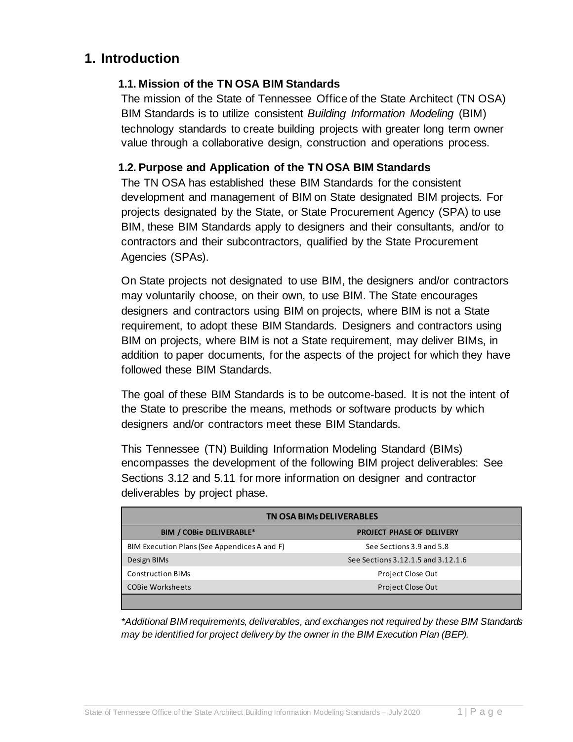# 1. Introduction

## 1.1. Mission of the TN OSA BIM Standards

The mission of the State of Tennessee Office of the State Architect (TN OSA) BIM Standards is to utilize consistent *Building Information Modeling* (BIM) technology standards to create building projects with greater long term owner value through a collaborative design, construction and operations process.

## 1.2. Purpose and Application of the TN OSA BIM Standards

The TN OSA has established these BIM Standards for the consistent development and management of BIM on State designated BIM projects. For projects designated by the State, or State Procurement Agency (SPA) to use BIM, these BIM Standards apply to designers and their consultants, and/or to contractors and their subcontractors, qualified by the State Procurement Agencies (SPAs).

On State projects not designated to use BIM, the designers and/or contractors may voluntarily choose, on their own, to use BIM. The State encourages designers and contractors using BIM on projects, where BIM is not a State requirement, to adopt these BIM Standards. Designers and contractors using BIM on projects, where BIM is not a State requirement, may deliver BIMs, in addition to paper documents, for the aspects of the project for which they have followed these BIM Standards.

The goal of these BIM Standards is to be outcome-based. It is not the intent of the State to prescribe the means, methods or software products by which designers and/or contractors meet these BIM Standards.

This Tennessee (TN) Building Information Modeling Standard (BIMs) encompasses the development of the following BIM project deliverables: See Sections 3.12 and 5.11 for more information on designer and contractor deliverables by project phase.

| TN OSA BIMs DELIVERABLES | |
|---|---|
| **BIM / COBie DELIVERABLE*** | **PROJECT PHASE OF DELIVERY** |
| BIM Execution Plans (See Appendices A and F) | See Sections 3.9 and 5.8 |
| Design BIMs | See Sections 3.12.1.5 and 3.12.1.6 |
| Construction BIMs | Project Close Out |
| COBie Worksheets | Project Close Out |

*\*Additional BIM requirements, deliverables, and exchanges not required by these BIM Standards may be identified for project delivery by the owner in the BIM Execution Plan (BEP).*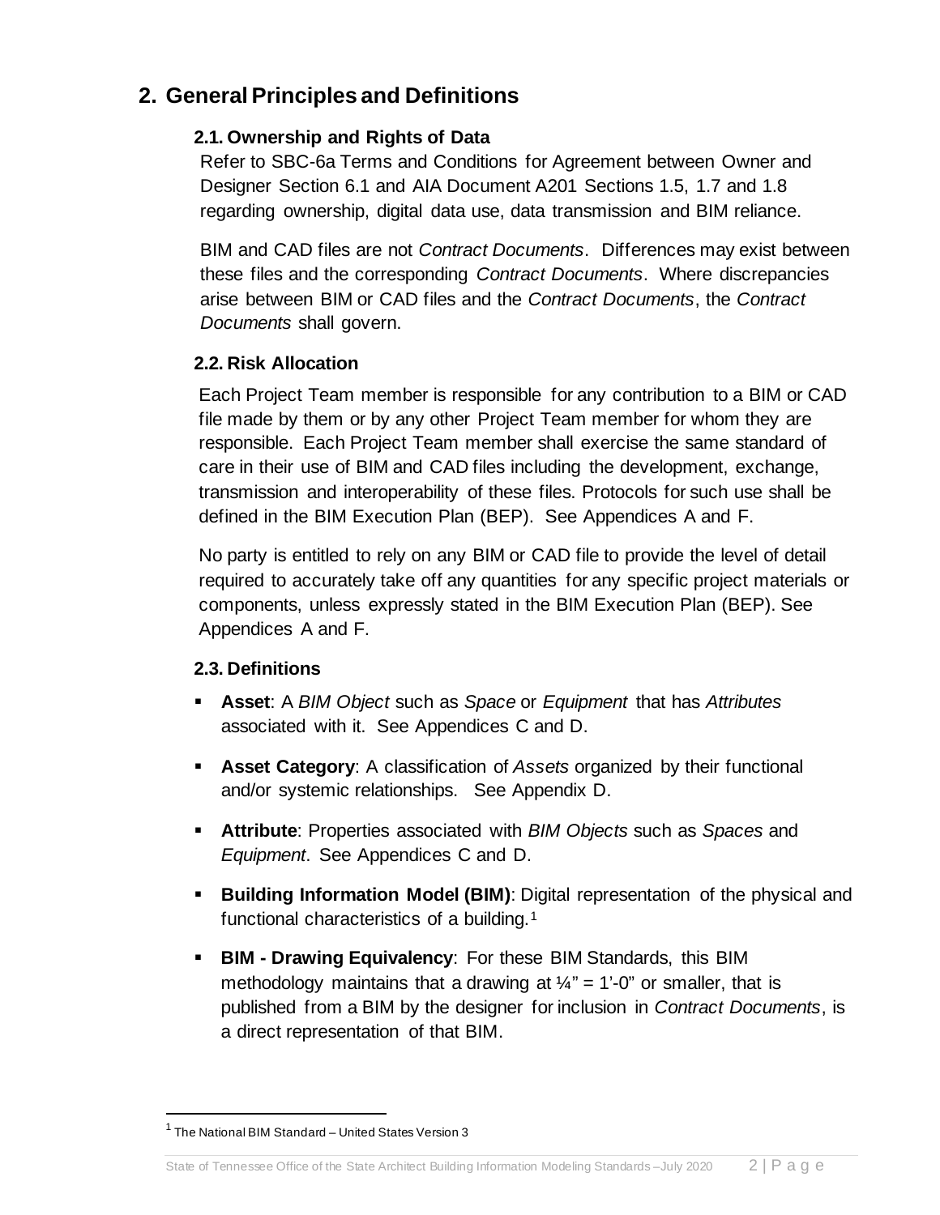# 2. General Principles and Definitions

## 2.1. Ownership and Rights of Data

Refer to SBC-6a Terms and Conditions for Agreement between Owner and Designer Section 6.1 and AIA Document A201 Sections 1.5, 1.7 and 1.8 regarding ownership, digital data use, data transmission and BIM reliance.

BIM and CAD files are not *Contract Documents*. Differences may exist between these files and the corresponding *Contract Documents*. Where discrepancies arise between BIM or CAD files and the *Contract Documents*, the *Contract Documents* shall govern.

## 2.2. Risk Allocation

Each Project Team member is responsible for any contribution to a BIM or CAD file made by them or by any other Project Team member for whom they are responsible. Each Project Team member shall exercise the same standard of care in their use of BIM and CAD files including the development, exchange, transmission and interoperability of these files. Protocols for such use shall be defined in the BIM Execution Plan (BEP). See Appendices A and F.

No party is entitled to rely on any BIM or CAD file to provide the level of detail required to accurately take off any quantities for any specific project materials or components, unless expressly stated in the BIM Execution Plan (BEP). See Appendices A and F.

## 2.3. Definitions

- **Asset**: A *BIM Object* such as *Space* or *Equipment* that has *Attributes* associated with it. See Appendices C and D.
- **Asset Category**: A classification of *Assets* organized by their functional and/or systemic relationships. See Appendix D.
- **Attribute**: Properties associated with *BIM Objects* such as *Spaces* and *Equipment*. See Appendices C and D.
- **Building Information Model (BIM)**: Digital representation of the physical and functional characteristics of a building.[1]
- **BIM - Drawing Equivalency**: For these BIM Standards, this BIM methodology maintains that a drawing at ¼" = 1'-0" or smaller, that is published from a BIM by the designer for inclusion in *Contract Documents*, is a direct representation of that BIM.

[1] The National BIM Standard – United States Version 3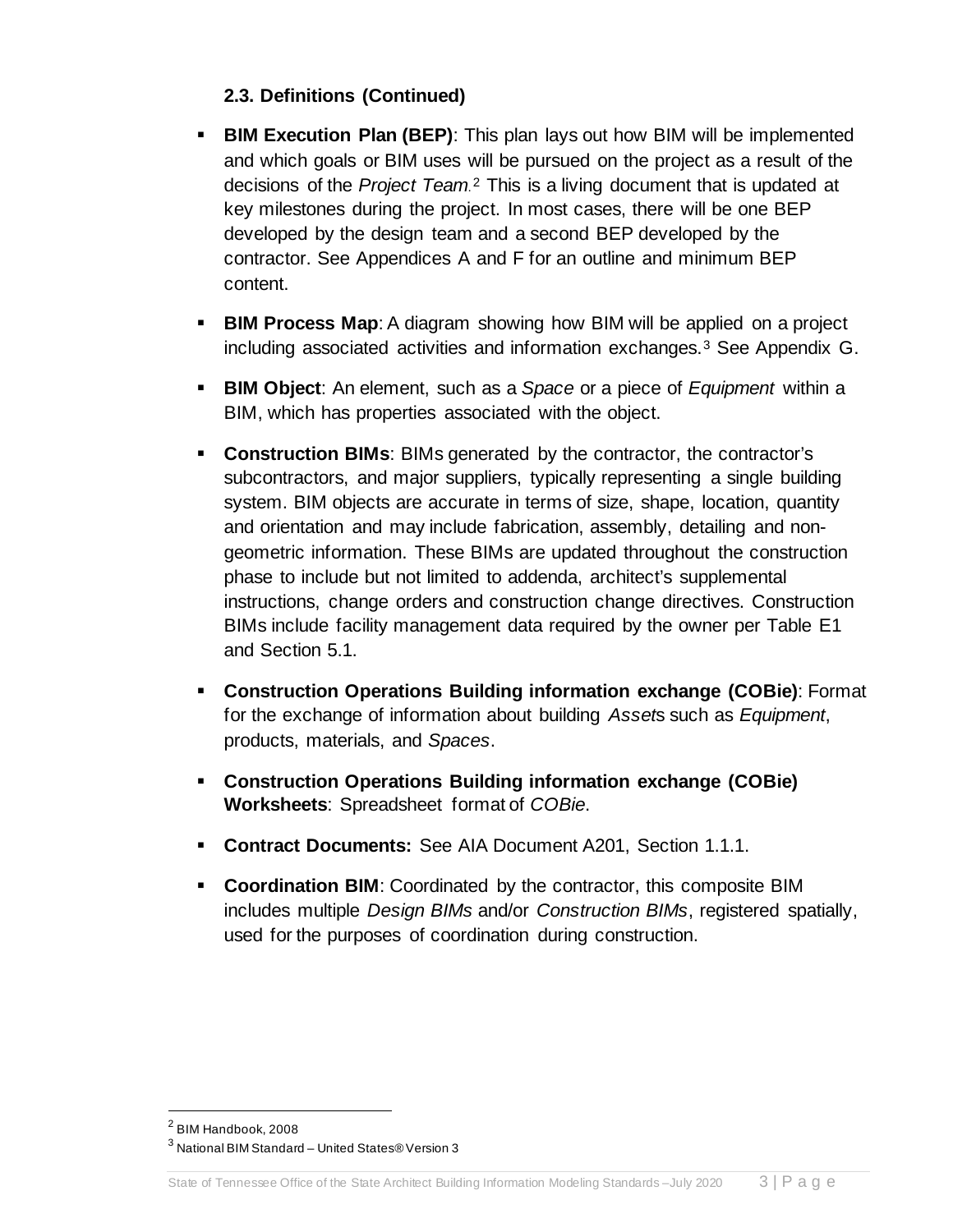### 2.3. Definitions (Continued)

- **BIM Execution Plan (BEP)**: This plan lays out how BIM will be implemented and which goals or BIM uses will be pursued on the project as a result of the decisions of the *Project Team*.[2] This is a living document that is updated at key milestones during the project. In most cases, there will be one BEP developed by the design team and a second BEP developed by the contractor. See Appendices A and F for an outline and minimum BEP content.
- **BIM Process Map**: A diagram showing how BIM will be applied on a project including associated activities and information exchanges.[3] See Appendix G.
- **BIM Object**: An element, such as a *Space* or a piece of *Equipment* within a BIM, which has properties associated with the object.
- **Construction BIMs**: BIMs generated by the contractor, the contractor's subcontractors, and major suppliers, typically representing a single building system. BIM objects are accurate in terms of size, shape, location, quantity and orientation and may include fabrication, assembly, detailing and non-geometric information. These BIMs are updated throughout the construction phase to include but not limited to addenda, architect's supplemental instructions, change orders and construction change directives. Construction BIMs include facility management data required by the owner per Table E1 and Section 5.1.
- **Construction Operations Building information exchange (COBie)**: Format for the exchange of information about building *Asset*s such as *Equipment*, products, materials, and *Spaces*.
- **Construction Operations Building information exchange (COBie) Worksheets**: Spreadsheet format of *COBie*.
- **Contract Documents:** See AIA Document A201, Section 1.1.1.
- **Coordination BIM**: Coordinated by the contractor, this composite BIM includes multiple *Design BIMs* and/or *Construction BIMs*, registered spatially, used for the purposes of coordination during construction.

[2] BIM Handbook, 2008

[3] National BIM Standard – United States® Version 3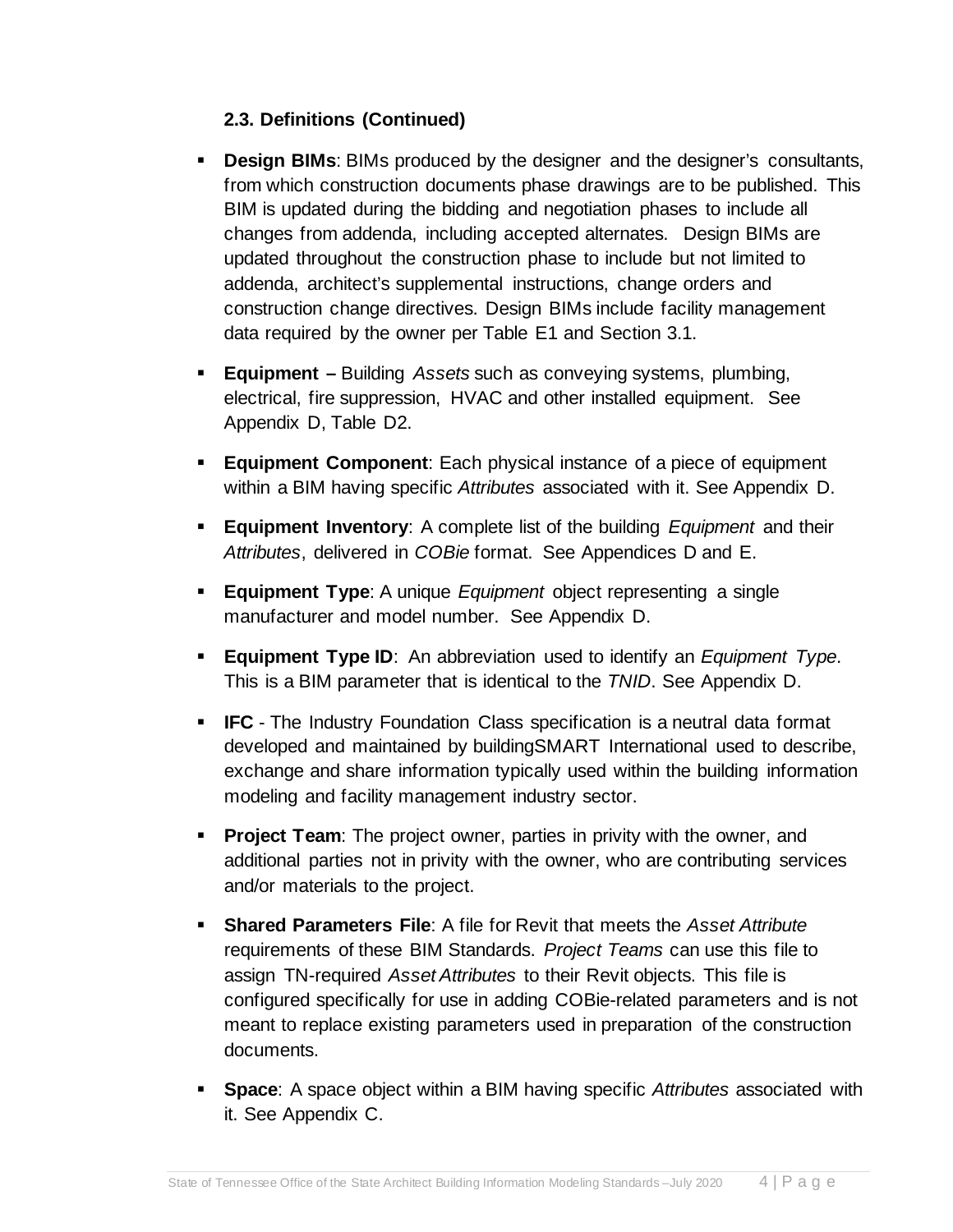### 2.3. Definitions (Continued)

- **Design BIMs**: BIMs produced by the designer and the designer's consultants, from which construction documents phase drawings are to be published. This BIM is updated during the bidding and negotiation phases to include all changes from addenda, including accepted alternates. Design BIMs are updated throughout the construction phase to include but not limited to addenda, architect's supplemental instructions, change orders and construction change directives. Design BIMs include facility management data required by the owner per Table E1 and Section 3.1.
- **Equipment –** Building *Assets* such as conveying systems, plumbing, electrical, fire suppression, HVAC and other installed equipment. See Appendix D, Table D2.
- **Equipment Component**: Each physical instance of a piece of equipment within a BIM having specific *Attributes* associated with it. See Appendix D.
- **Equipment Inventory**: A complete list of the building *Equipment* and their *Attributes*, delivered in *COBie* format. See Appendices D and E.
- **Equipment Type**: A unique *Equipment* object representing a single manufacturer and model number. See Appendix D.
- **Equipment Type ID**: An abbreviation used to identify an *Equipment Type*. This is a BIM parameter that is identical to the *TNID*. See Appendix D.
- **IFC** - The Industry Foundation Class specification is a neutral data format developed and maintained by buildingSMART International used to describe, exchange and share information typically used within the building information modeling and facility management industry sector.
- **Project Team**: The project owner, parties in privity with the owner, and additional parties not in privity with the owner, who are contributing services and/or materials to the project.
- **Shared Parameters File**: A file for Revit that meets the *Asset Attribute* requirements of these BIM Standards. *Project Teams* can use this file to assign TN-required *Asset Attributes* to their Revit objects. This file is configured specifically for use in adding COBie-related parameters and is not meant to replace existing parameters used in preparation of the construction documents.
- **Space**: A space object within a BIM having specific *Attributes* associated with it. See Appendix C.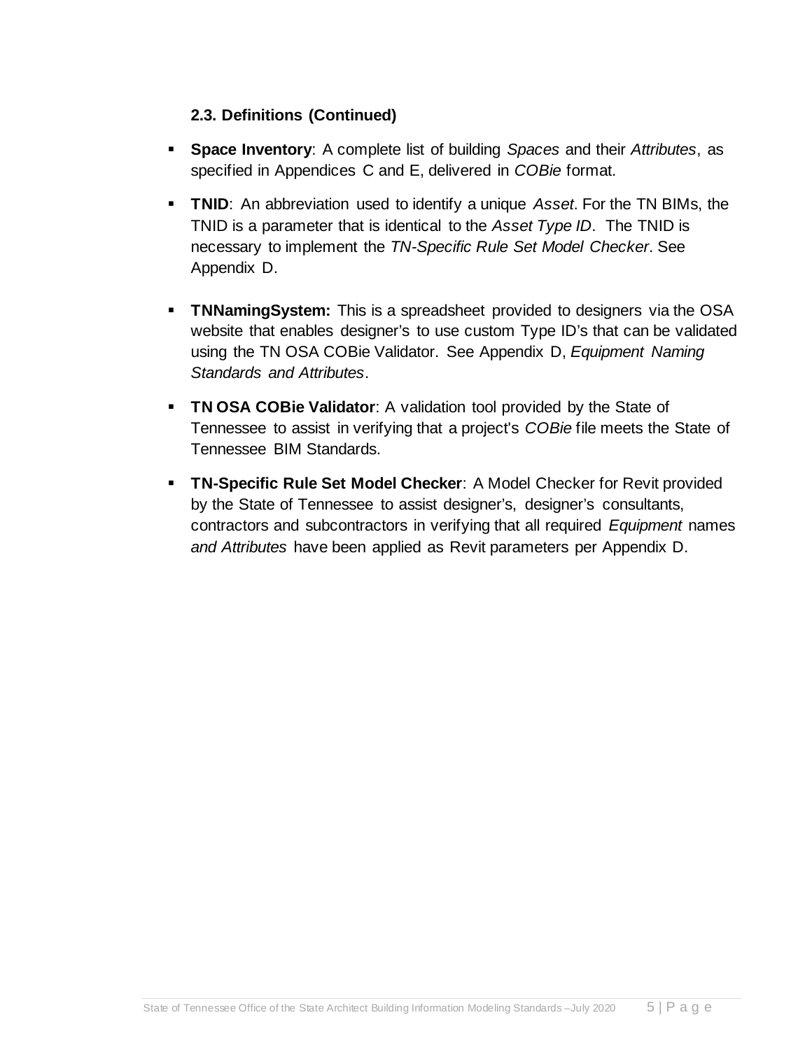### 2.3. Definitions (Continued)

- **Space Inventory**: A complete list of building *Spaces* and their *Attributes*, as specified in Appendices C and E, delivered in *COBie* format.
- **TNID**: An abbreviation used to identify a unique *Asset*. For the TN BIMs, the TNID is a parameter that is identical to the *Asset Type ID*. The TNID is necessary to implement the *TN-Specific Rule Set Model Checker*. See Appendix D.
- **TNNamingSystem:** This is a spreadsheet provided to designers via the OSA website that enables designer's to use custom Type ID's that can be validated using the TN OSA COBie Validator. See Appendix D, *Equipment Naming Standards and Attributes*.
- **TN OSA COBie Validator**: A validation tool provided by the State of Tennessee to assist in verifying that a project's *COBie* file meets the State of Tennessee BIM Standards.
- **TN-Specific Rule Set Model Checker**: A Model Checker for Revit provided by the State of Tennessee to assist designer's, designer's consultants, contractors and subcontractors in verifying that all required *Equipment* names *and Attributes* have been applied as Revit parameters per Appendix D.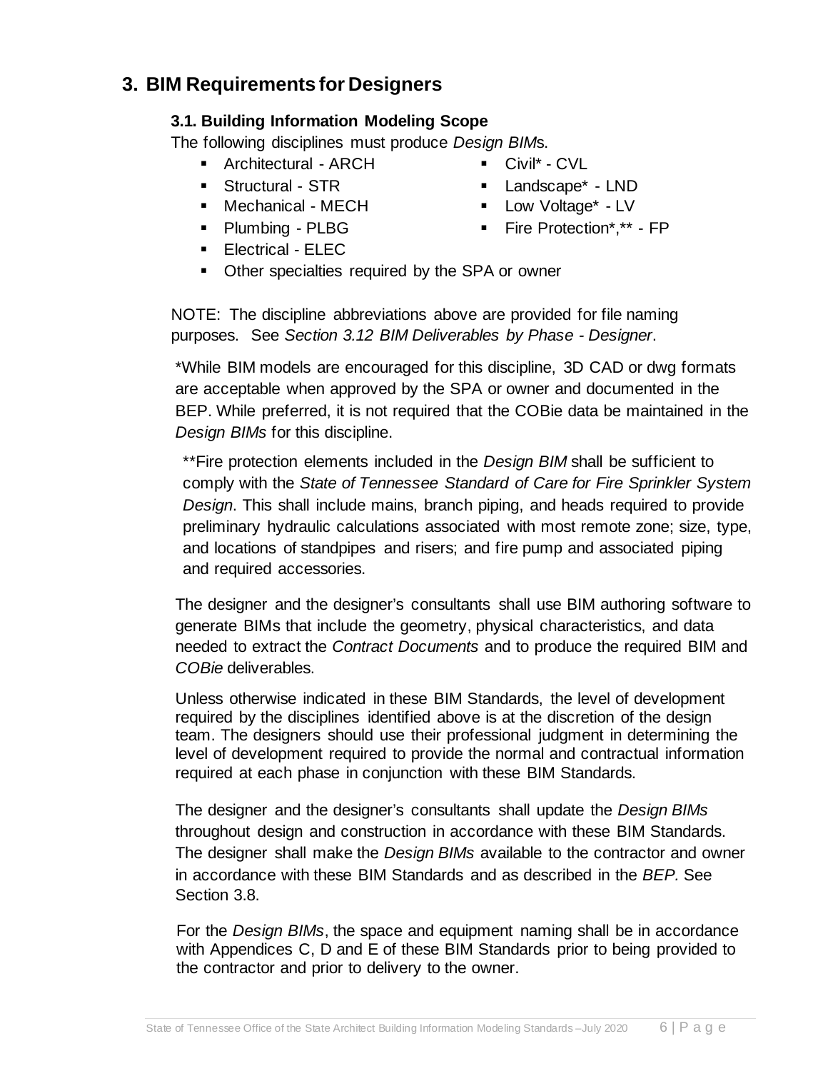# 3. BIM Requirements for Designers

## 3.1. Building Information Modeling Scope

The following disciplines must produce *Design BIMs*.

- Architectural - ARCH
- Structural - STR
- Mechanical - MECH
- Plumbing - PLBG
- Electrical - ELEC
- Civil* - CVL
- Landscape* - LND
- Low Voltage* - LV
- Fire Protection*,** - FP
- Other specialties required by the SPA or owner

NOTE: The discipline abbreviations above are provided for file naming purposes. See *Section 3.12 BIM Deliverables by Phase - Designer*.

*While BIM models are encouraged for this discipline, 3D CAD or dwg formats are acceptable when approved by the SPA or owner and documented in the BEP. While preferred, it is not required that the COBie data be maintained in the *Design BIMs* for this discipline.

**Fire protection elements included in the *Design BIM* shall be sufficient to comply with the *State of Tennessee Standard of Care for Fire Sprinkler System Design*. This shall include mains, branch piping, and heads required to provide preliminary hydraulic calculations associated with most remote zone; size, type, and locations of standpipes and risers; and fire pump and associated piping and required accessories.

The designer and the designer's consultants shall use BIM authoring software to generate BIMs that include the geometry, physical characteristics, and data needed to extract the *Contract Documents* and to produce the required BIM and *COBie* deliverables.

Unless otherwise indicated in these BIM Standards, the level of development required by the disciplines identified above is at the discretion of the design team. The designers should use their professional judgment in determining the level of development required to provide the normal and contractual information required at each phase in conjunction with these BIM Standards.

The designer and the designer's consultants shall update the *Design BIMs* throughout design and construction in accordance with these BIM Standards. The designer shall make the *Design BIMs* available to the contractor and owner in accordance with these BIM Standards and as described in the *BEP*. See Section 3.8.

For the *Design BIMs*, the space and equipment naming shall be in accordance with Appendices C, D and E of these BIM Standards prior to being provided to the contractor and prior to delivery to the owner.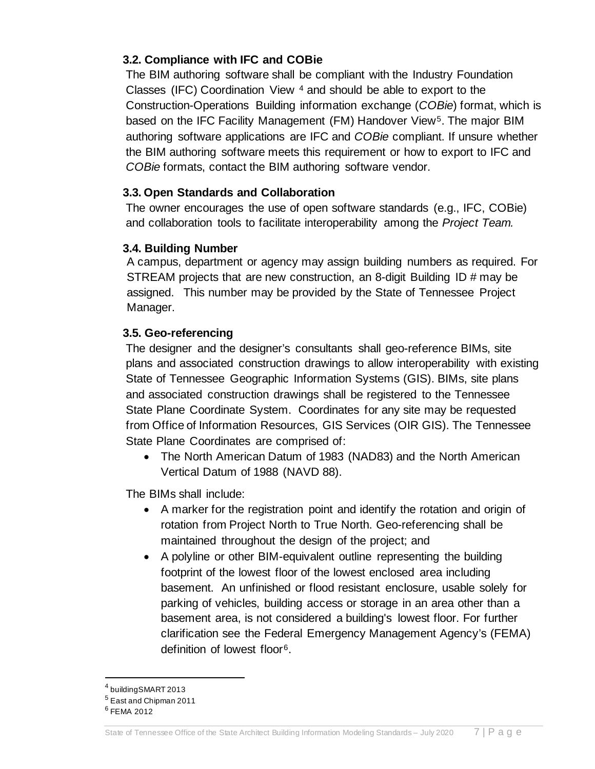### 3.2. Compliance with IFC and COBie

The BIM authoring software shall be compliant with the Industry Foundation Classes (IFC) Coordination View [4] and should be able to export to the Construction-Operations Building information exchange (*COBie*) format, which is based on the IFC Facility Management (FM) Handover View[5]. The major BIM authoring software applications are IFC and *COBie* compliant. If unsure whether the BIM authoring software meets this requirement or how to export to IFC and *COBie* formats, contact the BIM authoring software vendor.

### 3.3. Open Standards and Collaboration

The owner encourages the use of open software standards (e.g., IFC, COBie) and collaboration tools to facilitate interoperability among the *Project Team.*

### 3.4. Building Number

A campus, department or agency may assign building numbers as required. For STREAM projects that are new construction, an 8-digit Building ID # may be assigned. This number may be provided by the State of Tennessee Project Manager.

### 3.5. Geo-referencing

The designer and the designer's consultants shall geo-reference BIMs, site plans and associated construction drawings to allow interoperability with existing State of Tennessee Geographic Information Systems (GIS). BIMs, site plans and associated construction drawings shall be registered to the Tennessee State Plane Coordinate System. Coordinates for any site may be requested from Office of Information Resources, GIS Services (OIR GIS). The Tennessee State Plane Coordinates are comprised of:

- The North American Datum of 1983 (NAD83) and the North American Vertical Datum of 1988 (NAVD 88).

The BIMs shall include:

- A marker for the registration point and identify the rotation and origin of rotation from Project North to True North. Geo-referencing shall be maintained throughout the design of the project; and
- A polyline or other BIM-equivalent outline representing the building footprint of the lowest floor of the lowest enclosed area including basement. An unfinished or flood resistant enclosure, usable solely for parking of vehicles, building access or storage in an area other than a basement area, is not considered a building's lowest floor. For further clarification see the Federal Emergency Management Agency's (FEMA) definition of lowest floor[6].

---

[4] buildingSMART 2013

[5] East and Chipman 2011

[6] FEMA 2012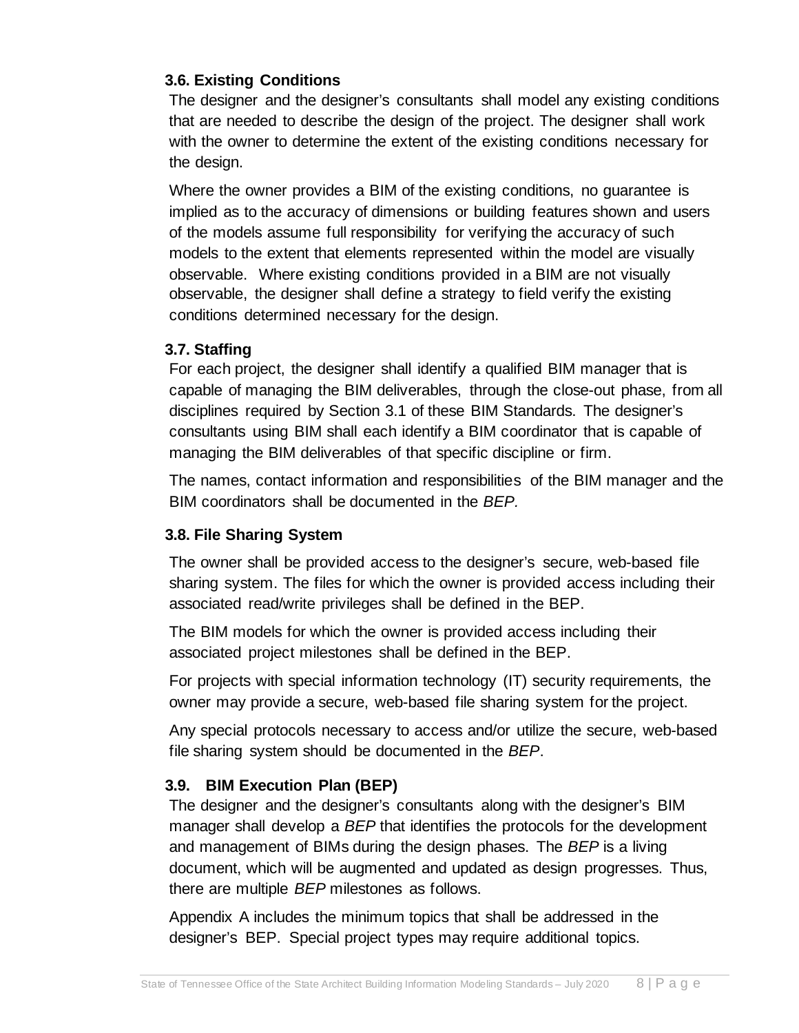### 3.6. Existing Conditions

The designer and the designer's consultants shall model any existing conditions that are needed to describe the design of the project. The designer shall work with the owner to determine the extent of the existing conditions necessary for the design.

Where the owner provides a BIM of the existing conditions, no guarantee is implied as to the accuracy of dimensions or building features shown and users of the models assume full responsibility for verifying the accuracy of such models to the extent that elements represented within the model are visually observable. Where existing conditions provided in a BIM are not visually observable, the designer shall define a strategy to field verify the existing conditions determined necessary for the design.

### 3.7. Staffing

For each project, the designer shall identify a qualified BIM manager that is capable of managing the BIM deliverables, through the close-out phase, from all disciplines required by Section 3.1 of these BIM Standards. The designer's consultants using BIM shall each identify a BIM coordinator that is capable of managing the BIM deliverables of that specific discipline or firm.

The names, contact information and responsibilities of the BIM manager and the BIM coordinators shall be documented in the *BEP.*

### 3.8. File Sharing System

The owner shall be provided access to the designer's secure, web-based file sharing system. The files for which the owner is provided access including their associated read/write privileges shall be defined in the BEP.

The BIM models for which the owner is provided access including their associated project milestones shall be defined in the BEP.

For projects with special information technology (IT) security requirements, the owner may provide a secure, web-based file sharing system for the project.

Any special protocols necessary to access and/or utilize the secure, web-based file sharing system should be documented in the *BEP*.

### 3.9. BIM Execution Plan (BEP)

The designer and the designer's consultants along with the designer's BIM manager shall develop a *BEP* that identifies the protocols for the development and management of BIMs during the design phases. The *BEP* is a living document, which will be augmented and updated as design progresses. Thus, there are multiple *BEP* milestones as follows.

Appendix A includes the minimum topics that shall be addressed in the designer's BEP. Special project types may require additional topics.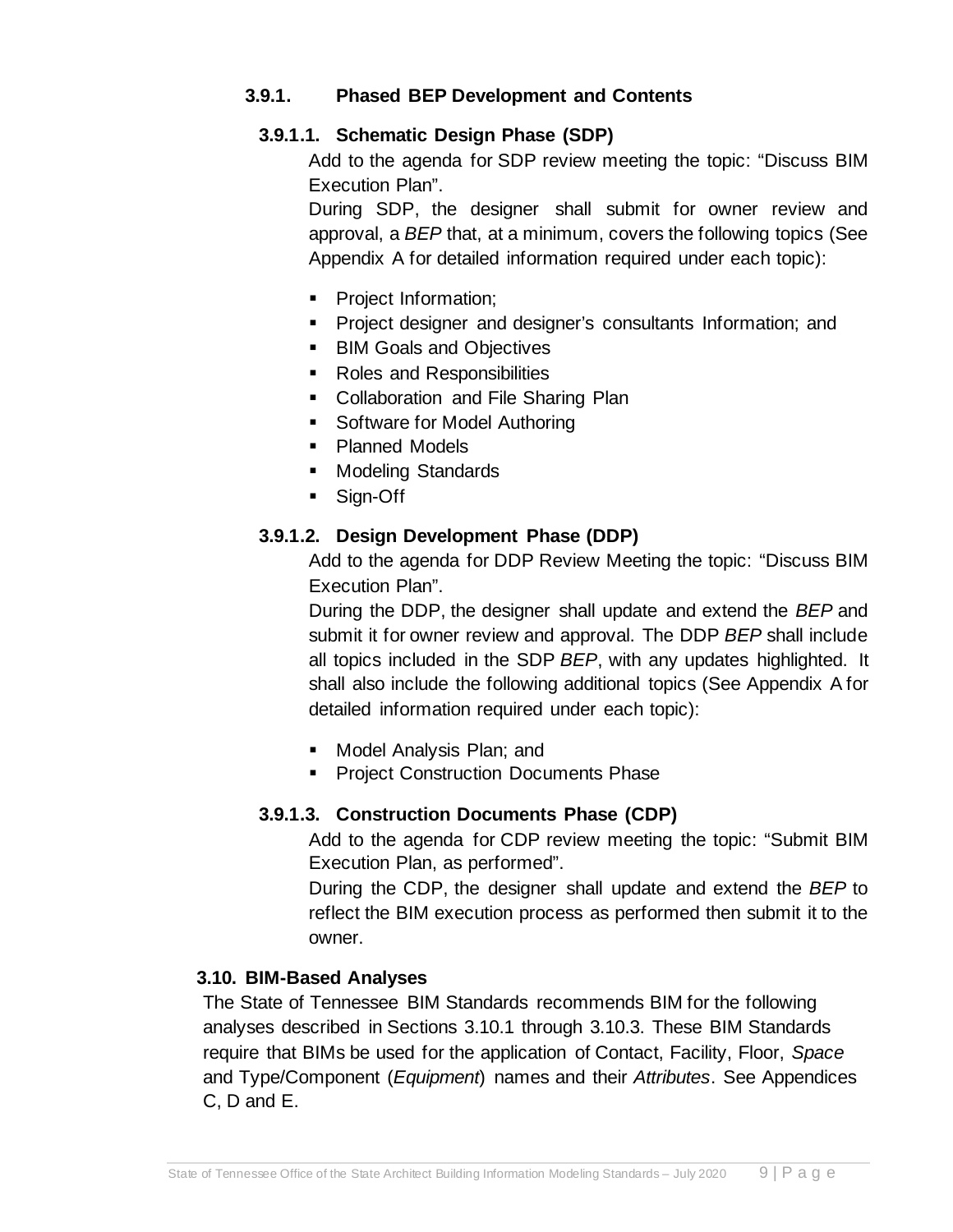#### 3.9.1. Phased BEP Development and Contents

##### 3.9.1.1. Schematic Design Phase (SDP)

Add to the agenda for SDP review meeting the topic: "Discuss BIM Execution Plan".

During SDP, the designer shall submit for owner review and approval, a *BEP* that, at a minimum, covers the following topics (See Appendix A for detailed information required under each topic):

- Project Information;
- Project designer and designer's consultants Information; and
- BIM Goals and Objectives
- Roles and Responsibilities
- Collaboration and File Sharing Plan
- Software for Model Authoring
- Planned Models
- Modeling Standards
- Sign-Off

##### 3.9.1.2. Design Development Phase (DDP)

Add to the agenda for DDP Review Meeting the topic: "Discuss BIM Execution Plan".

During the DDP, the designer shall update and extend the *BEP* and submit it for owner review and approval. The DDP *BEP* shall include all topics included in the SDP *BEP*, with any updates highlighted. It shall also include the following additional topics (See Appendix A for detailed information required under each topic):

- Model Analysis Plan; and
- Project Construction Documents Phase

##### 3.9.1.3. Construction Documents Phase (CDP)

Add to the agenda for CDP review meeting the topic: "Submit BIM Execution Plan, as performed".

During the CDP, the designer shall update and extend the *BEP* to reflect the BIM execution process as performed then submit it to the owner.

### 3.10. BIM-Based Analyses

The State of Tennessee BIM Standards recommends BIM for the following analyses described in Sections 3.10.1 through 3.10.3. These BIM Standards require that BIMs be used for the application of Contact, Facility, Floor, *Space* and Type/Component (*Equipment*) names and their *Attributes*. See Appendices C, D and E.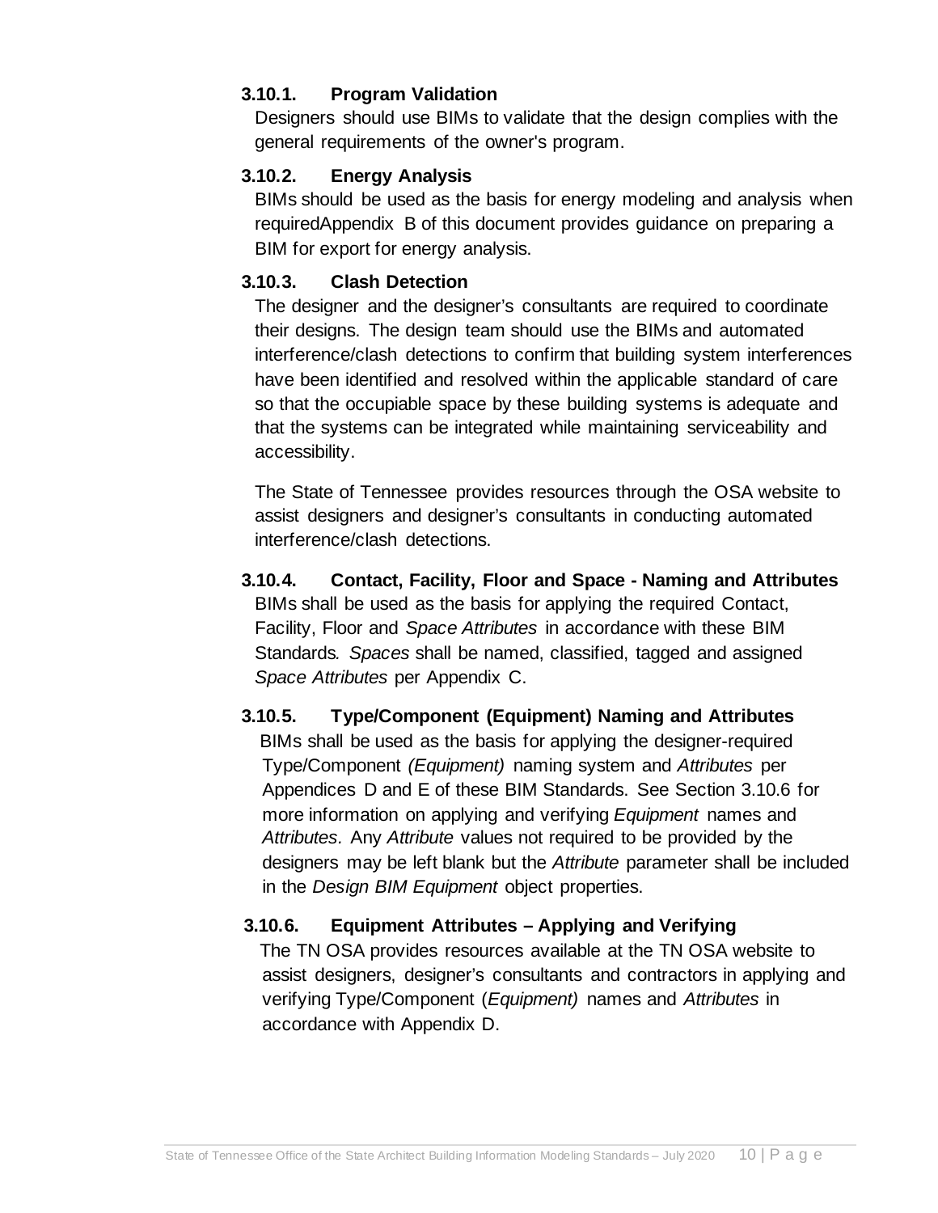#### 3.10.1. Program Validation

Designers should use BIMs to validate that the design complies with the general requirements of the owner's program.

#### 3.10.2. Energy Analysis

BIMs should be used as the basis for energy modeling and analysis when requiredAppendix B of this document provides guidance on preparing a BIM for export for energy analysis.

#### 3.10.3. Clash Detection

The designer and the designer's consultants are required to coordinate their designs. The design team should use the BIMs and automated interference/clash detections to confirm that building system interferences have been identified and resolved within the applicable standard of care so that the occupiable space by these building systems is adequate and that the systems can be integrated while maintaining serviceability and accessibility.

The State of Tennessee provides resources through the OSA website to assist designers and designer's consultants in conducting automated interference/clash detections.

#### 3.10.4. Contact, Facility, Floor and Space - Naming and Attributes

BIMs shall be used as the basis for applying the required Contact, Facility, Floor and *Space Attributes* in accordance with these BIM Standards*. Spaces* shall be named, classified, tagged and assigned *Space Attributes* per Appendix C.

#### 3.10.5. Type/Component (Equipment) Naming and Attributes

BIMs shall be used as the basis for applying the designer-required Type/Component *(Equipment)* naming system and *Attributes* per Appendices D and E of these BIM Standards. See Section 3.10.6 for more information on applying and verifying *Equipment* names and *Attributes.* Any *Attribute* values not required to be provided by the designers may be left blank but the *Attribute* parameter shall be included in the *Design BIM Equipment* object properties.

#### 3.10.6. Equipment Attributes – Applying and Verifying

The TN OSA provides resources available at the TN OSA website to assist designers, designer's consultants and contractors in applying and verifying Type/Component (*Equipment)* names and *Attributes* in accordance with Appendix D.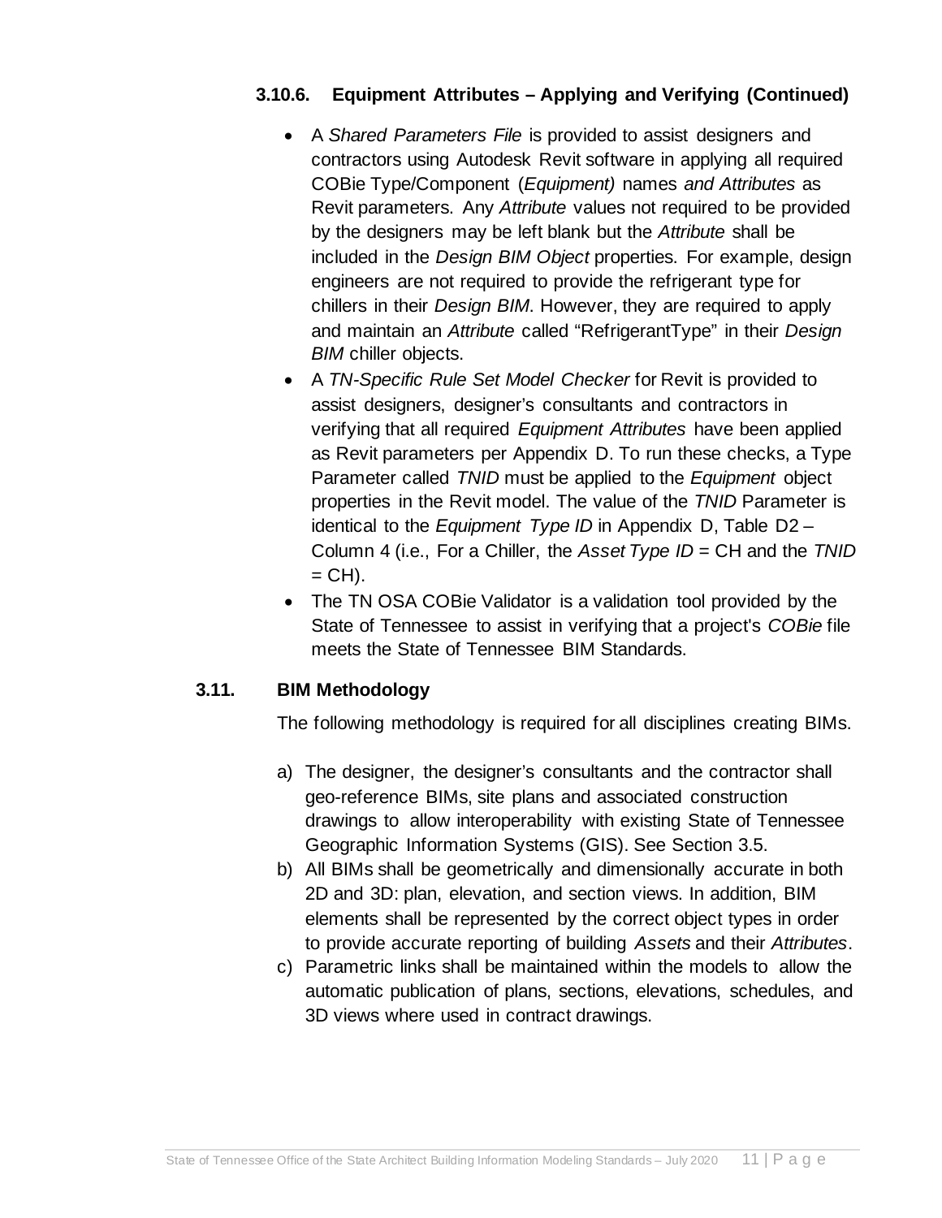### 3.10.6. Equipment Attributes – Applying and Verifying (Continued)

- A *Shared Parameters File* is provided to assist designers and contractors using Autodesk Revit software in applying all required COBie Type/Component (*Equipment)* names *and Attributes* as Revit parameters. Any *Attribute* values not required to be provided by the designers may be left blank but the *Attribute* shall be included in the *Design BIM Object* properties. For example, design engineers are not required to provide the refrigerant type for chillers in their *Design BIM*. However, they are required to apply and maintain an *Attribute* called “RefrigerantType” in their *Design BIM* chiller objects.
- A *TN-Specific Rule Set Model Checker* for Revit is provided to assist designers, designer’s consultants and contractors in verifying that all required *Equipment Attributes* have been applied as Revit parameters per Appendix D. To run these checks, a Type Parameter called *TNID* must be applied to the *Equipment* object properties in the Revit model. The value of the *TNID* Parameter is identical to the *Equipment Type ID* in Appendix D, Table D2 – Column 4 (i.e., For a Chiller, the *Asset Type ID* = CH and the *TNID* = CH).
- The TN OSA COBie Validator is a validation tool provided by the State of Tennessee to assist in verifying that a project's *COBie* file meets the State of Tennessee BIM Standards.

## 3.11. BIM Methodology

The following methodology is required for all disciplines creating BIMs.

a) The designer, the designer’s consultants and the contractor shall geo-reference BIMs, site plans and associated construction drawings to allow interoperability with existing State of Tennessee Geographic Information Systems (GIS). See Section 3.5.
b) All BIMs shall be geometrically and dimensionally accurate in both 2D and 3D: plan, elevation, and section views. In addition, BIM elements shall be represented by the correct object types in order to provide accurate reporting of building *Assets* and their *Attributes*.
c) Parametric links shall be maintained within the models to allow the automatic publication of plans, sections, elevations, schedules, and 3D views where used in contract drawings.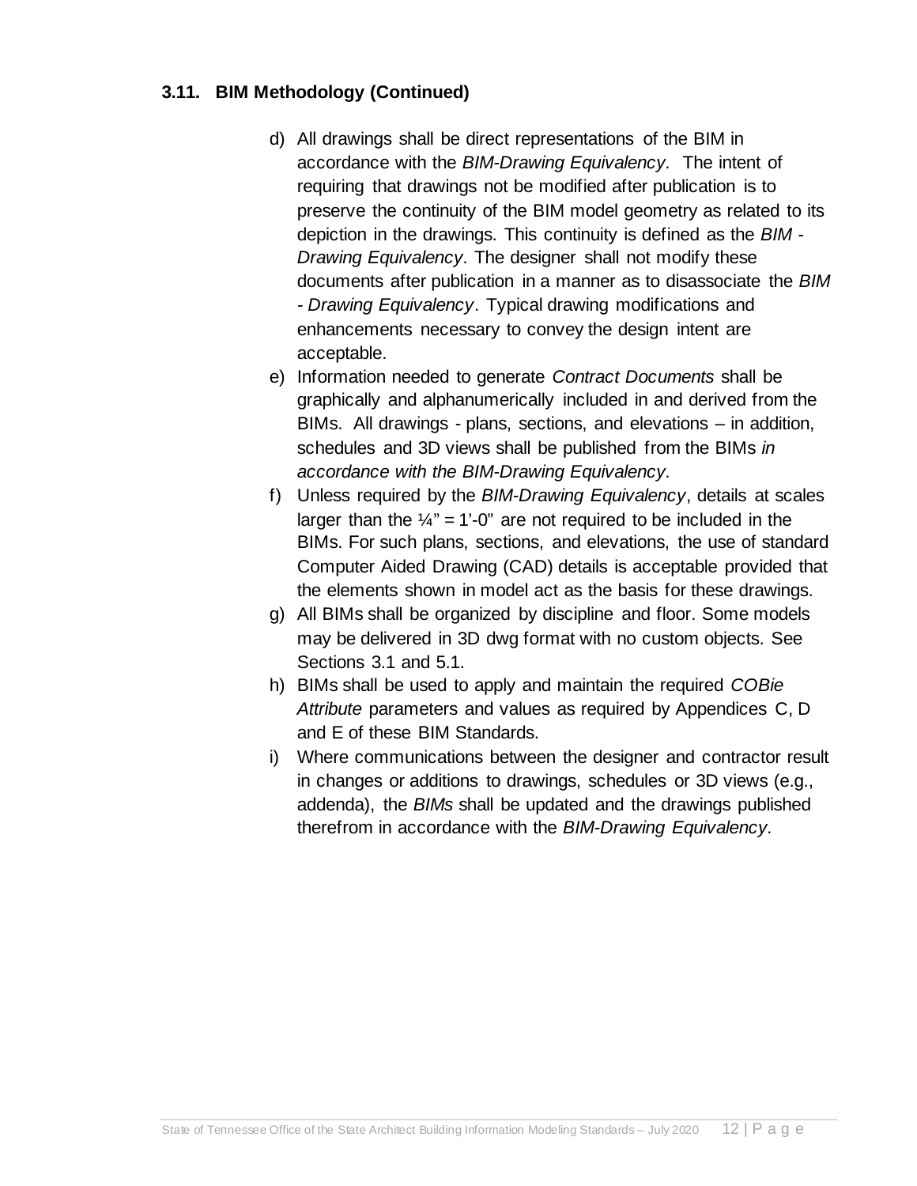### 3.11. BIM Methodology (Continued)

d) All drawings shall be direct representations of the BIM in accordance with the *BIM-Drawing Equivalency.* The intent of requiring that drawings not be modified after publication is to preserve the continuity of the BIM model geometry as related to its depiction in the drawings. This continuity is defined as the *BIM - Drawing Equivalency.* The designer shall not modify these documents after publication in a manner as to disassociate the *BIM - Drawing Equivalency*. Typical drawing modifications and enhancements necessary to convey the design intent are acceptable.

e) Information needed to generate *Contract Documents* shall be graphically and alphanumerically included in and derived from the BIMs. All drawings - plans, sections, and elevations – in addition, schedules and 3D views shall be published from the BIMs *in accordance with the BIM-Drawing Equivalency.*

f) Unless required by the *BIM-Drawing Equivalency*, details at scales larger than the ¼" = 1'-0" are not required to be included in the BIMs. For such plans, sections, and elevations, the use of standard Computer Aided Drawing (CAD) details is acceptable provided that the elements shown in model act as the basis for these drawings.

g) All BIMs shall be organized by discipline and floor. Some models may be delivered in 3D dwg format with no custom objects. See Sections 3.1 and 5.1.

h) BIMs shall be used to apply and maintain the required *COBie Attribute* parameters and values as required by Appendices C, D and E of these BIM Standards.

i) Where communications between the designer and contractor result in changes or additions to drawings, schedules or 3D views (e.g., addenda), the *BIMs* shall be updated and the drawings published therefrom in accordance with the *BIM-Drawing Equivalency.*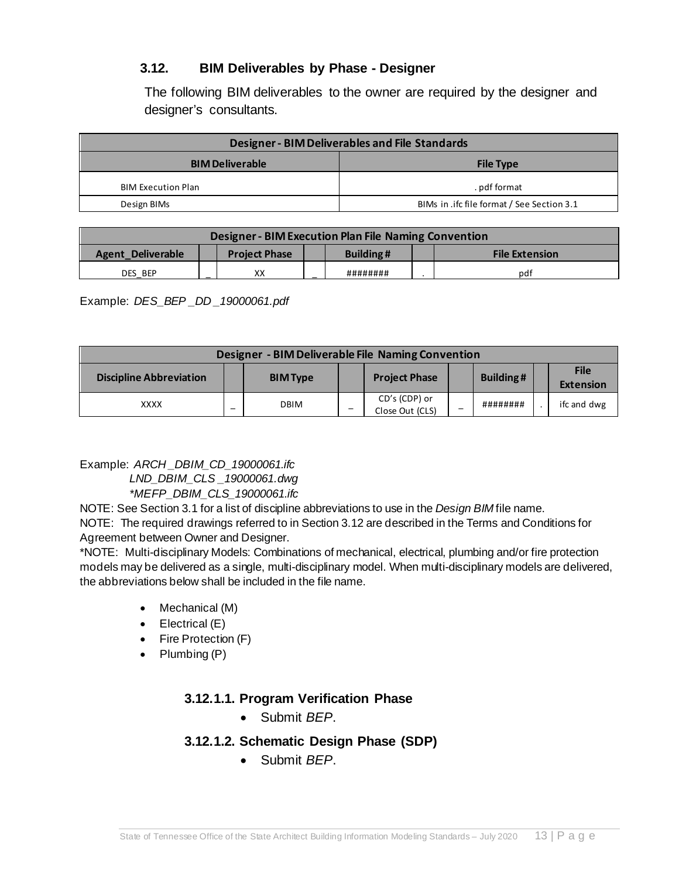### 3.12. BIM Deliverables by Phase - Designer

The following BIM deliverables to the owner are required by the designer and designer's consultants.

| Designer - BIM Deliverables and File Standards | |
|---|---|
| **BIM Deliverable** | **File Type** |
| BIM Execution Plan | . pdf format |
| Design BIMs | BIMs in .ifc file format / See Section 3.1 |

| Designer - BIM Execution Plan File Naming Convention | | | | | | |
|---|---|---|---|---|---|---|
| **Agent_Deliverable** | | **Project Phase** | | **Building #** | | **File Extension** |
| DES_BEP | _ | XX | _ | ######## | . | pdf |

Example: *DES_BEP _DD _19000061.pdf*

| Designer - BIM Deliverable File Naming Convention | | | | | | | | |
|---|---|---|---|---|---|---|---|---|
| **Discipline Abbreviation** | | **BIM Type** | | **Project Phase** | | **Building #** | | **File Extension** |
| XXXX | _ | DBIM | _ | CD's (CDP) or Close Out (CLS) | _ | ######## | . | ifc and dwg |

Example: *ARCH _DBIM_CD_19000061.ifc*
*LND_DBIM_CLS _19000061.dwg*
*\*MEFP_DBIM_CLS_19000061.ifc*

NOTE: See Section 3.1 for a list of discipline abbreviations to use in the *Design BIM* file name.
NOTE: The required drawings referred to in Section 3.12 are described in the Terms and Conditions for Agreement between Owner and Designer.
*NOTE: Multi-disciplinary Models: Combinations of mechanical, electrical, plumbing and/or fire protection models may be delivered as a single, multi-disciplinary model. When multi-disciplinary models are delivered, the abbreviations below shall be included in the file name.

- Mechanical (M)
- Electrical (E)
- Fire Protection (F)
- Plumbing (P)

#### 3.12.1.1. Program Verification Phase

- Submit *BEP*.

#### 3.12.1.2. Schematic Design Phase (SDP)

- Submit *BEP*.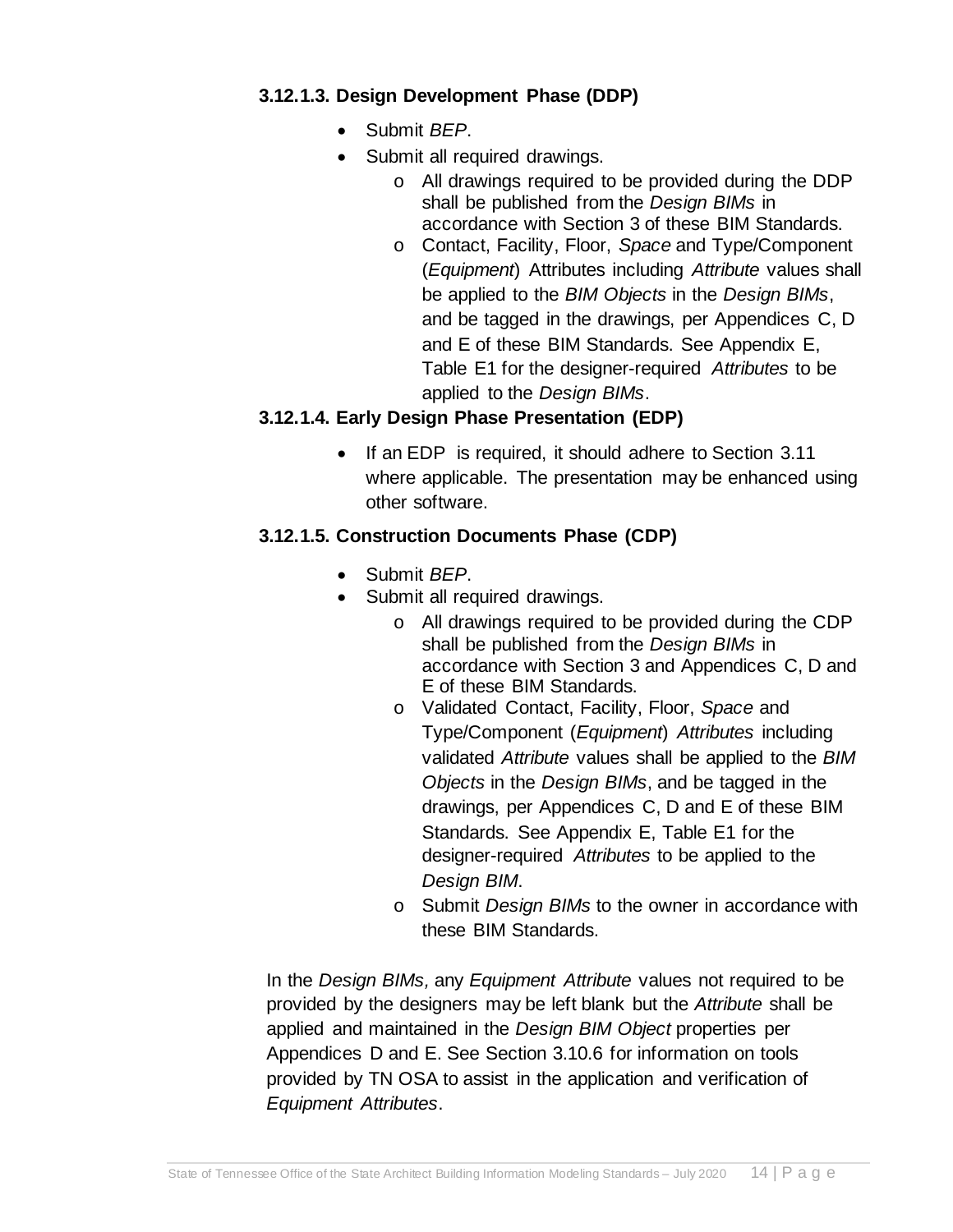#### 3.12.1.3. Design Development Phase (DDP)

- Submit *BEP*.
- Submit all required drawings.
    - All drawings required to be provided during the DDP shall be published from the *Design BIMs* in accordance with Section 3 of these BIM Standards.
    - Contact, Facility, Floor, *Space* and Type/Component (*Equipment*) Attributes including *Attribute* values shall be applied to the *BIM Objects* in the *Design BIMs*, and be tagged in the drawings, per Appendices C, D and E of these BIM Standards. See Appendix E, Table E1 for the designer-required *Attributes* to be applied to the *Design BIMs*.

#### 3.12.1.4. Early Design Phase Presentation (EDP)

- If an EDP is required, it should adhere to Section 3.11 where applicable. The presentation may be enhanced using other software.

#### 3.12.1.5. Construction Documents Phase (CDP)

- Submit *BEP*.
- Submit all required drawings.
    - All drawings required to be provided during the CDP shall be published from the *Design BIMs* in accordance with Section 3 and Appendices C, D and E of these BIM Standards.
    - Validated Contact, Facility, Floor, *Space* and Type/Component (*Equipment*) *Attributes* including validated *Attribute* values shall be applied to the *BIM Objects* in the *Design BIMs*, and be tagged in the drawings, per Appendices C, D and E of these BIM Standards. See Appendix E, Table E1 for the designer-required *Attributes* to be applied to the *Design BIM*.
    - Submit *Design BIMs* to the owner in accordance with these BIM Standards.

In the *Design BIMs,* any *Equipment Attribute* values not required to be provided by the designers may be left blank but the *Attribute* shall be applied and maintained in the *Design BIM Object* properties per Appendices D and E. See Section 3.10.6 for information on tools provided by TN OSA to assist in the application and verification of *Equipment Attributes*.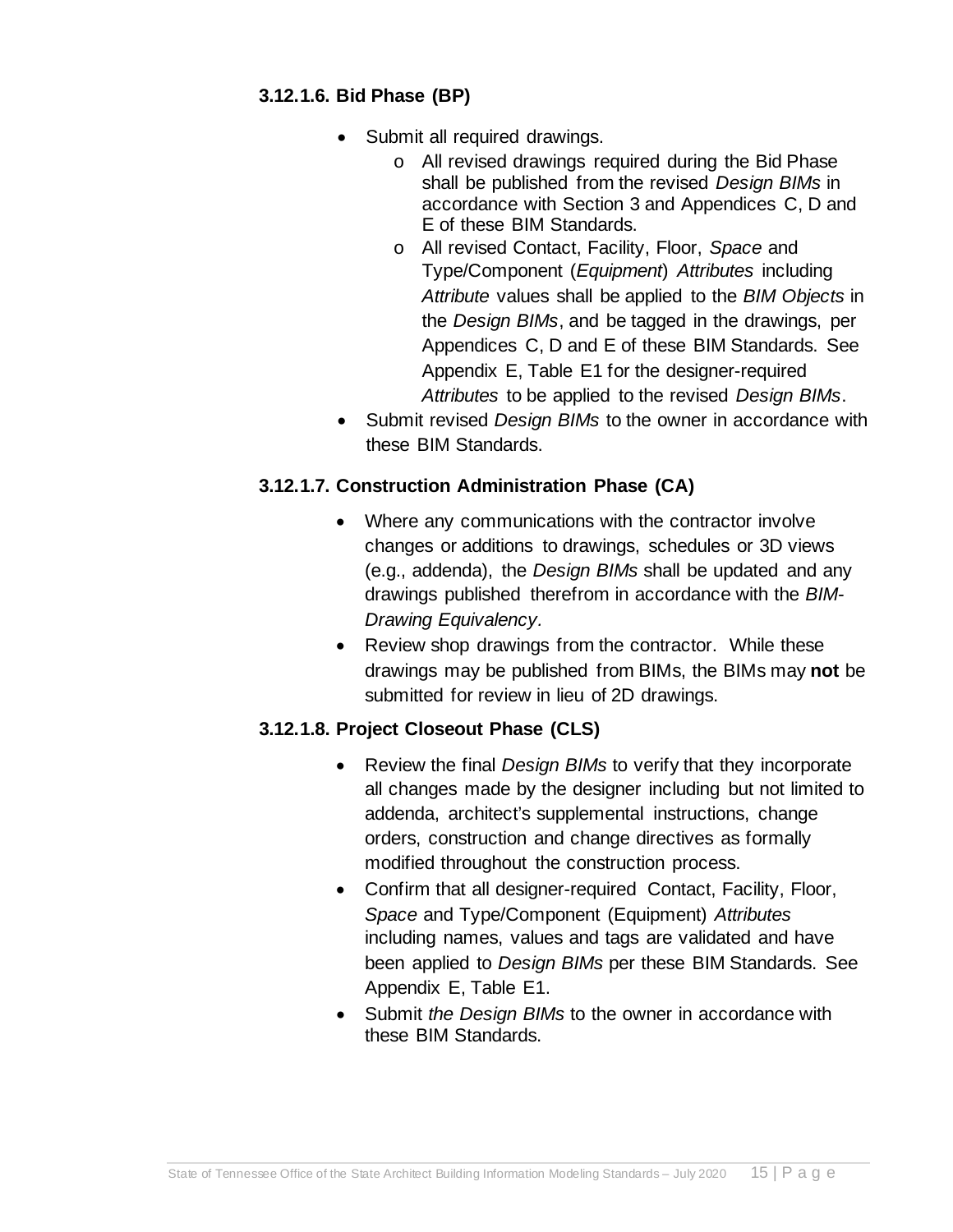#### 3.12.1.6. Bid Phase (BP)

- Submit all required drawings.
  - All revised drawings required during the Bid Phase shall be published from the revised *Design BIMs* in accordance with Section 3 and Appendices C, D and E of these BIM Standards.
  - All revised Contact, Facility, Floor, *Space* and Type/Component (*Equipment*) *Attributes* including *Attribute* values shall be applied to the *BIM Objects* in the *Design BIMs*, and be tagged in the drawings, per Appendices C, D and E of these BIM Standards. See Appendix E, Table E1 for the designer-required *Attributes* to be applied to the revised *Design BIMs*.
- Submit revised *Design BIMs* to the owner in accordance with these BIM Standards.

#### 3.12.1.7. Construction Administration Phase (CA)

- Where any communications with the contractor involve changes or additions to drawings, schedules or 3D views (e.g., addenda), the *Design BIMs* shall be updated and any drawings published therefrom in accordance with the *BIM-Drawing Equivalency*.
- Review shop drawings from the contractor. While these drawings may be published from BIMs, the BIMs may **not** be submitted for review in lieu of 2D drawings.

#### 3.12.1.8. Project Closeout Phase (CLS)

- Review the final *Design BIMs* to verify that they incorporate all changes made by the designer including but not limited to addenda, architect's supplemental instructions, change orders, construction and change directives as formally modified throughout the construction process.
- Confirm that all designer-required Contact, Facility, Floor, *Space* and Type/Component (Equipment) *Attributes* including names, values and tags are validated and have been applied to *Design BIMs* per these BIM Standards. See Appendix E, Table E1.
- Submit *the Design BIMs* to the owner in accordance with these BIM Standards.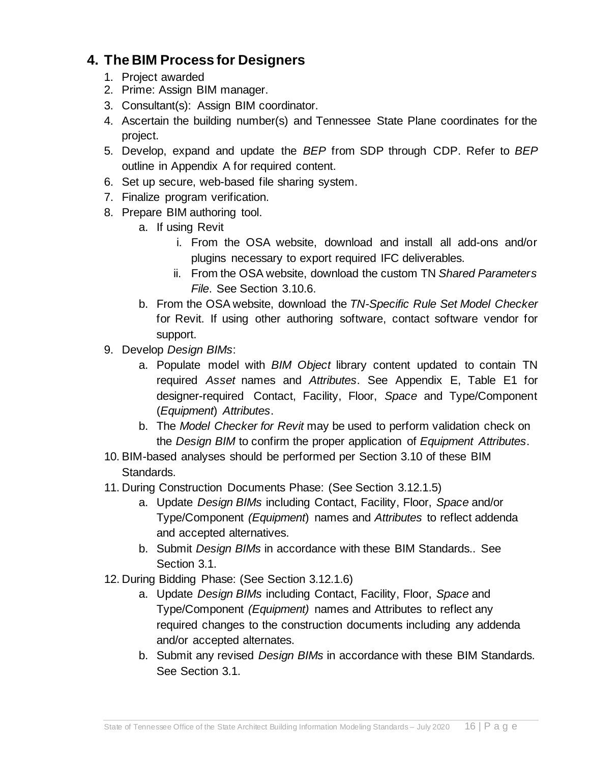## 4. The BIM Process for Designers

1. Project awarded
2. Prime: Assign BIM manager.
3. Consultant(s): Assign BIM coordinator.
4. Ascertain the building number(s) and Tennessee State Plane coordinates for the project.
5. Develop, expand and update the *BEP* from SDP through CDP. Refer to *BEP* outline in Appendix A for required content.
6. Set up secure, web-based file sharing system.
7. Finalize program verification.
8. Prepare BIM authoring tool.
    a. If using Revit
        i. From the OSA website, download and install all add-ons and/or plugins necessary to export required IFC deliverables.
        ii. From the OSA website, download the custom TN *Shared Parameters File*. See Section 3.10.6.
    b. From the OSA website, download the *TN-Specific Rule Set Model Checker* for Revit. If using other authoring software, contact software vendor for support.
9. Develop *Design BIMs*:
    a. Populate model with *BIM Object* library content updated to contain TN required *Asset* names and *Attributes*. See Appendix E, Table E1 for designer-required Contact, Facility, Floor, *Space* and Type/Component (*Equipment*) *Attributes*.
    b. The *Model Checker for Revit* may be used to perform validation check on the *Design BIM* to confirm the proper application of *Equipment Attributes*.
10. BIM-based analyses should be performed per Section 3.10 of these BIM Standards.
11. During Construction Documents Phase: (See Section 3.12.1.5)
    a. Update *Design BIMs* including Contact, Facility, Floor, *Space* and/or Type/Component *(Equipment*) names and *Attributes* to reflect addenda and accepted alternatives.
    b. Submit *Design BIMs* in accordance with these BIM Standards.. See Section 3.1.
12. During Bidding Phase: (See Section 3.12.1.6)
    a. Update *Design BIMs* including Contact, Facility, Floor, *Space* and Type/Component *(Equipment)* names and Attributes to reflect any required changes to the construction documents including any addenda and/or accepted alternates.
    b. Submit any revised *Design BIMs* in accordance with these BIM Standards. See Section 3.1.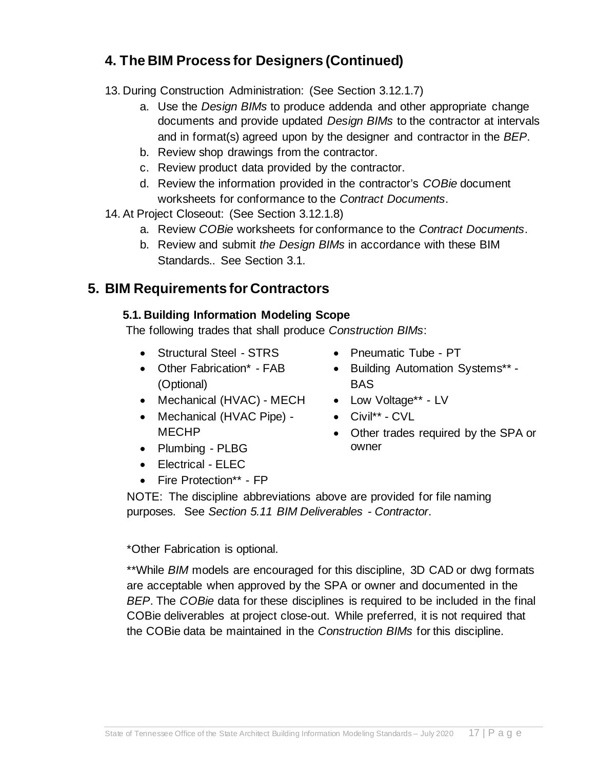## 4. The BIM Process for Designers (Continued)

13. During Construction Administration: (See Section 3.12.1.7)
    a. Use the *Design BIMs* to produce addenda and other appropriate change documents and provide updated *Design BIMs* to the contractor at intervals and in format(s) agreed upon by the designer and contractor in the *BEP*.
    b. Review shop drawings from the contractor.
    c. Review product data provided by the contractor.
    d. Review the information provided in the contractor's *COBie* document worksheets for conformance to the *Contract Documents*.
14. At Project Closeout: (See Section 3.12.1.8)
    a. Review *COBie* worksheets for conformance to the *Contract Documents*.
    b. Review and submit *the Design BIMs* in accordance with these BIM Standards.. See Section 3.1.

## 5. BIM Requirements for Contractors

### 5.1. Building Information Modeling Scope

The following trades that shall produce *Construction BIMs*:

- Structural Steel - STRS
- Other Fabrication* - FAB (Optional)
- Mechanical (HVAC) - MECH
- Mechanical (HVAC Pipe) - MECHP
- Plumbing - PLBG
- Electrical - ELEC
- Fire Protection** - FP
- Pneumatic Tube - PT
- Building Automation Systems** - BAS
- Low Voltage** - LV
- Civil** - CVL
- Other trades required by the SPA or owner

NOTE: The discipline abbreviations above are provided for file naming purposes. See *Section 5.11 BIM Deliverables - Contractor*.

*Other Fabrication is optional.

**While *BIM* models are encouraged for this discipline, 3D CAD or dwg formats are acceptable when approved by the SPA or owner and documented in the *BEP*. The *COBie* data for these disciplines is required to be included in the final COBie deliverables at project close-out. While preferred, it is not required that the COBie data be maintained in the *Construction BIMs* for this discipline.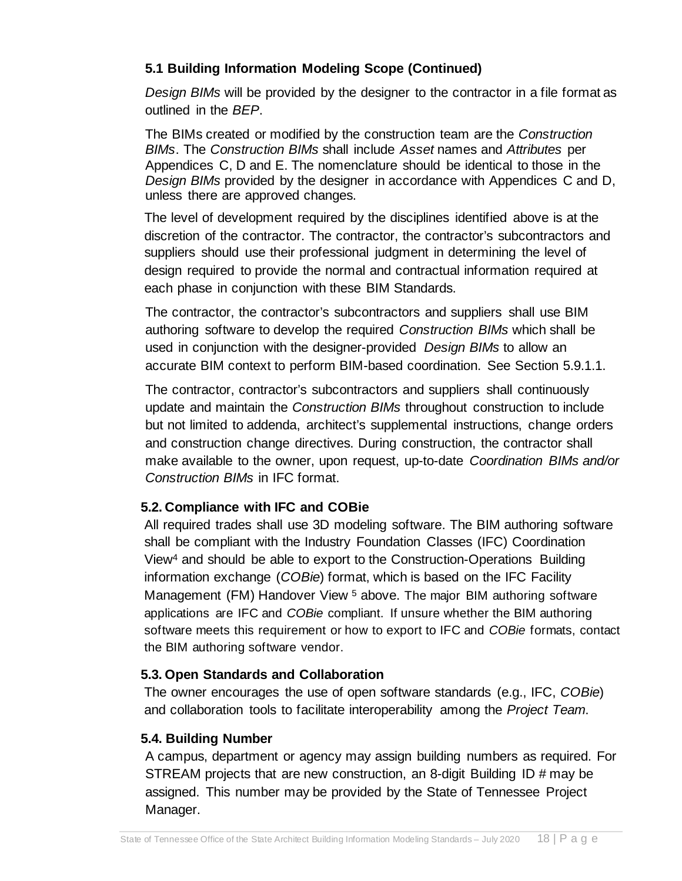### 5.1 Building Information Modeling Scope (Continued)

*Design BIMs* will be provided by the designer to the contractor in a file format as outlined in the *BEP*.

The BIMs created or modified by the construction team are the *Construction BIMs*. The *Construction BIMs* shall include *Asset* names and *Attributes* per Appendices C, D and E. The nomenclature should be identical to those in the *Design BIMs* provided by the designer in accordance with Appendices C and D, unless there are approved changes.

The level of development required by the disciplines identified above is at the discretion of the contractor. The contractor, the contractor's subcontractors and suppliers should use their professional judgment in determining the level of design required to provide the normal and contractual information required at each phase in conjunction with these BIM Standards.

The contractor, the contractor's subcontractors and suppliers shall use BIM authoring software to develop the required *Construction BIMs* which shall be used in conjunction with the designer-provided *Design BIMs* to allow an accurate BIM context to perform BIM-based coordination. See Section 5.9.1.1.

The contractor, contractor's subcontractors and suppliers shall continuously update and maintain the *Construction BIMs* throughout construction to include but not limited to addenda, architect's supplemental instructions, change orders and construction change directives. During construction, the contractor shall make available to the owner, upon request, up-to-date *Coordination BIMs and/or Construction BIMs* in IFC format.

### 5.2. Compliance with IFC and COBie

All required trades shall use 3D modeling software. The BIM authoring software shall be compliant with the Industry Foundation Classes (IFC) Coordination View[4] and should be able to export to the Construction-Operations Building information exchange (*COBie*) format, which is based on the IFC Facility Management (FM) Handover View [5] above. The major BIM authoring software applications are IFC and *COBie* compliant. If unsure whether the BIM authoring software meets this requirement or how to export to IFC and *COBie* formats, contact the BIM authoring software vendor.

### 5.3. Open Standards and Collaboration

The owner encourages the use of open software standards (e.g., IFC, *COBie*) and collaboration tools to facilitate interoperability among the *Project Team*.

### 5.4. Building Number

A campus, department or agency may assign building numbers as required. For STREAM projects that are new construction, an 8-digit Building ID # may be assigned. This number may be provided by the State of Tennessee Project Manager.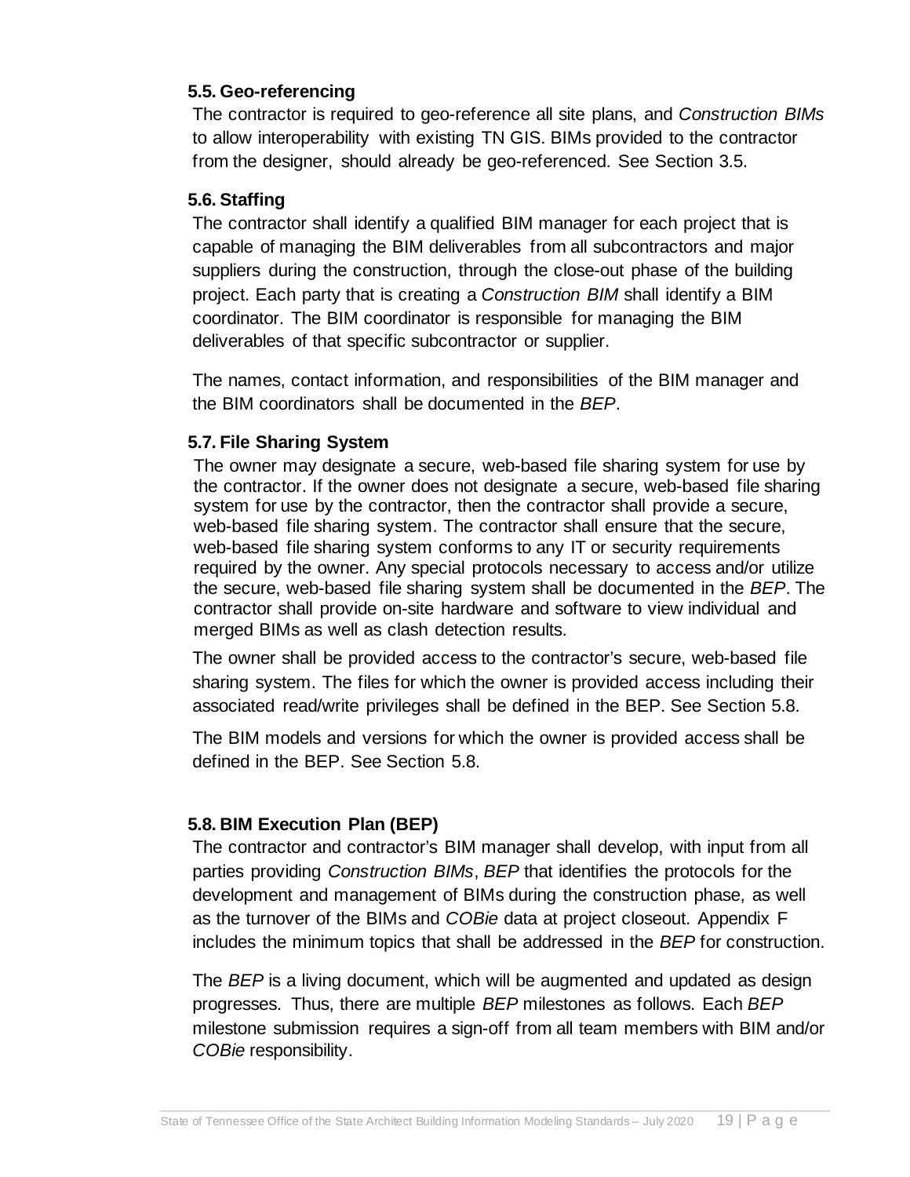### 5.5. Geo-referencing

The contractor is required to geo-reference all site plans, and *Construction BIMs* to allow interoperability with existing TN GIS. BIMs provided to the contractor from the designer, should already be geo-referenced. See Section 3.5.

### 5.6. Staffing

The contractor shall identify a qualified BIM manager for each project that is capable of managing the BIM deliverables from all subcontractors and major suppliers during the construction, through the close-out phase of the building project. Each party that is creating a *Construction BIM* shall identify a BIM coordinator. The BIM coordinator is responsible for managing the BIM deliverables of that specific subcontractor or supplier.

The names, contact information, and responsibilities of the BIM manager and the BIM coordinators shall be documented in the *BEP*.

### 5.7. File Sharing System

The owner may designate a secure, web-based file sharing system for use by the contractor. If the owner does not designate a secure, web-based file sharing system for use by the contractor, then the contractor shall provide a secure, web-based file sharing system. The contractor shall ensure that the secure, web-based file sharing system conforms to any IT or security requirements required by the owner. Any special protocols necessary to access and/or utilize the secure, web-based file sharing system shall be documented in the *BEP*. The contractor shall provide on-site hardware and software to view individual and merged BIMs as well as clash detection results.

The owner shall be provided access to the contractor's secure, web-based file sharing system. The files for which the owner is provided access including their associated read/write privileges shall be defined in the BEP. See Section 5.8.

The BIM models and versions for which the owner is provided access shall be defined in the BEP. See Section 5.8.

### 5.8. BIM Execution Plan (BEP)

The contractor and contractor's BIM manager shall develop, with input from all parties providing *Construction BIMs*, *BEP* that identifies the protocols for the development and management of BIMs during the construction phase, as well as the turnover of the BIMs and *COBie* data at project closeout. Appendix F includes the minimum topics that shall be addressed in the *BEP* for construction.

The *BEP* is a living document, which will be augmented and updated as design progresses. Thus, there are multiple *BEP* milestones as follows. Each *BEP* milestone submission requires a sign-off from all team members with BIM and/or *COBie* responsibility.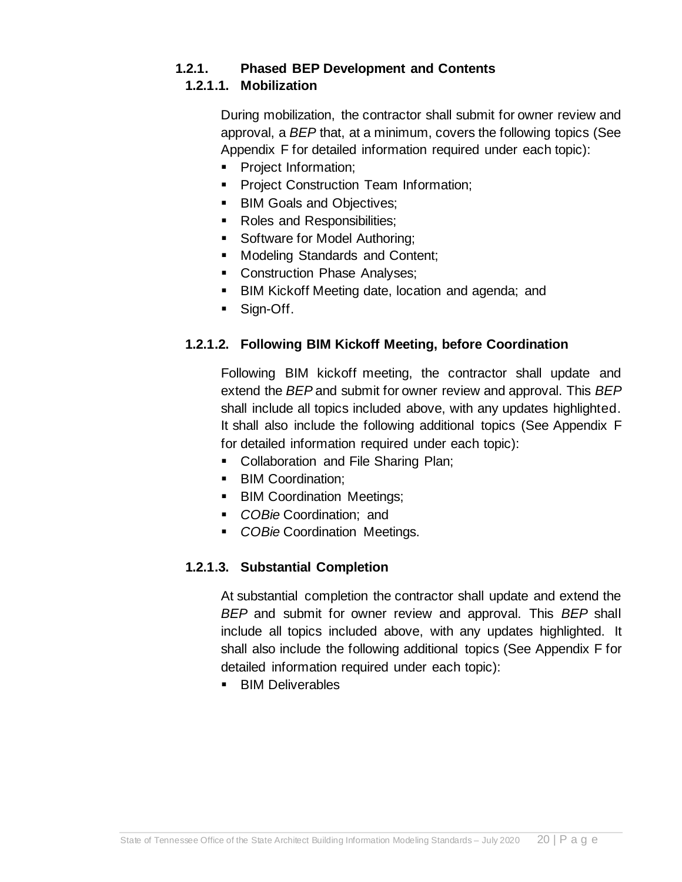### 1.2.1. Phased BEP Development and Contents

#### 1.2.1.1. Mobilization

During mobilization, the contractor shall submit for owner review and approval, a *BEP* that, at a minimum, covers the following topics (See Appendix F for detailed information required under each topic):

- Project Information;
- Project Construction Team Information;
- BIM Goals and Objectives;
- Roles and Responsibilities;
- Software for Model Authoring;
- Modeling Standards and Content;
- Construction Phase Analyses;
- BIM Kickoff Meeting date, location and agenda; and
- Sign-Off.

#### 1.2.1.2. Following BIM Kickoff Meeting, before Coordination

Following BIM kickoff meeting, the contractor shall update and extend the *BEP* and submit for owner review and approval. This *BEP* shall include all topics included above, with any updates highlighted. It shall also include the following additional topics (See Appendix F for detailed information required under each topic):

- Collaboration and File Sharing Plan;
- BIM Coordination;
- BIM Coordination Meetings;
- *COBie* Coordination; and
- *COBie* Coordination Meetings.

#### 1.2.1.3. Substantial Completion

At substantial completion the contractor shall update and extend the *BEP* and submit for owner review and approval. This *BEP* shall include all topics included above, with any updates highlighted. It shall also include the following additional topics (See Appendix F for detailed information required under each topic):

- BIM Deliverables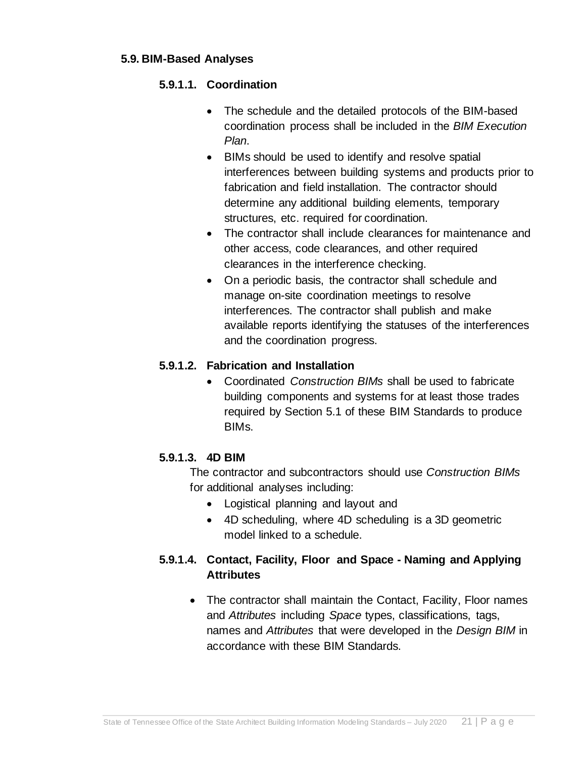## 5.9. BIM-Based Analyses

### 5.9.1.1. Coordination

- The schedule and the detailed protocols of the BIM-based coordination process shall be included in the *BIM Execution Plan*.
- BIMs should be used to identify and resolve spatial interferences between building systems and products prior to fabrication and field installation. The contractor should determine any additional building elements, temporary structures, etc. required for coordination.
- The contractor shall include clearances for maintenance and other access, code clearances, and other required clearances in the interference checking.
- On a periodic basis, the contractor shall schedule and manage on-site coordination meetings to resolve interferences. The contractor shall publish and make available reports identifying the statuses of the interferences and the coordination progress.

### 5.9.1.2. Fabrication and Installation

- Coordinated *Construction BIMs* shall be used to fabricate building components and systems for at least those trades required by Section 5.1 of these BIM Standards to produce BIMs.

### 5.9.1.3. 4D BIM

The contractor and subcontractors should use *Construction BIMs* for additional analyses including:

- Logistical planning and layout and
- 4D scheduling, where 4D scheduling is a 3D geometric model linked to a schedule.

### 5.9.1.4. Contact, Facility, Floor and Space - Naming and Applying Attributes

- The contractor shall maintain the Contact, Facility, Floor names and *Attributes* including *Space* types, classifications, tags, names and *Attributes* that were developed in the *Design BIM* in accordance with these BIM Standards.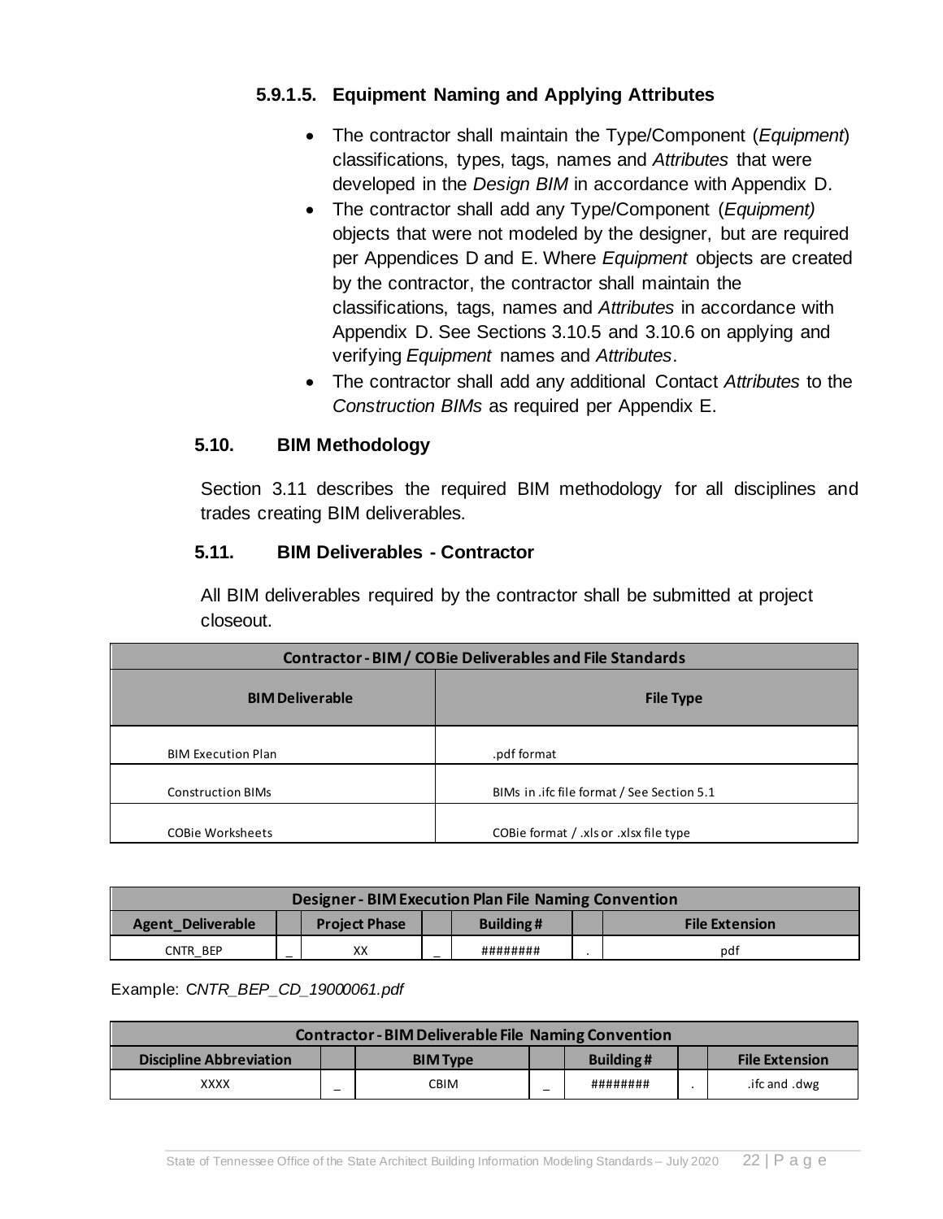#### 5.9.1.5. Equipment Naming and Applying Attributes

- The contractor shall maintain the Type/Component (*Equipment*) classifications, types, tags, names and *Attributes* that were developed in the *Design BIM* in accordance with Appendix D.
- The contractor shall add any Type/Component (*Equipment)* objects that were not modeled by the designer, but are required per Appendices D and E. Where *Equipment* objects are created by the contractor, the contractor shall maintain the classifications, tags, names and *Attributes* in accordance with Appendix D. See Sections 3.10.5 and 3.10.6 on applying and verifying *Equipment* names and *Attributes*.
- The contractor shall add any additional Contact *Attributes* to the *Construction BIMs* as required per Appendix E.

### 5.10. BIM Methodology

Section 3.11 describes the required BIM methodology for all disciplines and trades creating BIM deliverables.

### 5.11. BIM Deliverables - Contractor

All BIM deliverables required by the contractor shall be submitted at project closeout.

| Contractor - BIM / COBie Deliverables and File Standards | |
|---|---|
| **BIM Deliverable** | **File Type** |
| BIM Execution Plan | .pdf format |
| Construction BIMs | BIMs in .ifc file format / See Section 5.1 |
| COBie Worksheets | COBie format / .xls or .xlsx file type |

| Designer - BIM Execution Plan File Naming Convention | | | | | | |
|---|---|---|---|---|---|---|
| **Agent_Deliverable** | | **Project Phase** | | **Building #** | | **File Extension** |
| CNTR_BEP | _ | XX | _ | ######## | . | pdf |

Example: C*NTR_BEP_CD_19000061.pdf*

| Contractor - BIM Deliverable File Naming Convention | | | | | | |
|---|---|---|---|---|---|---|
| **Discipline Abbreviation** | | **BIM Type** | | **Building #** | | **File Extension** |
| XXXX | _ | CBIM | _ | ######## | . | .ifc and .dwg |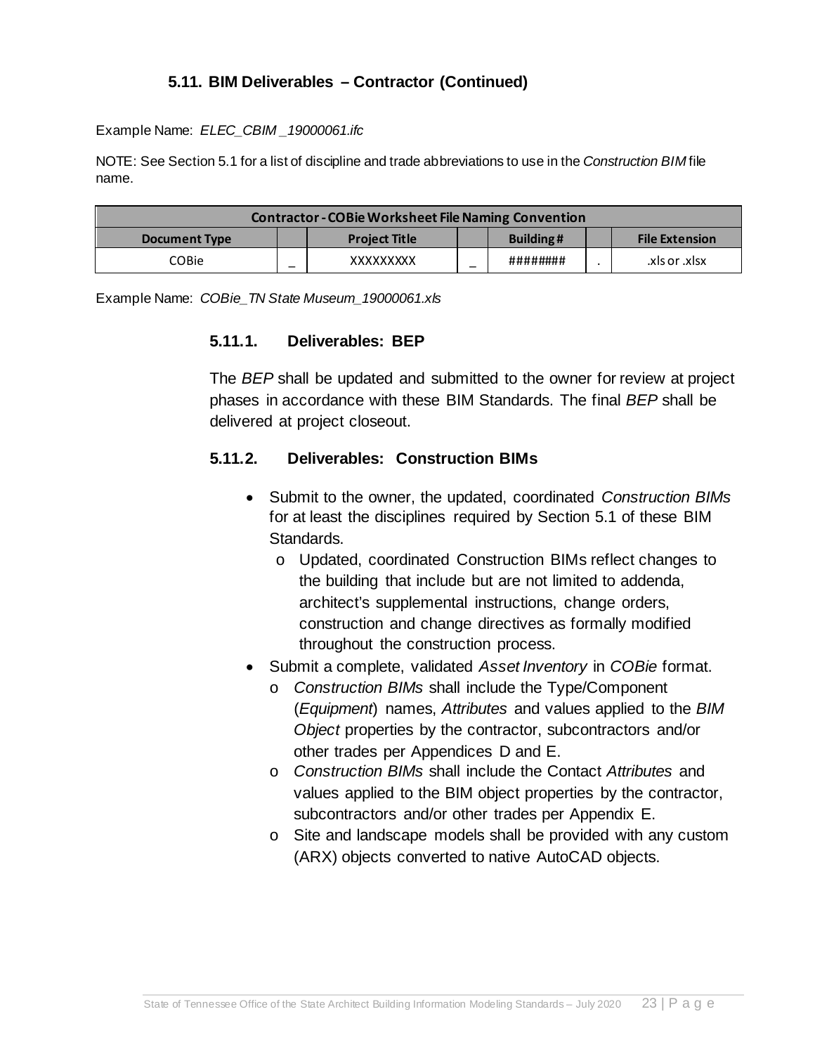### 5.11. BIM Deliverables – Contractor (Continued)

Example Name: *ELEC_CBIM _19000061.ifc*

NOTE: See Section 5.1 for a list of discipline and trade abbreviations to use in the *Construction BIM* file name.

| Contractor - COBie Worksheet File Naming Convention | | | | | | |
|---|---|---|---|---|---|---|
| Document Type | | Project Title | | Building # | | File Extension |
| COBie | _ | XXXXXXXXX | _ | ######## | . | .xls or .xlsx |

Example Name: *COBie_TN State Museum_19000061.xls*

#### 5.11.1. Deliverables: BEP

The *BEP* shall be updated and submitted to the owner for review at project phases in accordance with these BIM Standards. The final *BEP* shall be delivered at project closeout.

#### 5.11.2. Deliverables: Construction BIMs

- Submit to the owner, the updated, coordinated *Construction BIMs* for at least the disciplines required by Section 5.1 of these BIM Standards.
  - Updated, coordinated Construction BIMs reflect changes to the building that include but are not limited to addenda, architect's supplemental instructions, change orders, construction and change directives as formally modified throughout the construction process.
- Submit a complete, validated *Asset Inventory* in *COBie* format.
  - *Construction BIMs* shall include the Type/Component (*Equipment*) names, *Attributes* and values applied to the *BIM Object* properties by the contractor, subcontractors and/or other trades per Appendices D and E.
  - *Construction BIMs* shall include the Contact *Attributes* and values applied to the BIM object properties by the contractor, subcontractors and/or other trades per Appendix E.
  - Site and landscape models shall be provided with any custom (ARX) objects converted to native AutoCAD objects.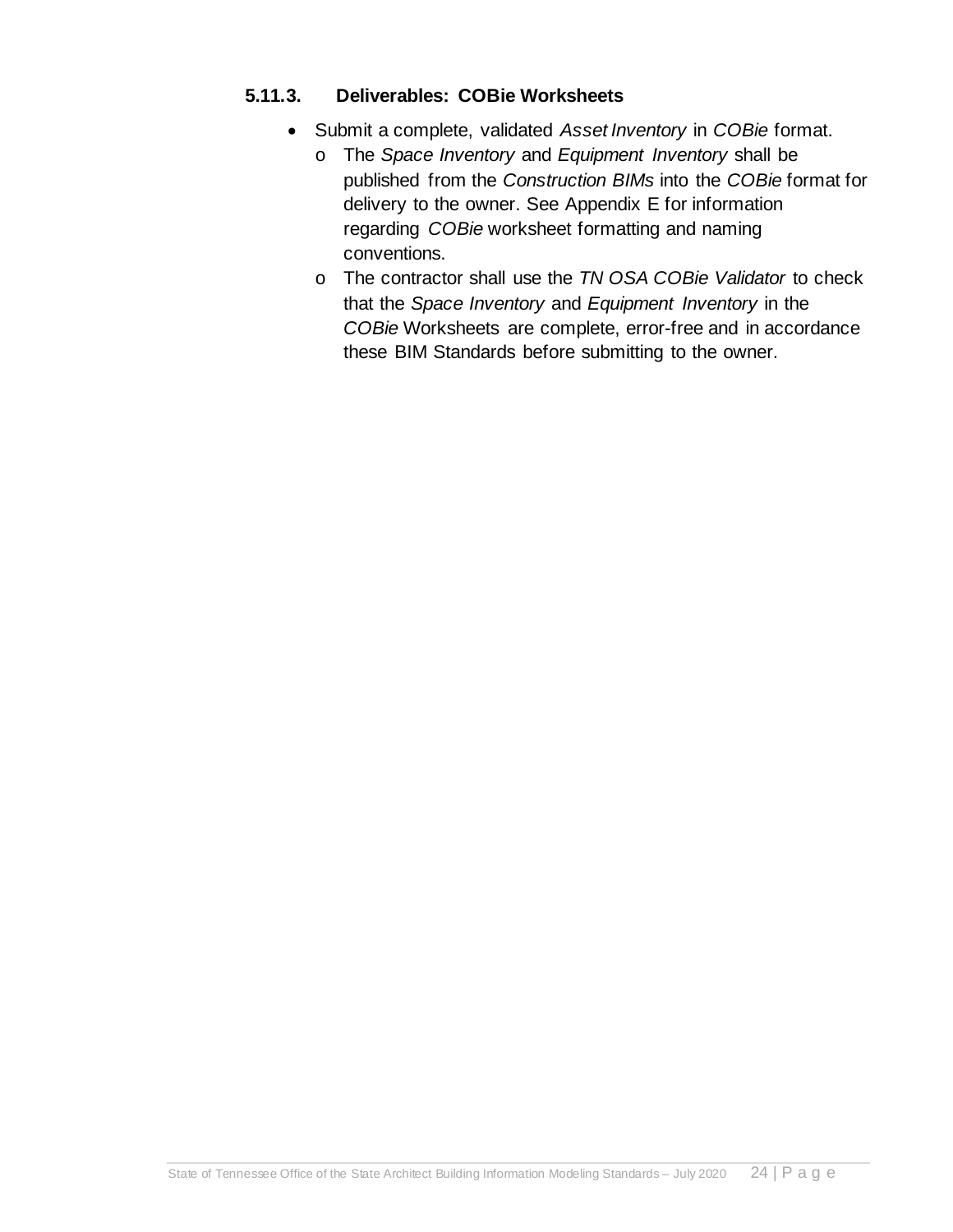#### 5.11.3. Deliverables: COBie Worksheets

- Submit a complete, validated *Asset Inventory* in *COBie* format.
    - The *Space Inventory* and *Equipment Inventory* shall be published from the *Construction BIMs* into the *COBie* format for delivery to the owner. See Appendix E for information regarding *COBie* worksheet formatting and naming conventions.
    - The contractor shall use the *TN OSA COBie Validator* to check that the *Space Inventory* and *Equipment Inventory* in the *COBie* Worksheets are complete, error-free and in accordance these BIM Standards before submitting to the owner.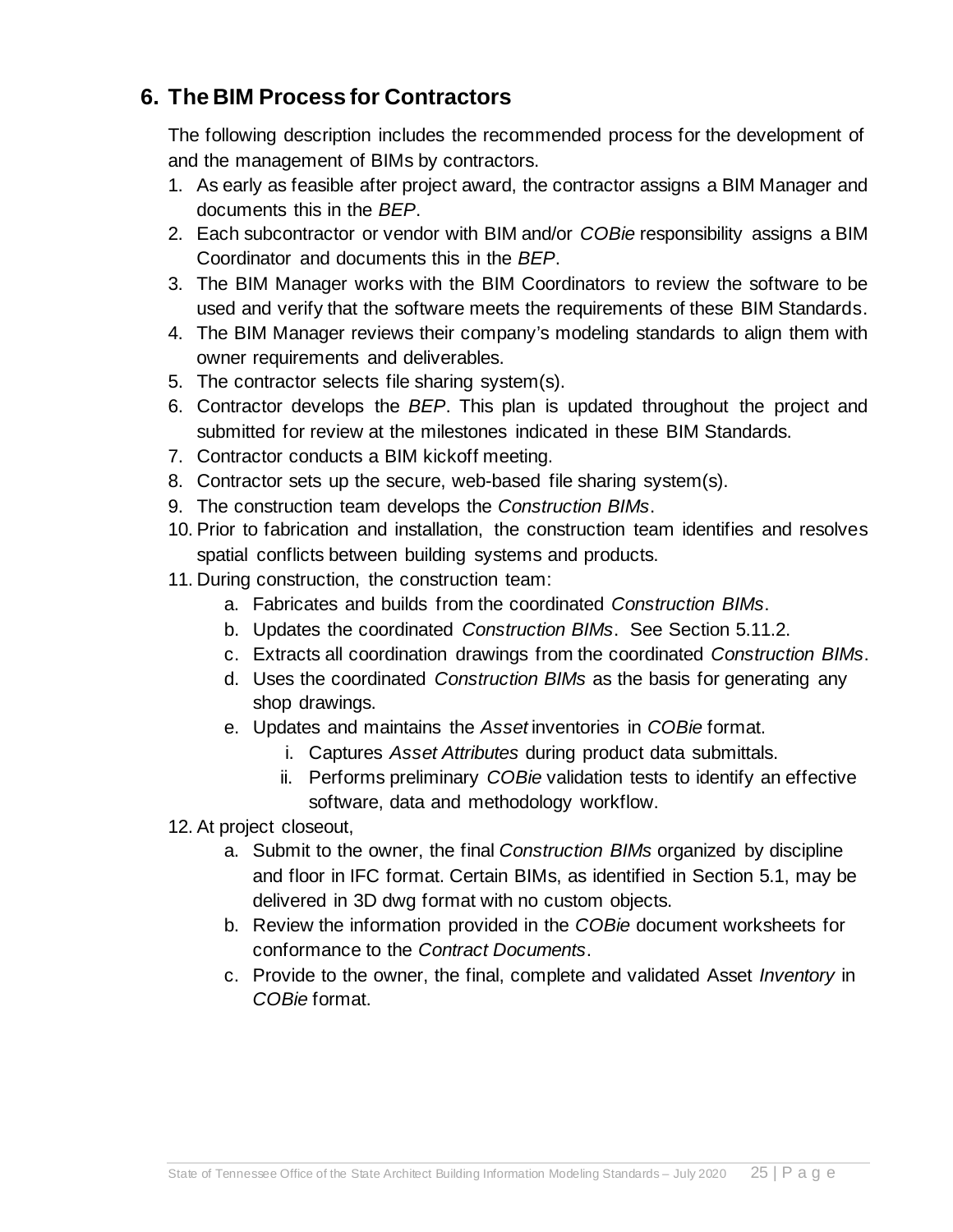# 6. The BIM Process for Contractors

The following description includes the recommended process for the development of and the management of BIMs by contractors.

1. As early as feasible after project award, the contractor assigns a BIM Manager and documents this in the *BEP*.
2. Each subcontractor or vendor with BIM and/or *COBie* responsibility assigns a BIM Coordinator and documents this in the *BEP*.
3. The BIM Manager works with the BIM Coordinators to review the software to be used and verify that the software meets the requirements of these BIM Standards.
4. The BIM Manager reviews their company's modeling standards to align them with owner requirements and deliverables.
5. The contractor selects file sharing system(s).
6. Contractor develops the *BEP*. This plan is updated throughout the project and submitted for review at the milestones indicated in these BIM Standards.
7. Contractor conducts a BIM kickoff meeting.
8. Contractor sets up the secure, web-based file sharing system(s).
9. The construction team develops the *Construction BIMs*.
10. Prior to fabrication and installation, the construction team identifies and resolves spatial conflicts between building systems and products.
11. During construction, the construction team:
    a. Fabricates and builds from the coordinated *Construction BIMs*.
    b. Updates the coordinated *Construction BIMs*. See Section 5.11.2.
    c. Extracts all coordination drawings from the coordinated *Construction BIMs*.
    d. Uses the coordinated *Construction BIMs* as the basis for generating any shop drawings.
    e. Updates and maintains the *Asset* inventories in *COBie* format.
        i. Captures *Asset Attributes* during product data submittals.
        ii. Performs preliminary *COBie* validation tests to identify an effective software, data and methodology workflow.
12. At project closeout,
    a. Submit to the owner, the final *Construction BIMs* organized by discipline and floor in IFC format. Certain BIMs, as identified in Section 5.1, may be delivered in 3D dwg format with no custom objects.
    b. Review the information provided in the *COBie* document worksheets for conformance to the *Contract Documents*.
    c. Provide to the owner, the final, complete and validated Asset *Inventory* in *COBie* format.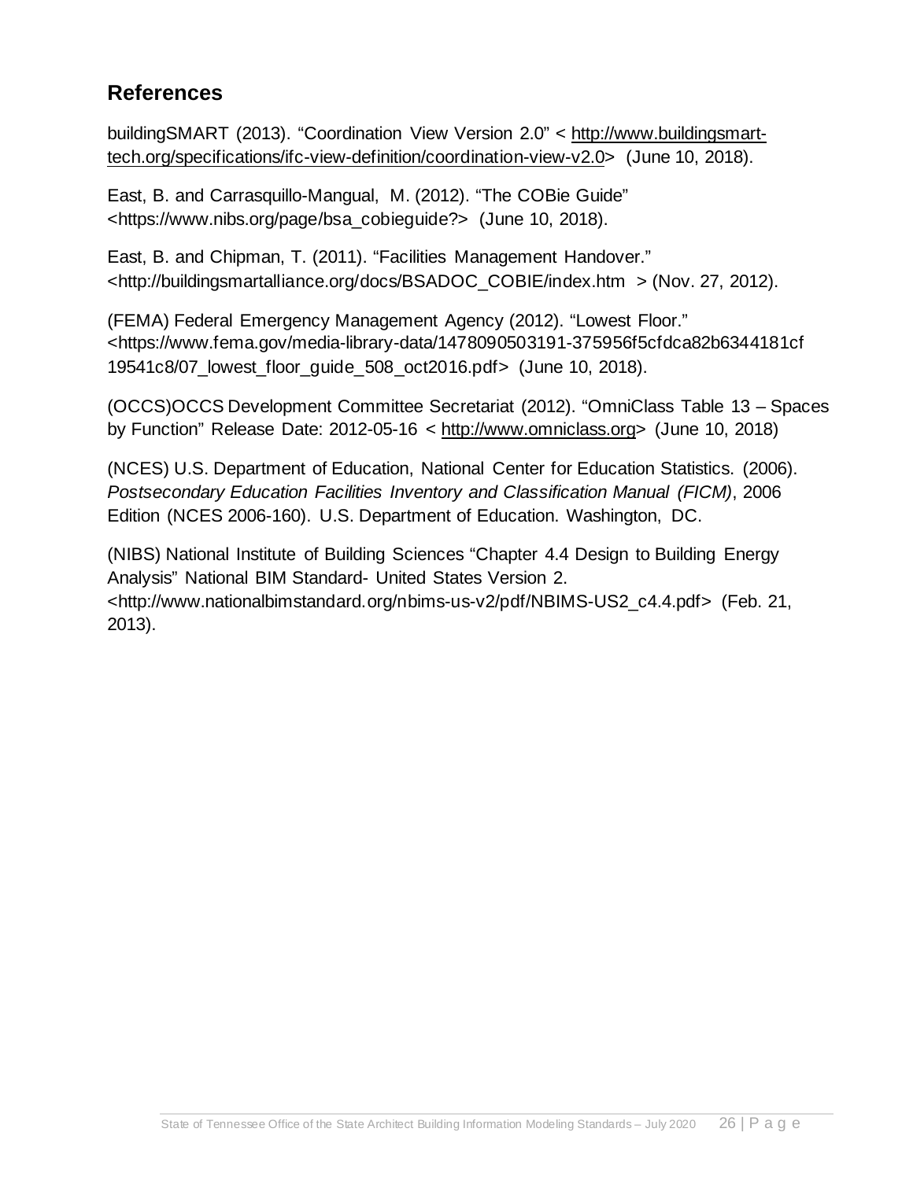## References

buildingSMART (2013). "Coordination View Version 2.0" < http://www.buildingsmart-tech.org/specifications/ifc-view-definition/coordination-view-v2.0> (June 10, 2018).

East, B. and Carrasquillo-Mangual, M. (2012). "The COBie Guide" <https://www.nibs.org/page/bsa_cobieguide?> (June 10, 2018).

East, B. and Chipman, T. (2011). "Facilities Management Handover." <http://buildingsmartalliance.org/docs/BSADOC_COBIE/index.htm > (Nov. 27, 2012).

(FEMA) Federal Emergency Management Agency (2012). "Lowest Floor." <https://www.fema.gov/media-library-data/1478090503191-375956f5cfdca82b6344181cf19541c8/07_lowest_floor_guide_508_oct2016.pdf> (June 10, 2018).

(OCCS)OCCS Development Committee Secretariat (2012). "OmniClass Table 13 – Spaces by Function" Release Date: 2012-05-16 < http://www.omniclass.org> (June 10, 2018)

(NCES) U.S. Department of Education, National Center for Education Statistics. (2006). *Postsecondary Education Facilities Inventory and Classification Manual (FICM)*, 2006 Edition (NCES 2006-160). U.S. Department of Education. Washington, DC.

(NIBS) National Institute of Building Sciences "Chapter 4.4 Design to Building Energy Analysis" National BIM Standard- United States Version 2. <http://www.nationalbimstandard.org/nbims-us-v2/pdf/NBIMS-US2_c4.4.pdf> (Feb. 21, 2013).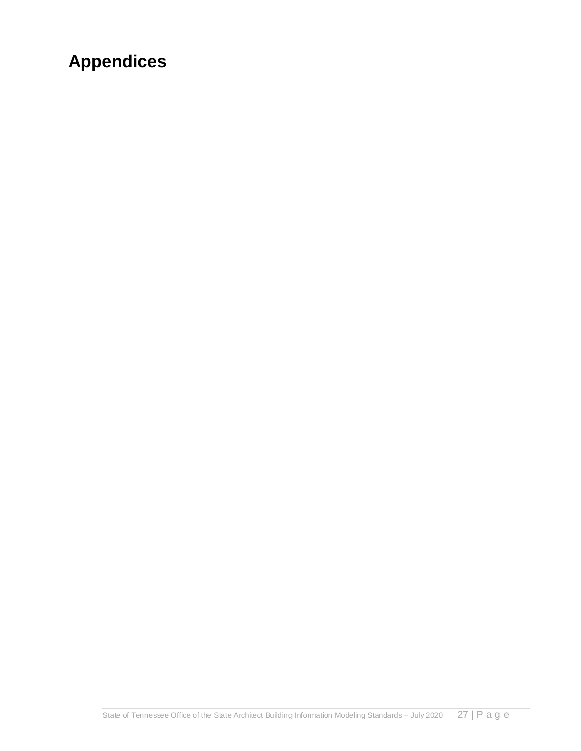# Appendices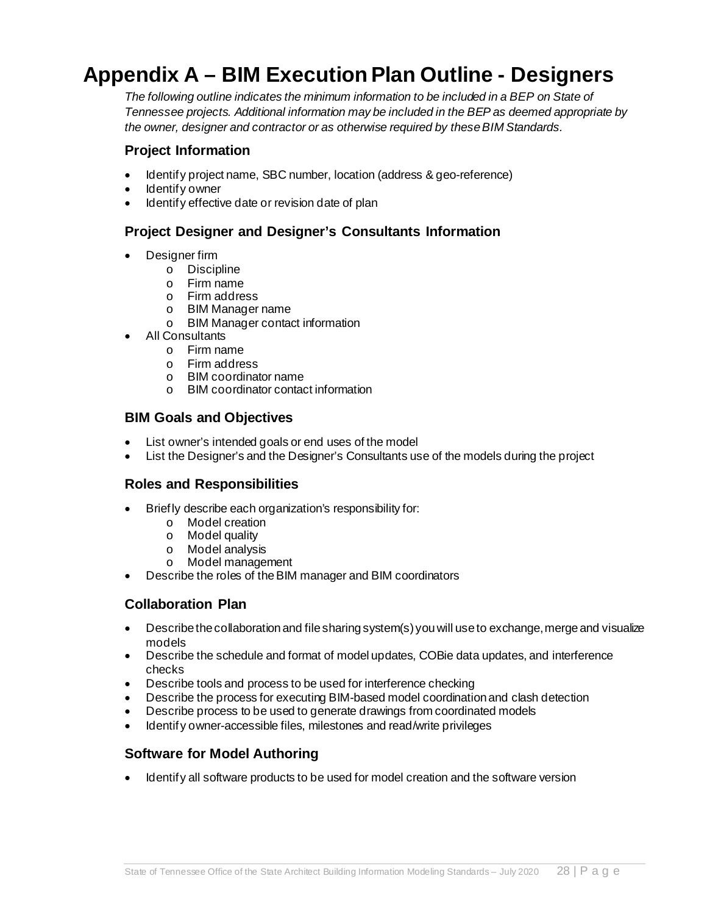# Appendix A – BIM Execution Plan Outline - Designers

*The following outline indicates the minimum information to be included in a BEP on State of Tennessee projects. Additional information may be included in the BEP as deemed appropriate by the owner, designer and contractor or as otherwise required by these BIM Standards.*

### Project Information

- Identify project name, SBC number, location (address & geo-reference)
- Identify owner
- Identify effective date or revision date of plan

### Project Designer and Designer's Consultants Information

- Designer firm
  - Discipline
  - Firm name
  - Firm address
  - BIM Manager name
  - BIM Manager contact information
- All Consultants
  - Firm name
  - Firm address
  - BIM coordinator name
  - BIM coordinator contact information

### BIM Goals and Objectives

- List owner's intended goals or end uses of the model
- List the Designer's and the Designer's Consultants use of the models during the project

### Roles and Responsibilities

- Briefly describe each organization's responsibility for:
  - Model creation
  - Model quality
  - Model analysis
  - Model management
- Describe the roles of the BIM manager and BIM coordinators

### Collaboration Plan

- Describe the collaboration and file sharing system(s) you will use to exchange, merge and visualize models
- Describe the schedule and format of model updates, COBie data updates, and interference checks
- Describe tools and process to be used for interference checking
- Describe the process for executing BIM-based model coordination and clash detection
- Describe process to be used to generate drawings from coordinated models
- Identify owner-accessible files, milestones and read/write privileges

### Software for Model Authoring

- Identify all software products to be used for model creation and the software version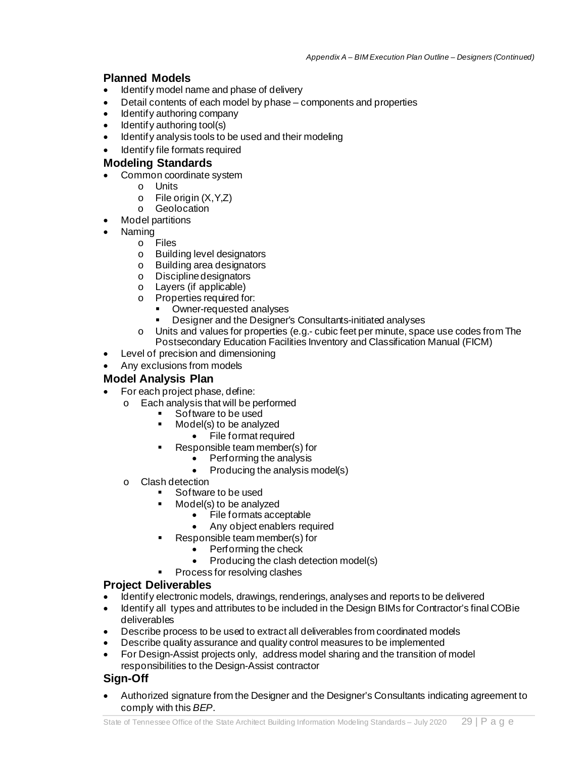## Planned Models

- Identify model name and phase of delivery
- Detail contents of each model by phase – components and properties
- Identify authoring company
- Identify authoring tool(s)
- Identify analysis tools to be used and their modeling
- Identify file formats required

## Modeling Standards

- Common coordinate system
    - Units
    - File origin (X,Y,Z)
    - Geolocation
- Model partitions
- Naming
    - Files
    - Building level designators
    - Building area designators
    - Discipline designators
    - Layers (if applicable)
    - Properties required for:
        - Owner-requested analyses
        - Designer and the Designer's Consultants-initiated analyses
    - Units and values for properties (e.g.- cubic feet per minute, space use codes from The Postsecondary Education Facilities Inventory and Classification Manual (FICM)
- Level of precision and dimensioning
- Any exclusions from models

## Model Analysis Plan

- For each project phase, define:
    - Each analysis that will be performed
        - Software to be used
        - Model(s) to be analyzed
            - File format required
        - Responsible team member(s) for
            - Performing the analysis
            - Producing the analysis model(s)
    - Clash detection
        - Software to be used
        - Model(s) to be analyzed
            - File formats acceptable
            - Any object enablers required
        - Responsible team member(s) for
            - Performing the check
            - Producing the clash detection model(s)
        - Process for resolving clashes

## Project Deliverables

- Identify electronic models, drawings, renderings, analyses and reports to be delivered
- Identify all types and attributes to be included in the Design BIMs for Contractor's final COBie deliverables
- Describe process to be used to extract all deliverables from coordinated models
- Describe quality assurance and quality control measures to be implemented
- For Design-Assist projects only, address model sharing and the transition of model responsibilities to the Design-Assist contractor

## Sign-Off

- Authorized signature from the Designer and the Designer's Consultants indicating agreement to comply with this *BEP*.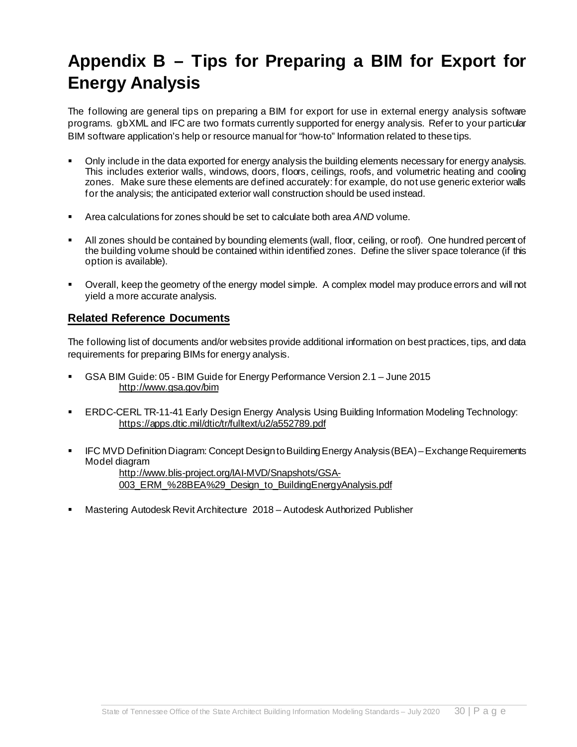# Appendix B – Tips for Preparing a BIM for Export for Energy Analysis

The following are general tips on preparing a BIM for export for use in external energy analysis software programs. gbXML and IFC are two formats currently supported for energy analysis. Refer to your particular BIM software application's help or resource manual for "how-to" Information related to these tips.

- Only include in the data exported for energy analysis the building elements necessary for energy analysis. This includes exterior walls, windows, doors, floors, ceilings, roofs, and volumetric heating and cooling zones. Make sure these elements are defined accurately: for example, do not use generic exterior walls for the analysis; the anticipated exterior wall construction should be used instead.
- Area calculations for zones should be set to calculate both area *AND* volume.
- All zones should be contained by bounding elements (wall, floor, ceiling, or roof). One hundred percent of the building volume should be contained within identified zones. Define the sliver space tolerance (if this option is available).
- Overall, keep the geometry of the energy model simple. A complex model may produce errors and will not yield a more accurate analysis.

## Related Reference Documents

The following list of documents and/or websites provide additional information on best practices, tips, and data requirements for preparing BIMs for energy analysis.

- GSA BIM Guide: 05 - BIM Guide for Energy Performance Version 2.1 – June 2015
  http://www.gsa.gov/bim
- ERDC-CERL TR-11-41 Early Design Energy Analysis Using Building Information Modeling Technology:
  https://apps.dtic.mil/dtic/tr/fulltext/u2/a552789.pdf
- IFC MVD Definition Diagram: Concept Design to Building Energy Analysis (BEA) – Exchange Requirements Model diagram
  http://www.blis-project.org/IAI-MVD/Snapshots/GSA-003_ERM_%28BEA%29_Design_to_BuildingEnergyAnalysis.pdf
- Mastering Autodesk Revit Architecture 2018 – Autodesk Authorized Publisher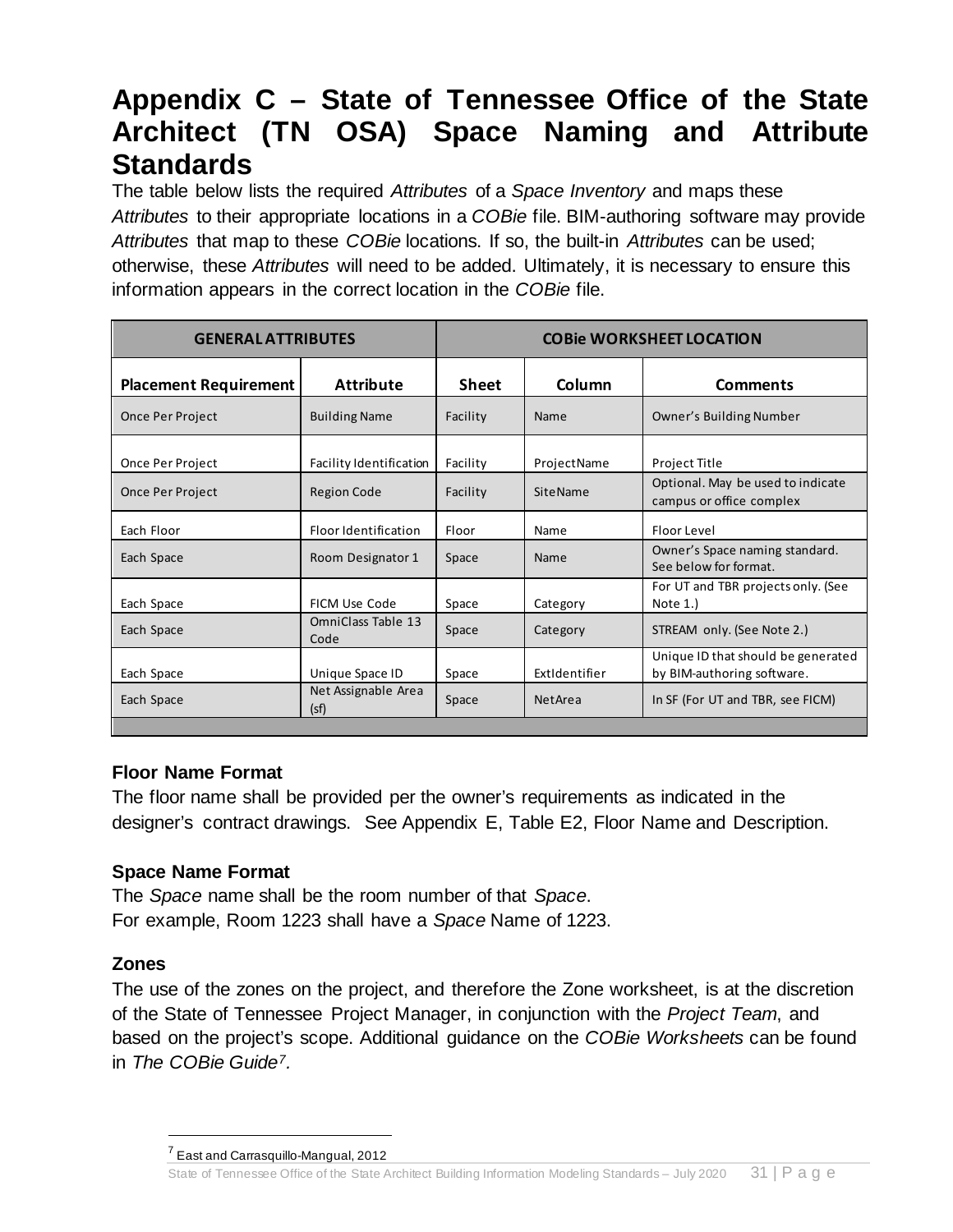# Appendix C – State of Tennessee Office of the State Architect (TN OSA) Space Naming and Attribute Standards

The table below lists the required *Attributes* of a *Space Inventory* and maps these *Attributes* to their appropriate locations in a *COBie* file. BIM-authoring software may provide *Attributes* that map to these *COBie* locations. If so, the built-in *Attributes* can be used; otherwise, these *Attributes* will need to be added. Ultimately, it is necessary to ensure this information appears in the correct location in the *COBie* file.

| GENERAL ATTRIBUTES | | COBie WORKSHEET LOCATION | | |
|---|---|---|---|---|
| **Placement Requirement** | **Attribute** | **Sheet** | **Column** | **Comments** |
| Once Per Project | Building Name | Facility | Name | Owner's Building Number |
| Once Per Project | Facility Identification | Facility | ProjectName | Project Title |
| Once Per Project | Region Code | Facility | SiteName | Optional. May be used to indicate campus or office complex |
| Each Floor | Floor Identification | Floor | Name | Floor Level |
| Each Space | Room Designator 1 | Space | Name | Owner's Space naming standard. See below for format. |
| Each Space | FICM Use Code | Space | Category | For UT and TBR projects only. (See Note 1.) |
| Each Space | OmniClass Table 13 Code | Space | Category | STREAM only. (See Note 2.) |
| Each Space | Unique Space ID | Space | ExtIdentifier | Unique ID that should be generated by BIM-authoring software. |
| Each Space | Net Assignable Area (sf) | Space | NetArea | In SF (For UT and TBR, see FICM) |

### Floor Name Format

The floor name shall be provided per the owner's requirements as indicated in the designer's contract drawings. See Appendix E, Table E2, Floor Name and Description.

### Space Name Format

The *Space* name shall be the room number of that *Space*.
For example, Room 1223 shall have a *Space* Name of 1223.

### Zones

The use of the zones on the project, and therefore the Zone worksheet, is at the discretion of the State of Tennessee Project Manager, in conjunction with the *Project Team*, and based on the project's scope. Additional guidance on the *COBie Worksheets* can be found in *The COBie Guide*[7].

[7] East and Carrasquillo-Mangual, 2012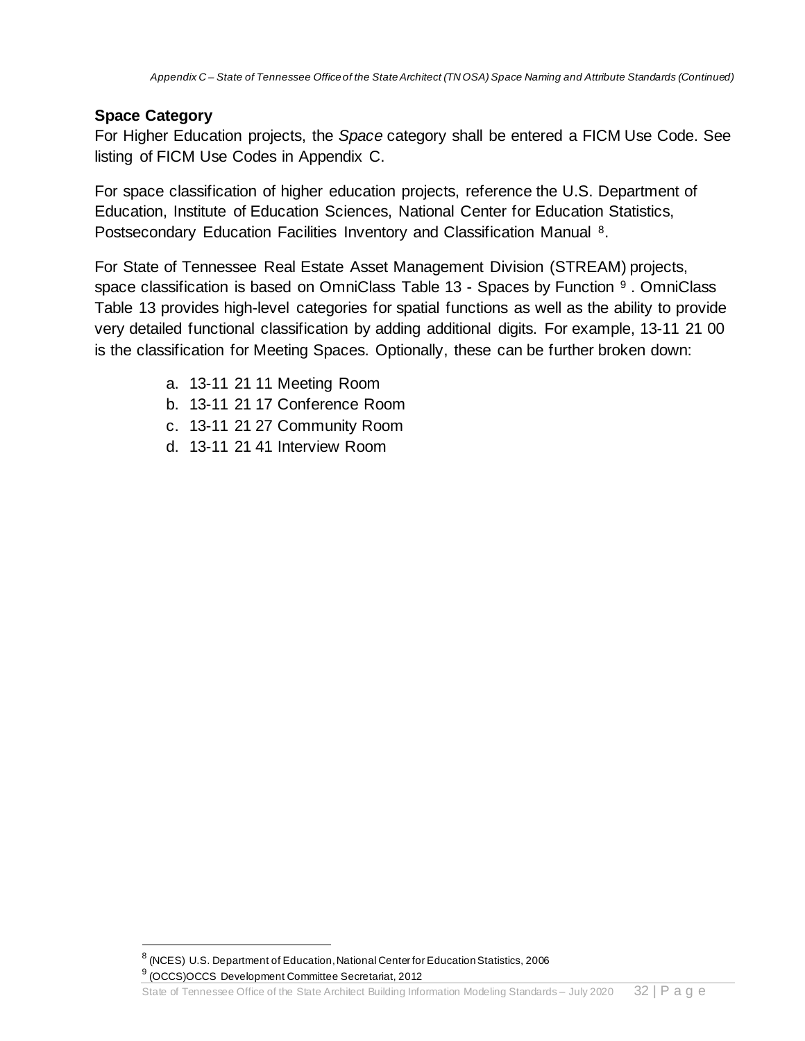### Space Category

For Higher Education projects, the *Space* category shall be entered a FICM Use Code. See listing of FICM Use Codes in Appendix C.

For space classification of higher education projects, reference the U.S. Department of Education, Institute of Education Sciences, National Center for Education Statistics, Postsecondary Education Facilities Inventory and Classification Manual [8].

For State of Tennessee Real Estate Asset Management Division (STREAM) projects, space classification is based on OmniClass Table 13 - Spaces by Function [9] . OmniClass Table 13 provides high-level categories for spatial functions as well as the ability to provide very detailed functional classification by adding additional digits. For example, 13-11 21 00 is the classification for Meeting Spaces. Optionally, these can be further broken down:

a. 13-11 21 11 Meeting Room
b. 13-11 21 17 Conference Room
c. 13-11 21 27 Community Room
d. 13-11 21 41 Interview Room

---

[8] (NCES) U.S. Department of Education, National Center for Education Statistics, 2006

[9] (OCCS)OCCS Development Committee Secretariat, 2012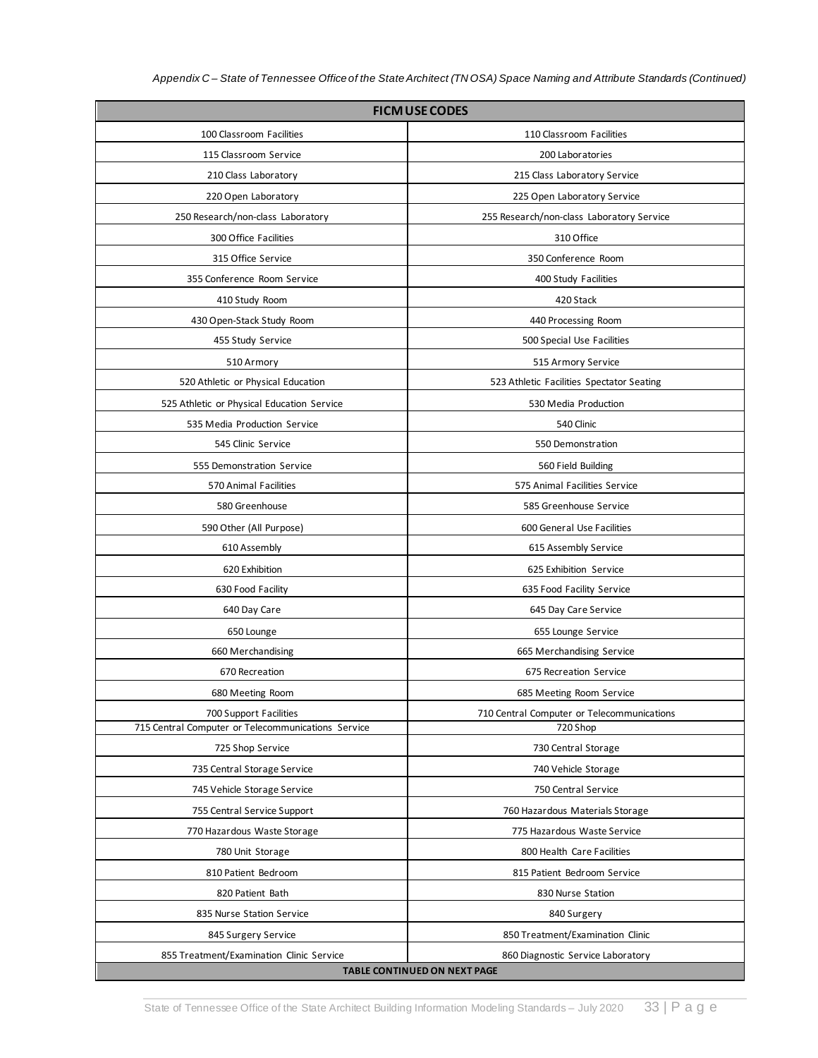*Appendix C – State of Tennessee Office of the State Architect (TN OSA) Space Naming and Attribute Standards (Continued)*

| FICM USE CODES | |
|---|---|
| 100 Classroom Facilities | 110 Classroom Facilities |
| 115 Classroom Service | 200 Laboratories |
| 210 Class Laboratory | 215 Class Laboratory Service |
| 220 Open Laboratory | 225 Open Laboratory Service |
| 250 Research/non-class Laboratory | 255 Research/non-class Laboratory Service |
| 300 Office Facilities | 310 Office |
| 315 Office Service | 350 Conference Room |
| 355 Conference Room Service | 400 Study Facilities |
| 410 Study Room | 420 Stack |
| 430 Open-Stack Study Room | 440 Processing Room |
| 455 Study Service | 500 Special Use Facilities |
| 510 Armory | 515 Armory Service |
| 520 Athletic or Physical Education | 523 Athletic Facilities Spectator Seating |
| 525 Athletic or Physical Education Service | 530 Media Production |
| 535 Media Production Service | 540 Clinic |
| 545 Clinic Service | 550 Demonstration |
| 555 Demonstration Service | 560 Field Building |
| 570 Animal Facilities | 575 Animal Facilities Service |
| 580 Greenhouse | 585 Greenhouse Service |
| 590 Other (All Purpose) | 600 General Use Facilities |
| 610 Assembly | 615 Assembly Service |
| 620 Exhibition | 625 Exhibition Service |
| 630 Food Facility | 635 Food Facility Service |
| 640 Day Care | 645 Day Care Service |
| 650 Lounge | 655 Lounge Service |
| 660 Merchandising | 665 Merchandising Service |
| 670 Recreation | 675 Recreation Service |
| 680 Meeting Room | 685 Meeting Room Service |
| 700 Support Facilities | 710 Central Computer or Telecommunications |
| 715 Central Computer or Telecommunications Service | 720 Shop |
| 725 Shop Service | 730 Central Storage |
| 735 Central Storage Service | 740 Vehicle Storage |
| 745 Vehicle Storage Service | 750 Central Service |
| 755 Central Service Support | 760 Hazardous Materials Storage |
| 770 Hazardous Waste Storage | 775 Hazardous Waste Service |
| 780 Unit Storage | 800 Health Care Facilities |
| 810 Patient Bedroom | 815 Patient Bedroom Service |
| 820 Patient Bath | 830 Nurse Station |
| 835 Nurse Station Service | 840 Surgery |
| 845 Surgery Service | 850 Treatment/Examination Clinic |
| 855 Treatment/Examination Clinic Service | 860 Diagnostic Service Laboratory |
| **TABLE CONTINUED ON NEXT PAGE** | |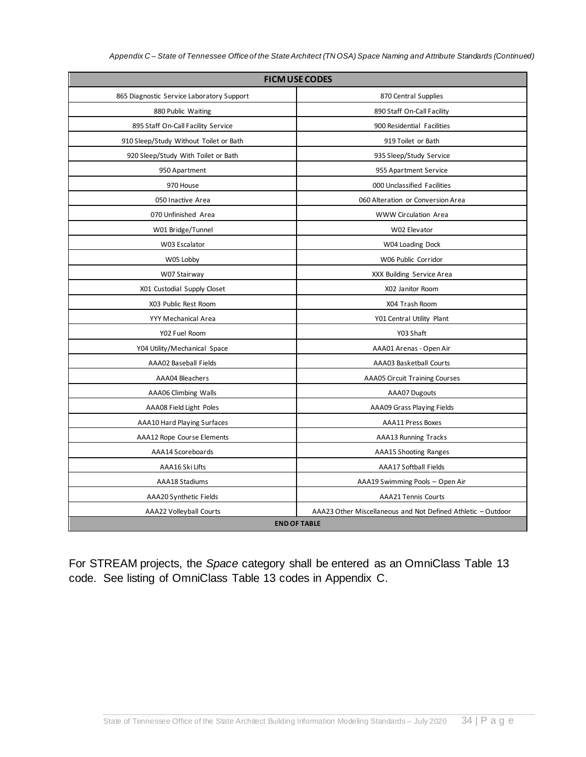*Appendix C – State of Tennessee Office of the State Architect (TN OSA) Space Naming and Attribute Standards (Continued)*

| FICM USE CODES | |
|---|---|
| 865 Diagnostic Service Laboratory Support | 870 Central Supplies |
| 880 Public Waiting | 890 Staff On-Call Facility |
| 895 Staff On-Call Facility Service | 900 Residential Facilities |
| 910 Sleep/Study Without Toilet or Bath | 919 Toilet or Bath |
| 920 Sleep/Study With Toilet or Bath | 935 Sleep/Study Service |
| 950 Apartment | 955 Apartment Service |
| 970 House | 000 Unclassified Facilities |
| 050 Inactive Area | 060 Alteration or Conversion Area |
| 070 Unfinished Area | WWW Circulation Area |
| W01 Bridge/Tunnel | W02 Elevator |
| W03 Escalator | W04 Loading Dock |
| W05 Lobby | W06 Public Corridor |
| W07 Stairway | XXX Building Service Area |
| X01 Custodial Supply Closet | X02 Janitor Room |
| X03 Public Rest Room | X04 Trash Room |
| YYY Mechanical Area | Y01 Central Utility Plant |
| Y02 Fuel Room | Y03 Shaft |
| Y04 Utility/Mechanical Space | AAA01 Arenas - Open Air |
| AAA02 Baseball Fields | AAA03 Basketball Courts |
| AAA04 Bleachers | AAA05 Circuit Training Courses |
| AAA06 Climbing Walls | AAA07 Dugouts |
| AAA08 Field Light Poles | AAA09 Grass Playing Fields |
| AAA10 Hard Playing Surfaces | AAA11 Press Boxes |
| AAA12 Rope Course Elements | AAA13 Running Tracks |
| AAA14 Scoreboards | AAA15 Shooting Ranges |
| AAA16 Ski Lifts | AAA17 Softball Fields |
| AAA18 Stadiums | AAA19 Swimming Pools – Open Air |
| AAA20 Synthetic Fields | AAA21 Tennis Courts |
| AAA22 Volleyball Courts | AAA23 Other Miscellaneous and Not Defined Athletic – Outdoor |
| END OF TABLE | |

For STREAM projects, the *Space* category shall be entered as an OmniClass Table 13 code. See listing of OmniClass Table 13 codes in Appendix C.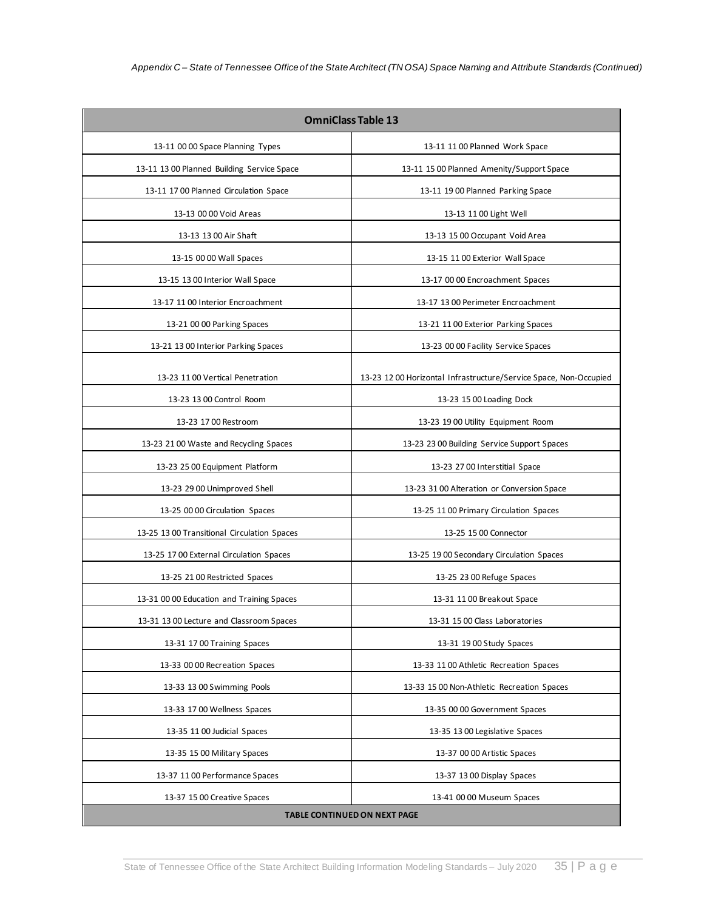*Appendix C – State of Tennessee Office of the State Architect (TN OSA) Space Naming and Attribute Standards (Continued)*

| OmniClass Table 13 | |
|---|---|
| 13-11 00 00 Space Planning Types | 13-11 11 00 Planned Work Space |
| 13-11 13 00 Planned Building Service Space | 13-11 15 00 Planned Amenity/Support Space |
| 13-11 17 00 Planned Circulation Space | 13-11 19 00 Planned Parking Space |
| 13-13 00 00 Void Areas | 13-13 11 00 Light Well |
| 13-13 13 00 Air Shaft | 13-13 15 00 Occupant Void Area |
| 13-15 00 00 Wall Spaces | 13-15 11 00 Exterior Wall Space |
| 13-15 13 00 Interior Wall Space | 13-17 00 00 Encroachment Spaces |
| 13-17 11 00 Interior Encroachment | 13-17 13 00 Perimeter Encroachment |
| 13-21 00 00 Parking Spaces | 13-21 11 00 Exterior Parking Spaces |
| 13-21 13 00 Interior Parking Spaces | 13-23 00 00 Facility Service Spaces |
| 13-23 11 00 Vertical Penetration | 13-23 12 00 Horizontal Infrastructure/Service Space, Non-Occupied |
| 13-23 13 00 Control Room | 13-23 15 00 Loading Dock |
| 13-23 17 00 Restroom | 13-23 19 00 Utility Equipment Room |
| 13-23 21 00 Waste and Recycling Spaces | 13-23 23 00 Building Service Support Spaces |
| 13-23 25 00 Equipment Platform | 13-23 27 00 Interstitial Space |
| 13-23 29 00 Unimproved Shell | 13-23 31 00 Alteration or Conversion Space |
| 13-25 00 00 Circulation Spaces | 13-25 11 00 Primary Circulation Spaces |
| 13-25 13 00 Transitional Circulation Spaces | 13-25 15 00 Connector |
| 13-25 17 00 External Circulation Spaces | 13-25 19 00 Secondary Circulation Spaces |
| 13-25 21 00 Restricted Spaces | 13-25 23 00 Refuge Spaces |
| 13-31 00 00 Education and Training Spaces | 13-31 11 00 Breakout Space |
| 13-31 13 00 Lecture and Classroom Spaces | 13-31 15 00 Class Laboratories |
| 13-31 17 00 Training Spaces | 13-31 19 00 Study Spaces |
| 13-33 00 00 Recreation Spaces | 13-33 11 00 Athletic Recreation Spaces |
| 13-33 13 00 Swimming Pools | 13-33 15 00 Non-Athletic Recreation Spaces |
| 13-33 17 00 Wellness Spaces | 13-35 00 00 Government Spaces |
| 13-35 11 00 Judicial Spaces | 13-35 13 00 Legislative Spaces |
| 13-35 15 00 Military Spaces | 13-37 00 00 Artistic Spaces |
| 13-37 11 00 Performance Spaces | 13-37 13 00 Display Spaces |
| 13-37 15 00 Creative Spaces | 13-41 00 00 Museum Spaces |
| **TABLE CONTINUED ON NEXT PAGE** | |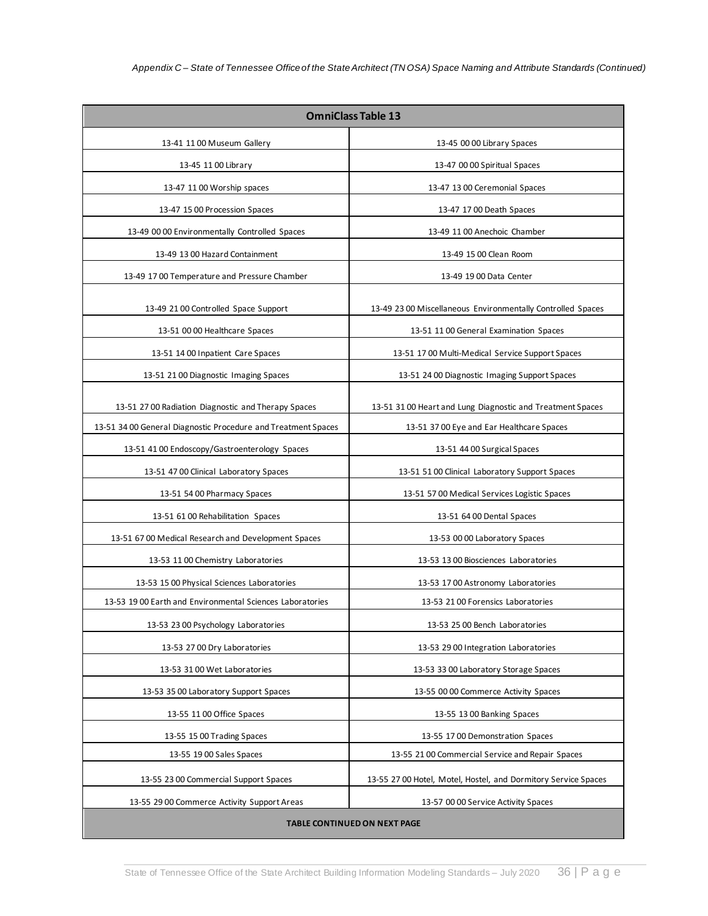*Appendix C – State of Tennessee Office of the State Architect (TN OSA) Space Naming and Attribute Standards (Continued)*

| OmniClass Table 13 | |
|---|---|
| 13-41 11 00 Museum Gallery | 13-45 00 00 Library Spaces |
| 13-45 11 00 Library | 13-47 00 00 Spiritual Spaces |
| 13-47 11 00 Worship spaces | 13-47 13 00 Ceremonial Spaces |
| 13-47 15 00 Procession Spaces | 13-47 17 00 Death Spaces |
| 13-49 00 00 Environmentally Controlled Spaces | 13-49 11 00 Anechoic Chamber |
| 13-49 13 00 Hazard Containment | 13-49 15 00 Clean Room |
| 13-49 17 00 Temperature and Pressure Chamber | 13-49 19 00 Data Center |
| 13-49 21 00 Controlled Space Support | 13-49 23 00 Miscellaneous Environmentally Controlled Spaces |
| 13-51 00 00 Healthcare Spaces | 13-51 11 00 General Examination Spaces |
| 13-51 14 00 Inpatient Care Spaces | 13-51 17 00 Multi-Medical Service Support Spaces |
| 13-51 21 00 Diagnostic Imaging Spaces | 13-51 24 00 Diagnostic Imaging Support Spaces |
| 13-51 27 00 Radiation Diagnostic and Therapy Spaces | 13-51 31 00 Heart and Lung Diagnostic and Treatment Spaces |
| 13-51 34 00 General Diagnostic Procedure and Treatment Spaces | 13-51 37 00 Eye and Ear Healthcare Spaces |
| 13-51 41 00 Endoscopy/Gastroenterology Spaces | 13-51 44 00 Surgical Spaces |
| 13-51 47 00 Clinical Laboratory Spaces | 13-51 51 00 Clinical Laboratory Support Spaces |
| 13-51 54 00 Pharmacy Spaces | 13-51 57 00 Medical Services Logistic Spaces |
| 13-51 61 00 Rehabilitation Spaces | 13-51 64 00 Dental Spaces |
| 13-51 67 00 Medical Research and Development Spaces | 13-53 00 00 Laboratory Spaces |
| 13-53 11 00 Chemistry Laboratories | 13-53 13 00 Biosciences Laboratories |
| 13-53 15 00 Physical Sciences Laboratories | 13-53 17 00 Astronomy Laboratories |
| 13-53 19 00 Earth and Environmental Sciences Laboratories | 13-53 21 00 Forensics Laboratories |
| 13-53 23 00 Psychology Laboratories | 13-53 25 00 Bench Laboratories |
| 13-53 27 00 Dry Laboratories | 13-53 29 00 Integration Laboratories |
| 13-53 31 00 Wet Laboratories | 13-53 33 00 Laboratory Storage Spaces |
| 13-53 35 00 Laboratory Support Spaces | 13-55 00 00 Commerce Activity Spaces |
| 13-55 11 00 Office Spaces | 13-55 13 00 Banking Spaces |
| 13-55 15 00 Trading Spaces | 13-55 17 00 Demonstration Spaces |
| 13-55 19 00 Sales Spaces | 13-55 21 00 Commercial Service and Repair Spaces |
| 13-55 23 00 Commercial Support Spaces | 13-55 27 00 Hotel, Motel, Hostel, and Dormitory Service Spaces |
| 13-55 29 00 Commerce Activity Support Areas | 13-57 00 00 Service Activity Spaces |
| **TABLE CONTINUED ON NEXT PAGE** | |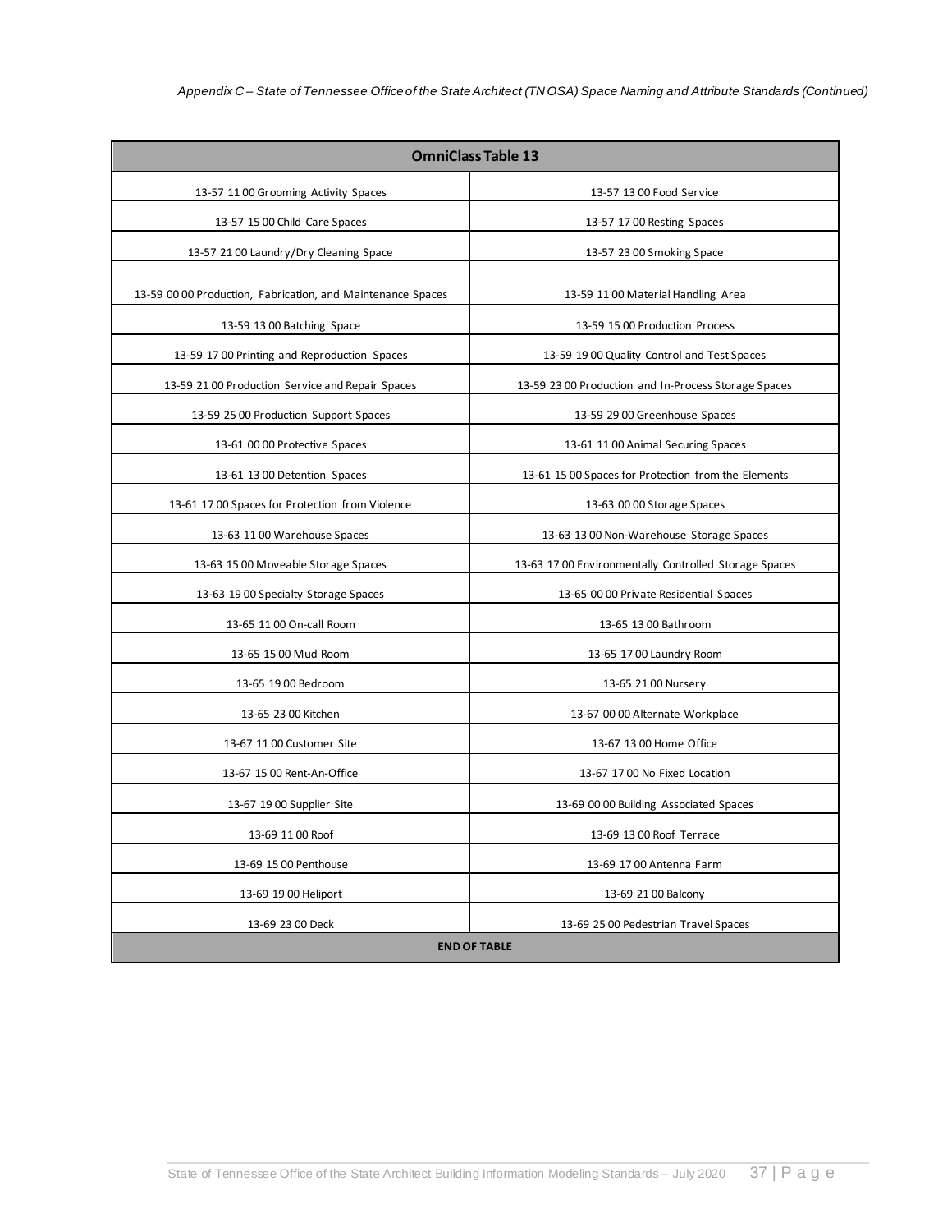*Appendix C – State of Tennessee Office of the State Architect (TN OSA) Space Naming and Attribute Standards (Continued)*

| OmniClass Table 13 | |
|---|---|
| 13-57 11 00 Grooming Activity Spaces | 13-57 13 00 Food Service |
| 13-57 15 00 Child Care Spaces | 13-57 17 00 Resting Spaces |
| 13-57 21 00 Laundry/Dry Cleaning Space | 13-57 23 00 Smoking Space |
| 13-59 00 00 Production, Fabrication, and Maintenance Spaces | 13-59 11 00 Material Handling Area |
| 13-59 13 00 Batching Space | 13-59 15 00 Production Process |
| 13-59 17 00 Printing and Reproduction Spaces | 13-59 19 00 Quality Control and Test Spaces |
| 13-59 21 00 Production Service and Repair Spaces | 13-59 23 00 Production and In-Process Storage Spaces |
| 13-59 25 00 Production Support Spaces | 13-59 29 00 Greenhouse Spaces |
| 13-61 00 00 Protective Spaces | 13-61 11 00 Animal Securing Spaces |
| 13-61 13 00 Detention Spaces | 13-61 15 00 Spaces for Protection from the Elements |
| 13-61 17 00 Spaces for Protection from Violence | 13-63 00 00 Storage Spaces |
| 13-63 11 00 Warehouse Spaces | 13-63 13 00 Non-Warehouse Storage Spaces |
| 13-63 15 00 Moveable Storage Spaces | 13-63 17 00 Environmentally Controlled Storage Spaces |
| 13-63 19 00 Specialty Storage Spaces | 13-65 00 00 Private Residential Spaces |
| 13-65 11 00 On-call Room | 13-65 13 00 Bathroom |
| 13-65 15 00 Mud Room | 13-65 17 00 Laundry Room |
| 13-65 19 00 Bedroom | 13-65 21 00 Nursery |
| 13-65 23 00 Kitchen | 13-67 00 00 Alternate Workplace |
| 13-67 11 00 Customer Site | 13-67 13 00 Home Office |
| 13-67 15 00 Rent-An-Office | 13-67 17 00 No Fixed Location |
| 13-67 19 00 Supplier Site | 13-69 00 00 Building Associated Spaces |
| 13-69 11 00 Roof | 13-69 13 00 Roof Terrace |
| 13-69 15 00 Penthouse | 13-69 17 00 Antenna Farm |
| 13-69 19 00 Heliport | 13-69 21 00 Balcony |
| 13-69 23 00 Deck | 13-69 25 00 Pedestrian Travel Spaces |
| **END OF TABLE** | |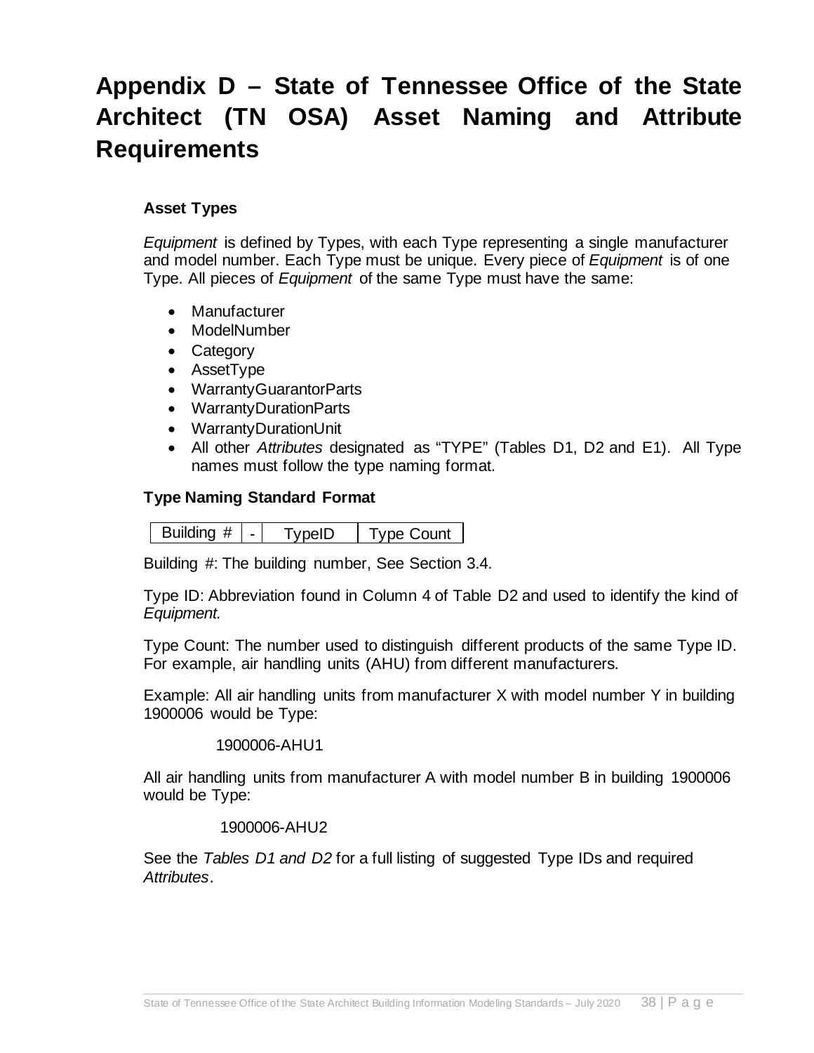# Appendix D – State of Tennessee Office of the State Architect (TN OSA) Asset Naming and Attribute Requirements

### Asset Types

*Equipment* is defined by Types, with each Type representing a single manufacturer and model number. Each Type must be unique. Every piece of *Equipment* is of one Type. All pieces of *Equipment* of the same Type must have the same:

- Manufacturer
- ModelNumber
- Category
- AssetType
- WarrantyGuarantorParts
- WarrantyDurationParts
- WarrantyDurationUnit
- All other *Attributes* designated as "TYPE" (Tables D1, D2 and E1). All Type names must follow the type naming format.

### Type Naming Standard Format

| | | | |
|---|---|---|---|
| Building # | - | TypeID | Type Count |

Building #: The building number, See Section 3.4.

Type ID: Abbreviation found in Column 4 of Table D2 and used to identify the kind of *Equipment.*

Type Count: The number used to distinguish different products of the same Type ID. For example, air handling units (AHU) from different manufacturers.

Example: All air handling units from manufacturer X with model number Y in building 1900006 would be Type:

1900006-AHU1

All air handling units from manufacturer A with model number B in building 1900006 would be Type:

1900006-AHU2

See the *Tables D1 and D2* for a full listing of suggested Type IDs and required *Attributes*.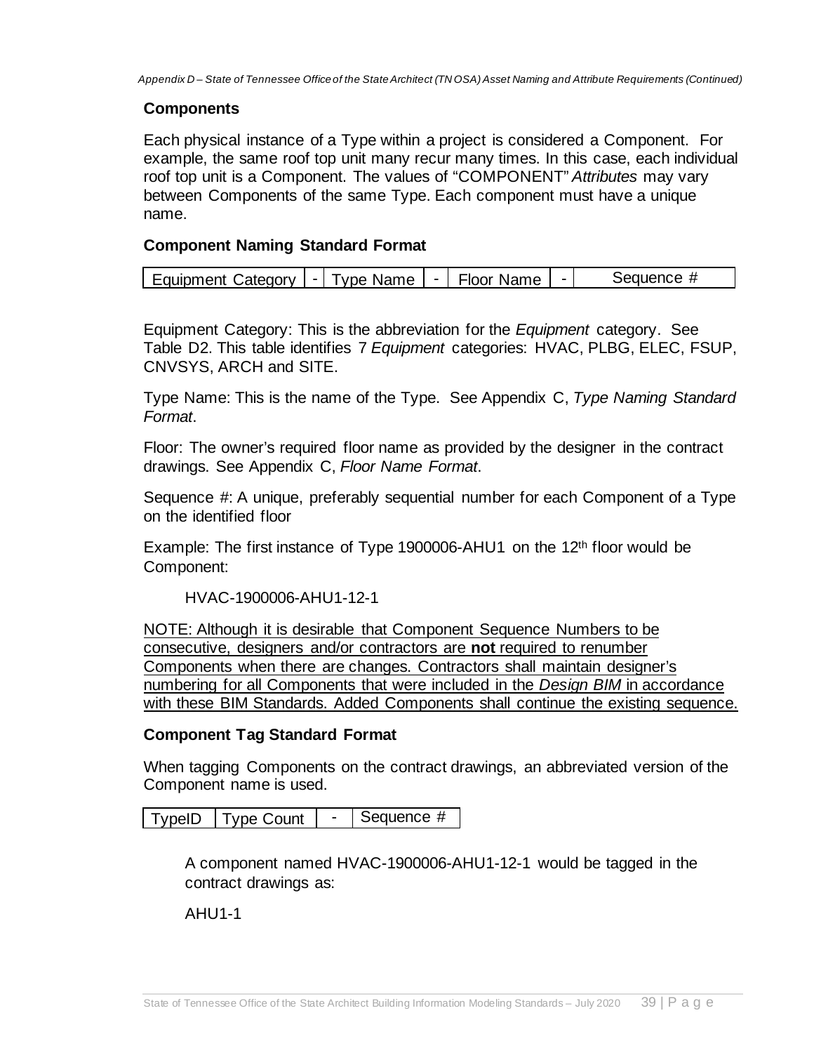## Components

Each physical instance of a Type within a project is considered a Component. For example, the same roof top unit many recur many times. In this case, each individual roof top unit is a Component. The values of "COMPONENT" *Attributes* may vary between Components of the same Type. Each component must have a unique name.

### Component Naming Standard Format

| | | | | | | |
|---|---|---|---|---|---|---|
| Equipment Category | - | Type Name | - | Floor Name | - | Sequence # |

Equipment Category: This is the abbreviation for the *Equipment* category. See Table D2. This table identifies 7 *Equipment* categories: HVAC, PLBG, ELEC, FSUP, CNVSYS, ARCH and SITE.

Type Name: This is the name of the Type. See Appendix C, *Type Naming Standard Format*.

Floor: The owner's required floor name as provided by the designer in the contract drawings. See Appendix C, *Floor Name Format*.

Sequence #: A unique, preferably sequential number for each Component of a Type on the identified floor

Example: The first instance of Type 1900006-AHU1 on the 12th floor would be Component:

HVAC-1900006-AHU1-12-1

NOTE: Although it is desirable that Component Sequence Numbers to be consecutive, designers and/or contractors are **not** required to renumber Components when there are changes. Contractors shall maintain designer's numbering for all Components that were included in the *Design BIM* in accordance with these BIM Standards. Added Components shall continue the existing sequence.

### Component Tag Standard Format

When tagging Components on the contract drawings, an abbreviated version of the Component name is used.

| | | | |
|---|---|---|---|
| TypeID | Type Count | - | Sequence # |

A component named HVAC-1900006-AHU1-12-1 would be tagged in the contract drawings as:

AHU1-1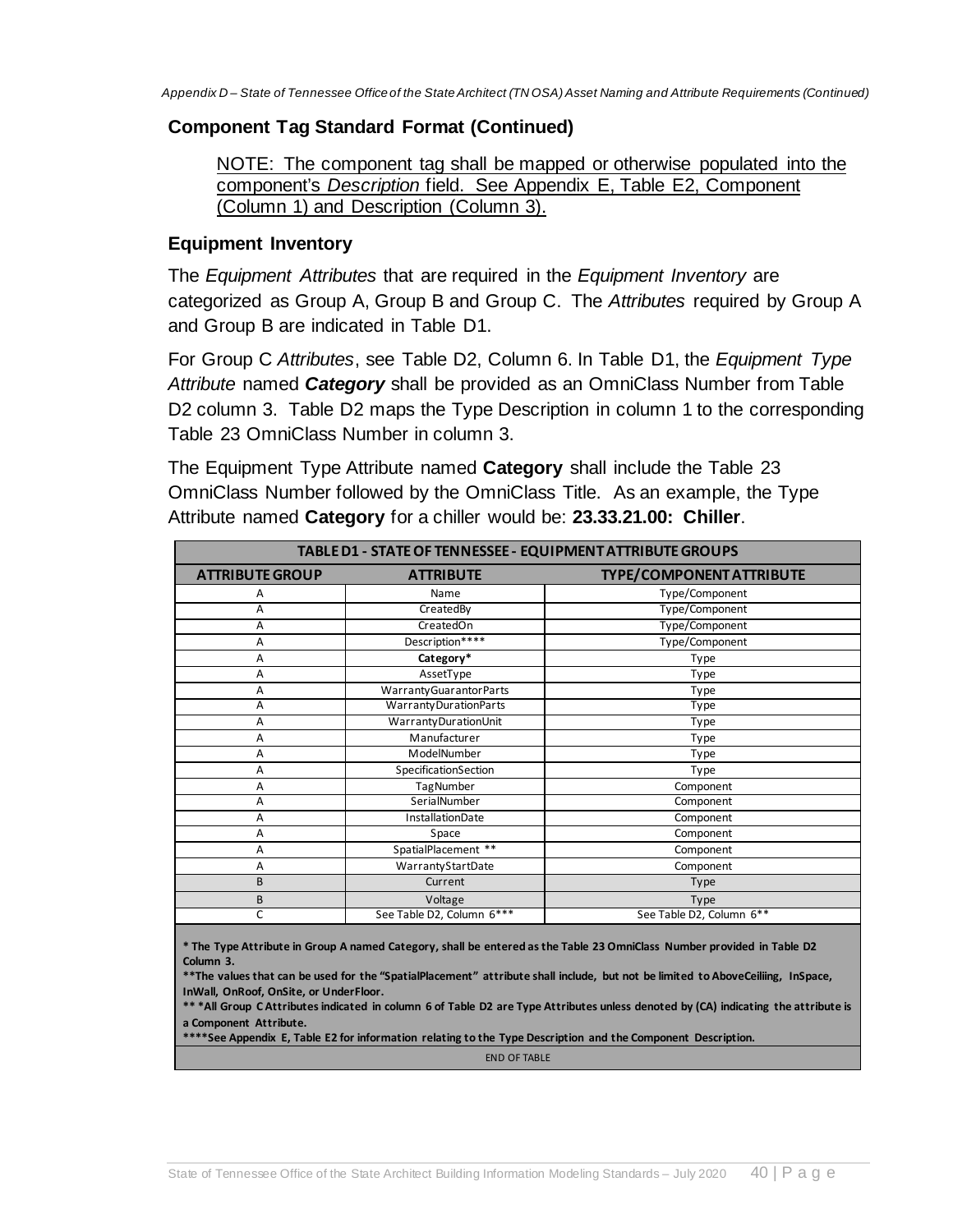## Component Tag Standard Format (Continued)

NOTE: The component tag shall be mapped or otherwise populated into the component's *Description* field. See Appendix E, Table E2, Component (Column 1) and Description (Column 3).

## Equipment Inventory

The *Equipment Attributes* that are required in the *Equipment Inventory* are categorized as Group A, Group B and Group C. The *Attributes* required by Group A and Group B are indicated in Table D1.

For Group C *Attributes*, see Table D2, Column 6. In Table D1, the *Equipment Type Attribute* named ***Category*** shall be provided as an OmniClass Number from Table D2 column 3. Table D2 maps the Type Description in column 1 to the corresponding Table 23 OmniClass Number in column 3.

The Equipment Type Attribute named **Category** shall include the Table 23 OmniClass Number followed by the OmniClass Title. As an example, the Type Attribute named **Category** for a chiller would be: **23.33.21.00: Chiller**.

| TABLE D1 - STATE OF TENNESSEE - EQUIPMENT ATTRIBUTE GROUPS | | |
|---|---|---|
| **ATTRIBUTE GROUP** | **ATTRIBUTE** | **TYPE/COMPONENT ATTRIBUTE** |
| A | Name | Type/Component |
| A | CreatedBy | Type/Component |
| A | CreatedOn | Type/Component |
| A | Description**** | Type/Component |
| A | **Category*** | Type |
| A | AssetType | Type |
| A | WarrantyGuarantorParts | Type |
| A | WarrantyDurationParts | Type |
| A | WarrantyDurationUnit | Type |
| A | Manufacturer | Type |
| A | ModelNumber | Type |
| A | SpecificationSection | Type |
| A | TagNumber | Component |
| A | SerialNumber | Component |
| A | InstallationDate | Component |
| A | Space | Component |
| A | SpatialPlacement ** | Component |
| A | WarrantyStartDate | Component |
| B | Current | Type |
| B | Voltage | Type |
| C | See Table D2, Column 6*** | See Table D2, Column 6** |

**\* The Type Attribute in Group A named Category, shall be entered as the Table 23 OmniClass Number provided in Table D2 Column 3.**
**\*\*The values that can be used for the "SpatialPlacement" attribute shall include, but not be limited to AboveCeiliing, InSpace, InWall, OnRoof, OnSite, or UnderFloor.**
**\*\*\*All Group C Attributes indicated in column 6 of Table D2 are Type Attributes unless denoted by (CA) indicating the attribute is a Component Attribute.**
**\*\*\*\*See Appendix E, Table E2 for information relating to the Type Description and the Component Description.**

END OF TABLE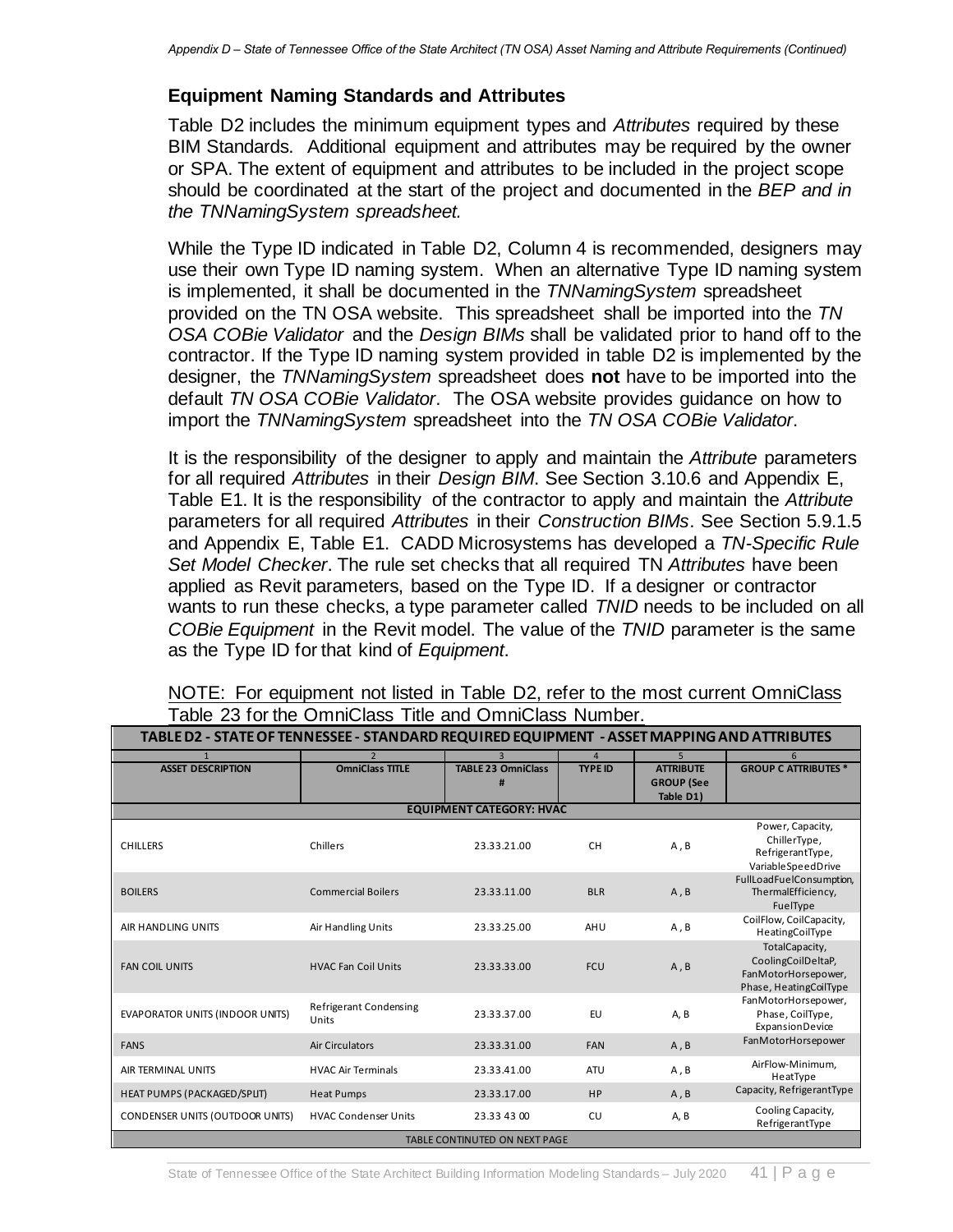## Equipment Naming Standards and Attributes

Table D2 includes the minimum equipment types and *Attributes* required by these BIM Standards. Additional equipment and attributes may be required by the owner or SPA. The extent of equipment and attributes to be included in the project scope should be coordinated at the start of the project and documented in the *BEP and in the TNNamingSystem spreadsheet.*

While the Type ID indicated in Table D2, Column 4 is recommended, designers may use their own Type ID naming system. When an alternative Type ID naming system is implemented, it shall be documented in the *TNNamingSystem* spreadsheet provided on the TN OSA website. This spreadsheet shall be imported into the *TN OSA COBie Validator* and the *Design BIMs* shall be validated prior to hand off to the contractor. If the Type ID naming system provided in table D2 is implemented by the designer, the *TNNamingSystem* spreadsheet does **not** have to be imported into the default *TN OSA COBie Validator*. The OSA website provides guidance on how to import the *TNNamingSystem* spreadsheet into the *TN OSA COBie Validator*.

It is the responsibility of the designer to apply and maintain the *Attribute* parameters for all required *Attributes* in their *Design BIM*. See Section 3.10.6 and Appendix E, Table E1. It is the responsibility of the contractor to apply and maintain the *Attribute* parameters for all required *Attributes* in their *Construction BIMs*. See Section 5.9.1.5 and Appendix E, Table E1. CADD Microsystems has developed a *TN-Specific Rule Set Model Checker*. The rule set checks that all required TN *Attributes* have been applied as Revit parameters, based on the Type ID. If a designer or contractor wants to run these checks, a type parameter called *TNID* needs to be included on all *COBie Equipment* in the Revit model. The value of the *TNID* parameter is the same as the Type ID for that kind of *Equipment*.

NOTE: For equipment not listed in Table D2, refer to the most current OmniClass Table 23 for the OmniClass Title and OmniClass Number.

| TABLE D2 - STATE OF TENNESSEE - STANDARD REQUIRED EQUIPMENT - ASSET MAPPING AND ATTRIBUTES | | | | | |
|---|---|---|---|---|---|
| 1 | 2 | 3 | 4 | 5 | 6 |
| ASSET DESCRIPTION | OmniClass TITLE | TABLE 23 OmniClass # | TYPE ID | ATTRIBUTE GROUP (See Table D1) | GROUP C ATTRIBUTES * |
| EQUIPMENT CATEGORY: HVAC | | | | | |
| CHILLERS | Chillers | 23.33.21.00 | CH | A , B | Power, Capacity, ChillerType, RefrigerantType, VariableSpeedDrive |
| BOILERS | Commercial Boilers | 23.33.11.00 | BLR | A , B | FullLoadFuelConsumption, ThermalEfficiency, FuelType |
| AIR HANDLING UNITS | Air Handling Units | 23.33.25.00 | AHU | A , B | CoilFlow, CoilCapacity, HeatingCoilType |
| FAN COIL UNITS | HVAC Fan Coil Units | 23.33.33.00 | FCU | A , B | TotalCapacity, CoolingCoilDeltaP, FanMotorHorsepower, Phase, HeatingCoilType |
| EVAPORATOR UNITS (INDOOR UNITS) | Refrigerant Condensing Units | 23.33.37.00 | EU | A, B | FanMotorHorsepower, Phase, CoilType, ExpansionDevice |
| FANS | Air Circulators | 23.33.31.00 | FAN | A , B | FanMotorHorsepower |
| AIR TERMINAL UNITS | HVAC Air Terminals | 23.33.41.00 | ATU | A , B | AirFlow-Minimum, HeatType |
| HEAT PUMPS (PACKAGED/SPLIT) | Heat Pumps | 23.33.17.00 | HP | A , B | Capacity, RefrigerantType |
| CONDENSER UNITS (OUTDOOR UNITS) | HVAC Condenser Units | 23.33 43 00 | CU | A, B | Cooling Capacity, RefrigerantType |
| TABLE CONTINUED ON NEXT PAGE | | | | | |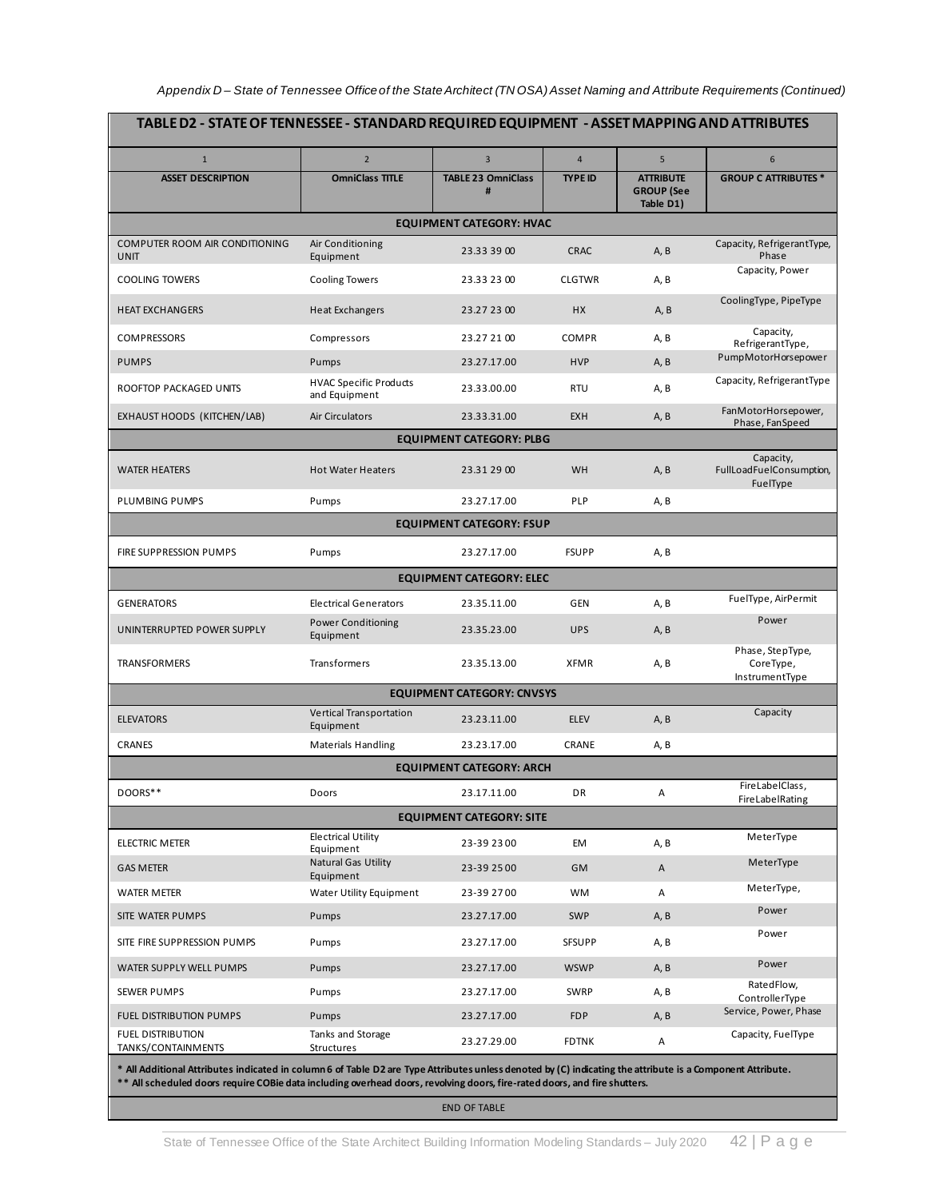*Appendix D – State of Tennessee Office of the State Architect (TN OSA) Asset Naming and Attribute Requirements (Continued)*

## TABLE D2 - STATE OF TENNESSEE - STANDARD REQUIRED EQUIPMENT - ASSET MAPPING AND ATTRIBUTES

| 1 | 2 | 3 | 4 | 5 | 6 |
|---|---|---|---|---|---|
| **ASSET DESCRIPTION** | **OmniClass TITLE** | **TABLE 23 OmniClass #** | **TYPE ID** | **ATTRIBUTE GROUP (See Table D1)** | **GROUP C ATTRIBUTES *** |
| | | **EQUIPMENT CATEGORY: HVAC** | | | |
| COMPUTER ROOM AIR CONDITIONING UNIT | Air Conditioning Equipment | 23.33 39 00 | CRAC | A, B | Capacity, RefrigerantType, Phase |
| COOLING TOWERS | Cooling Towers | 23.33 23 00 | CLGTWR | A, B | Capacity, Power |
| HEAT EXCHANGERS | Heat Exchangers | 23.27 23 00 | HX | A, B | CoolingType, PipeType |
| COMPRESSORS | Compressors | 23.27 21 00 | COMPR | A, B | Capacity, RefrigerantType, |
| PUMPS | Pumps | 23.27.17.00 | HVP | A, B | PumpMotorHorsepower |
| ROOFTOP PACKAGED UNITS | HVAC Specific Products and Equipment | 23.33.00.00 | RTU | A, B | Capacity, RefrigerantType |
| EXHAUST HOODS (KITCHEN/LAB) | Air Circulators | 23.33.31.00 | EXH | A, B | FanMotorHorsepower, Phase, FanSpeed |
| | | **EQUIPMENT CATEGORY: PLBG** | | | |
| WATER HEATERS | Hot Water Heaters | 23.31 29 00 | WH | A, B | Capacity, FullLoadFuelConsumption, FuelType |
| PLUMBING PUMPS | Pumps | 23.27.17.00 | PLP | A, B | |
| | | **EQUIPMENT CATEGORY: FSUP** | | | |
| FIRE SUPPRESSION PUMPS | Pumps | 23.27.17.00 | FSUPP | A, B | |
| | | **EQUIPMENT CATEGORY: ELEC** | | | |
| GENERATORS | Electrical Generators | 23.35.11.00 | GEN | A, B | FuelType, AirPermit |
| UNINTERRUPTED POWER SUPPLY | Power Conditioning Equipment | 23.35.23.00 | UPS | A, B | Power |
| TRANSFORMERS | Transformers | 23.35.13.00 | XFMR | A, B | Phase, StepType, CoreType, InstrumentType |
| | | **EQUIPMENT CATEGORY: CNVSYS** | | | |
| ELEVATORS | Vertical Transportation Equipment | 23.23.11.00 | ELEV | A, B | Capacity |
| CRANES | Materials Handling | 23.23.17.00 | CRANE | A, B | |
| | | **EQUIPMENT CATEGORY: ARCH** | | | |
| DOORS** | Doors | 23.17.11.00 | DR | A | FireLabelClass, FireLabelRating |
| | | **EQUIPMENT CATEGORY: SITE** | | | |
| ELECTRIC METER | Electrical Utility Equipment | 23-39 23 00 | EM | A, B | MeterType |
| GAS METER | Natural Gas Utility Equipment | 23-39 25 00 | GM | A | MeterType |
| WATER METER | Water Utility Equipment | 23-39 27 00 | WM | A | MeterType, |
| SITE WATER PUMPS | Pumps | 23.27.17.00 | SWP | A, B | Power |
| SITE FIRE SUPPRESSION PUMPS | Pumps | 23.27.17.00 | SFSUPP | A, B | Power |
| WATER SUPPLY WELL PUMPS | Pumps | 23.27.17.00 | WSWP | A, B | Power |
| SEWER PUMPS | Pumps | 23.27.17.00 | SWRP | A, B | RatedFlow, ControllerType |
| FUEL DISTRIBUTION PUMPS | Pumps | 23.27.17.00 | FDP | A, B | Service, Power, Phase |
| FUEL DISTRIBUTION TANKS/CONTAINMENTS | Tanks and Storage Structures | 23.27.29.00 | FDTNK | A | Capacity, FuelType |

**\* All Additional Attributes indicated in column 6 of Table D2 are Type Attributes unless denoted by (C) indicating the attribute is a Component Attribute.**
**\*\* All scheduled doors require COBie data including overhead doors, revolving doors, fire-rated doors, and fire shutters.**

END OF TABLE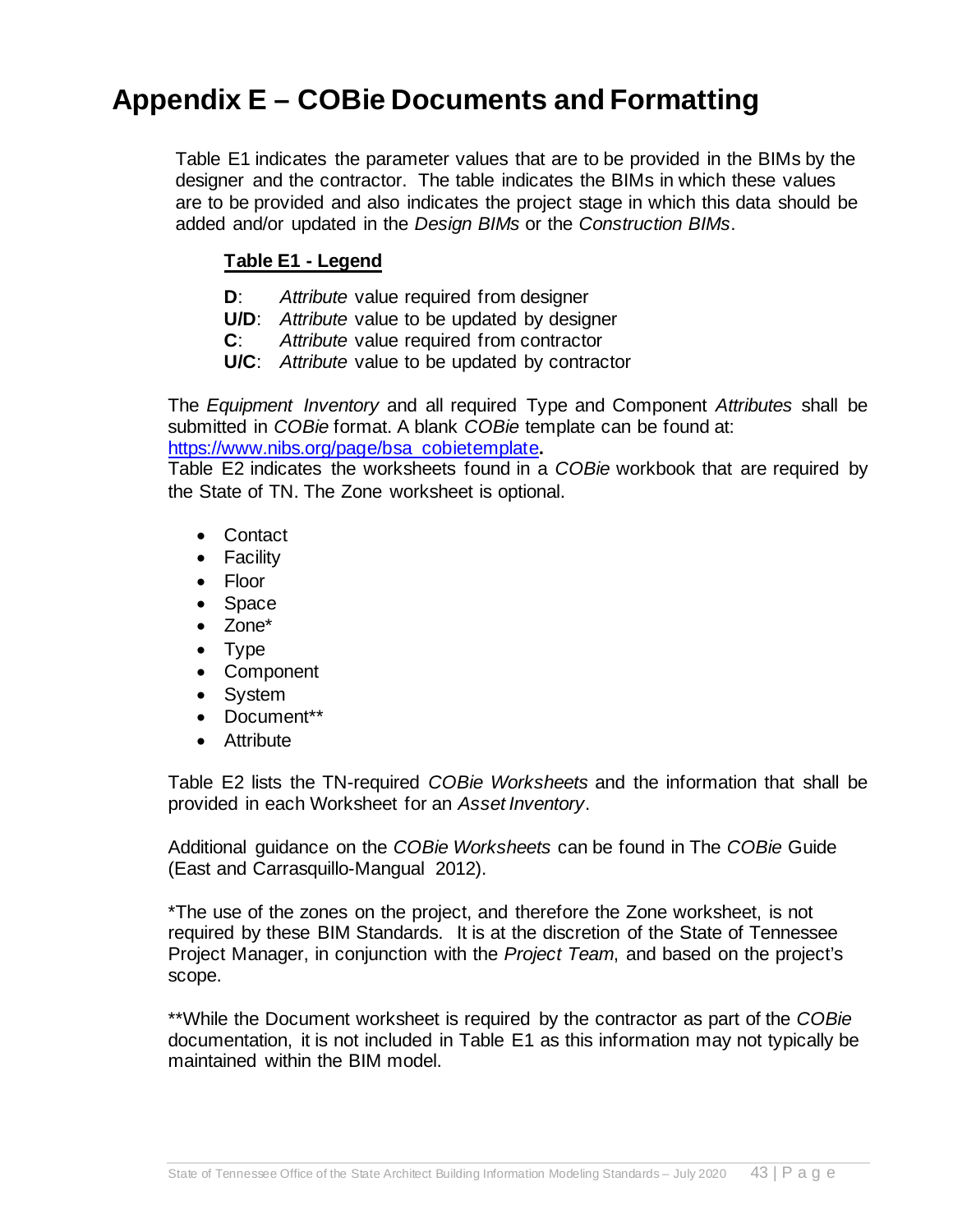# Appendix E – COBie Documents and Formatting

Table E1 indicates the parameter values that are to be provided in the BIMs by the designer and the contractor. The table indicates the BIMs in which these values are to be provided and also indicates the project stage in which this data should be added and/or updated in the *Design BIMs* or the *Construction BIMs*.

**Table E1 - Legend**

**D**: *Attribute* value required from designer
**U/D**: *Attribute* value to be updated by designer
**C**: *Attribute* value required from contractor
**U/C**: *Attribute* value to be updated by contractor

The *Equipment Inventory* and all required Type and Component *Attributes* shall be submitted in *COBie* format. A blank *COBie* template can be found at: [https://www.nibs.org/page/bsa_cobietemplate](https://www.nibs.org/page/bsa_cobietemplate).
Table E2 indicates the worksheets found in a *COBie* workbook that are required by the State of TN. The Zone worksheet is optional.

- Contact
- Facility
- Floor
- Space
- Zone*
- Type
- Component
- System
- Document**
- Attribute

Table E2 lists the TN-required *COBie Worksheets* and the information that shall be provided in each Worksheet for an *Asset Inventory*.

Additional guidance on the *COBie Worksheets* can be found in The *COBie* Guide (East and Carrasquillo-Mangual 2012).

*The use of the zones on the project, and therefore the Zone worksheet, is not required by these BIM Standards. It is at the discretion of the State of Tennessee Project Manager, in conjunction with the *Project Team*, and based on the project's scope.

**While the Document worksheet is required by the contractor as part of the *COBie* documentation, it is not included in Table E1 as this information may not typically be maintained within the BIM model.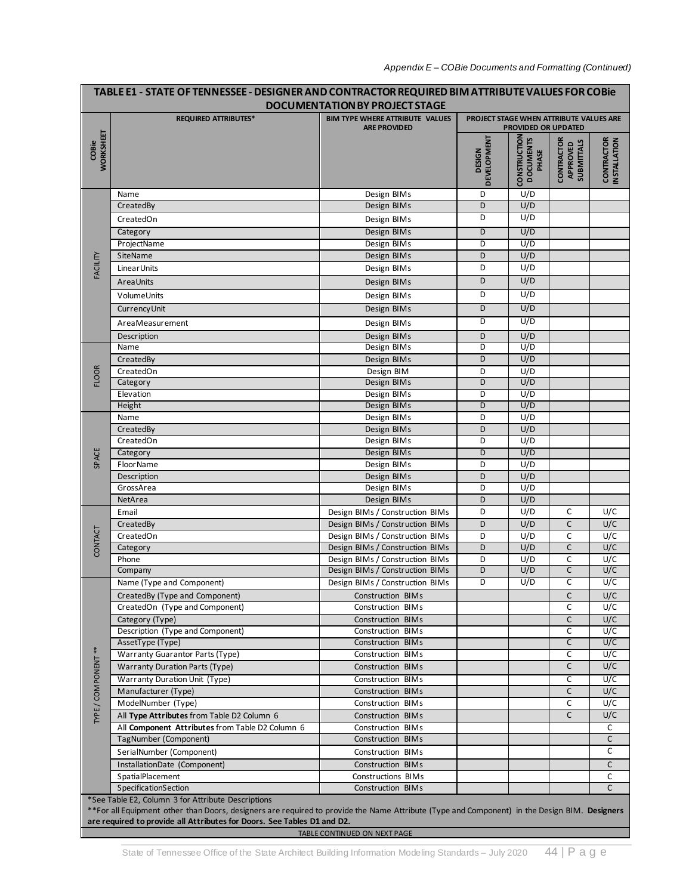*Appendix E – COBie Documents and Formatting (Continued)*

**TABLE E1 - STATE OF TENNESSEE - DESIGNER AND CONTRACTOR REQUIRED BIM ATTRIBUTE VALUES FOR COBie DOCUMENTATION BY PROJECT STAGE**

| COBie WORKSHEET | REQUIRED ATTRIBUTES* | BIM TYPE WHERE ATTRIBUTE VALUES ARE PROVIDED | PROJECT STAGE WHEN ATTRIBUTE VALUES ARE PROVIDED OR UPDATED | | | |
|---|---|---|---|---|---|---|
| | | | DESIGN DEVELOPMENT | CONSTRUCTION DOCUMENTS PHASE | CONTRACTOR APPROVED SUBMITTALS | CONTRACTOR INSTALLATION |
| FACILITY | Name | Design BIMs | D | U/D | | |
| | CreatedBy | Design BIMs | D | U/D | | |
| | CreatedOn | Design BIMs | D | U/D | | |
| | Category | Design BIMs | D | U/D | | |
| | ProjectName | Design BIMs | D | U/D | | |
| | SiteName | Design BIMs | D | U/D | | |
| | LinearUnits | Design BIMs | D | U/D | | |
| | AreaUnits | Design BIMs | D | U/D | | |
| | VolumeUnits | Design BIMs | D | U/D | | |
| | CurrencyUnit | Design BIMs | D | U/D | | |
| | AreaMeasurement | Design BIMs | D | U/D | | |
| | Description | Design BIMs | D | U/D | | |
| FLOOR | Name | Design BIMs | D | U/D | | |
| | CreatedBy | Design BIMs | D | U/D | | |
| | CreatedOn | Design BIM | D | U/D | | |
| | Category | Design BIMs | D | U/D | | |
| | Elevation | Design BIMs | D | U/D | | |
| | Height | Design BIMs | D | U/D | | |
| SPACE | Name | Design BIMs | D | U/D | | |
| | CreatedBy | Design BIMs | D | U/D | | |
| | CreatedOn | Design BIMs | D | U/D | | |
| | Category | Design BIMs | D | U/D | | |
| | FloorName | Design BIMs | D | U/D | | |
| | Description | Design BIMs | D | U/D | | |
| | GrossArea | Design BIMs | D | U/D | | |
| | NetArea | Design BIMs | D | U/D | | |
| CONTACT | Email | Design BIMs / Construction BIMs | D | U/D | C | U/C |
| | CreatedBy | Design BIMs / Construction BIMs | D | U/D | C | U/C |
| | CreatedOn | Design BIMs / Construction BIMs | D | U/D | C | U/C |
| | Category | Design BIMs / Construction BIMs | D | U/D | C | U/C |
| | Phone | Design BIMs / Construction BIMs | D | U/D | C | U/C |
| | Company | Design BIMs / Construction BIMs | D | U/D | C | U/C |
| TYPE / COMPONENT ** | Name (Type and Component) | Design BIMs / Construction BIMs | D | U/D | C | U/C |
| | CreatedBy (Type and Component) | Construction BIMs | | | C | U/C |
| | CreatedOn (Type and Component) | Construction BIMs | | | C | U/C |
| | Category (Type) | Construction BIMs | | | C | U/C |
| | Description (Type and Component) | Construction BIMs | | | C | U/C |
| | AssetType (Type) | Construction BIMs | | | C | U/C |
| | Warranty Guarantor Parts (Type) | Construction BIMs | | | C | U/C |
| | Warranty Duration Parts (Type) | Construction BIMs | | | C | U/C |
| | Warranty Duration Unit (Type) | Construction BIMs | | | C | U/C |
| | Manufacturer (Type) | Construction BIMs | | | C | U/C |
| | ModelNumber (Type) | Construction BIMs | | | C | U/C |
| | All **Type Attributes** from Table D2 Column 6 | Construction BIMs | | | C | U/C |
| | All **Component Attributes** from Table D2 Column 6 | Construction BIMs | | | | C |
| | TagNumber (Component) | Construction BIMs | | | | C |
| | SerialNumber (Component) | Construction BIMs | | | | C |
| | InstallationDate (Component) | Construction BIMs | | | | C |
| | SpatialPlacement | Constructions BIMs | | | | C |
| | SpecificationSection | Construction BIMs | | | | C |

*See Table E2, Column 3 for Attribute Descriptions

**For all Equipment other than Doors, designers are required to provide the Name Attribute (Type and Component) in the Design BIM. **Designers are required to provide all Attributes for Doors. See Tables D1 and D2.**

TABLE CONTINUED ON NEXT PAGE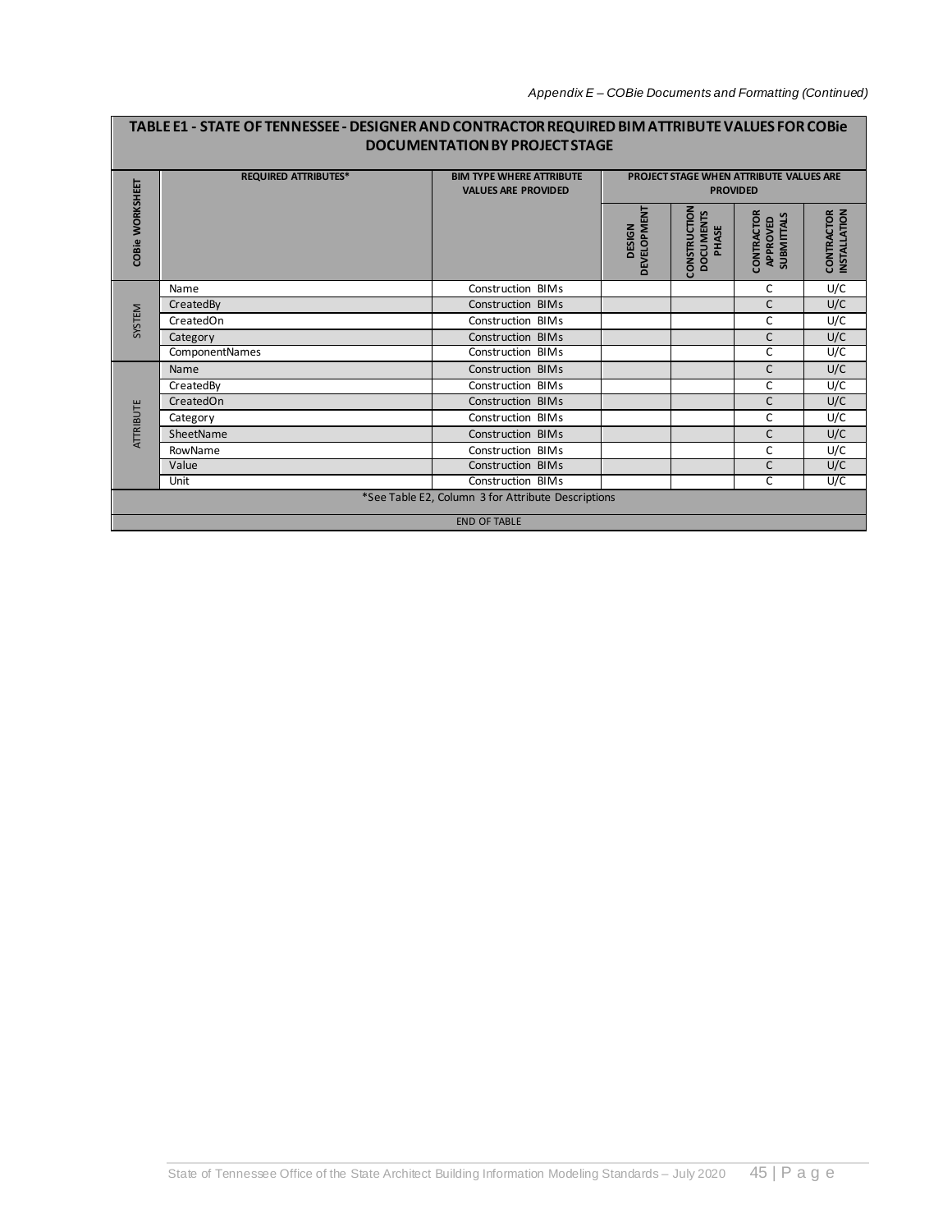*Appendix E – COBie Documents and Formatting (Continued)*

| TABLE E1 - STATE OF TENNESSEE - DESIGNER AND CONTRACTOR REQUIRED BIM ATTRIBUTE VALUES FOR COBie DOCUMENTATION BY PROJECT STAGE | | | | | | |
|---|---|---|---|---|---|---|
| **COBie WORKSHEET** | **REQUIRED ATTRIBUTES*** | **BIM TYPE WHERE ATTRIBUTE VALUES ARE PROVIDED** | **PROJECT STAGE WHEN ATTRIBUTE VALUES ARE PROVIDED** | | | |
| | | | **DESIGN DEVELOPMENT** | **CONSTRUCTION DOCUMENTS PHASE** | **CONTRACTOR APPROVED SUBMITTALS** | **CONTRACTOR INSTALLATION** |
| SYSTEM | Name | Construction BIMs | | | C | U/C |
| | CreatedBy | Construction BIMs | | | C | U/C |
| | CreatedOn | Construction BIMs | | | C | U/C |
| | Category | Construction BIMs | | | C | U/C |
| | ComponentNames | Construction BIMs | | | C | U/C |
| ATTRIBUTE | Name | Construction BIMs | | | C | U/C |
| | CreatedBy | Construction BIMs | | | C | U/C |
| | CreatedOn | Construction BIMs | | | C | U/C |
| | Category | Construction BIMs | | | C | U/C |
| | SheetName | Construction BIMs | | | C | U/C |
| | RowName | Construction BIMs | | | C | U/C |
| | Value | Construction BIMs | | | C | U/C |
| | Unit | Construction BIMs | | | C | U/C |
| *See Table E2, Column 3 for Attribute Descriptions | | | | | | |
| END OF TABLE | | | | | | |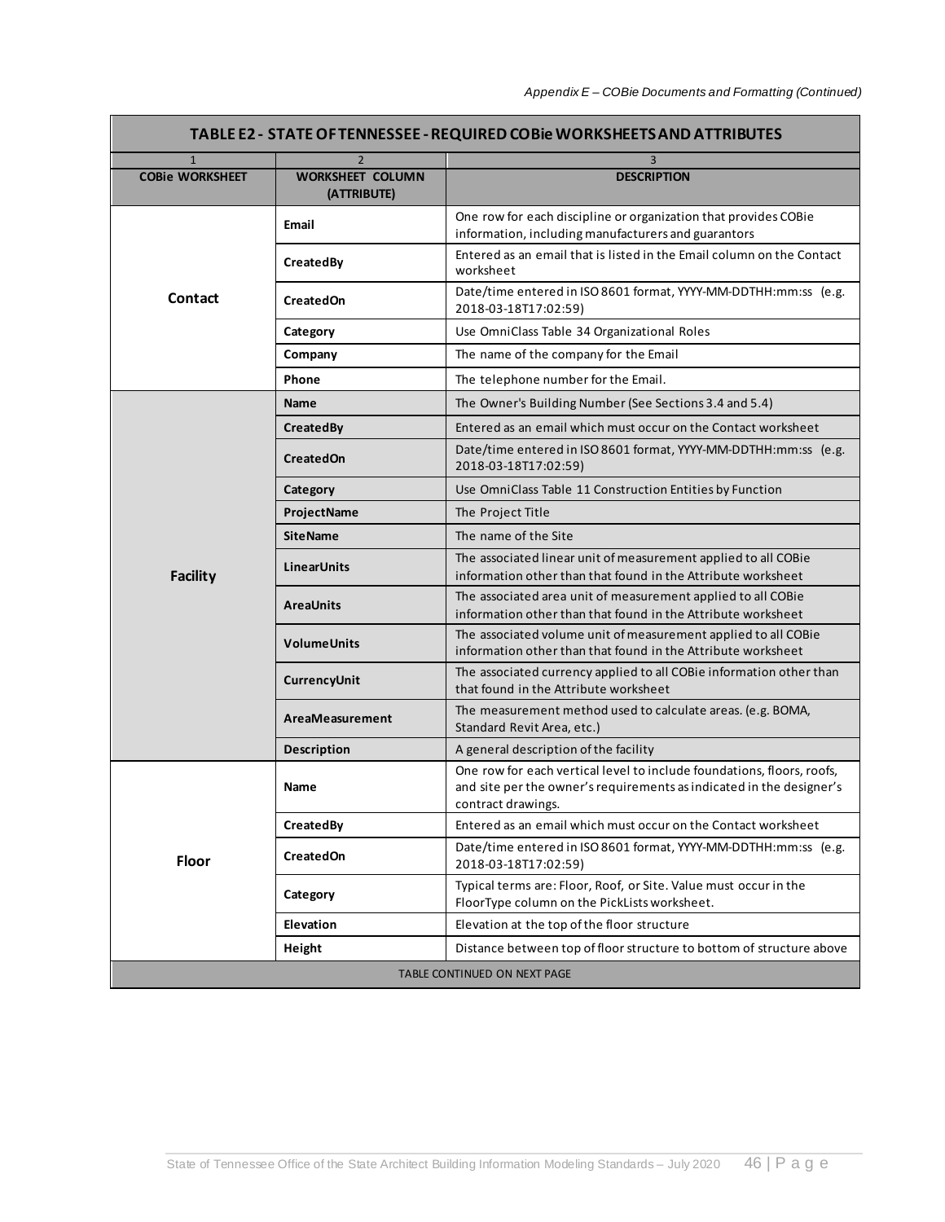*Appendix E – COBie Documents and Formatting (Continued)*

| TABLE E2 - STATE OF TENNESSEE - REQUIRED COBie WORKSHEETS AND ATTRIBUTES | | |
|---|---|---|
| 1 | 2 | 3 |
| **COBie WORKSHEET** | **WORKSHEET COLUMN (ATTRIBUTE)** | **DESCRIPTION** |
| **Contact** | **Email** | One row for each discipline or organization that provides COBie information, including manufacturers and guarantors |
| | **CreatedBy** | Entered as an email that is listed in the Email column on the Contact worksheet |
| | **CreatedOn** | Date/time entered in ISO 8601 format, YYYY-MM-DDTHH:mm:ss (e.g. 2018-03-18T17:02:59) |
| | **Category** | Use OmniClass Table 34 Organizational Roles |
| | **Company** | The name of the company for the Email |
| | **Phone** | The telephone number for the Email. |
| **Facility** | **Name** | The Owner's Building Number (See Sections 3.4 and 5.4) |
| | **CreatedBy** | Entered as an email which must occur on the Contact worksheet |
| | **CreatedOn** | Date/time entered in ISO 8601 format, YYYY-MM-DDTHH:mm:ss (e.g. 2018-03-18T17:02:59) |
| | **Category** | Use OmniClass Table 11 Construction Entities by Function |
| | **ProjectName** | The Project Title |
| | **SiteName** | The name of the Site |
| | **LinearUnits** | The associated linear unit of measurement applied to all COBie information other than that found in the Attribute worksheet |
| | **AreaUnits** | The associated area unit of measurement applied to all COBie information other than that found in the Attribute worksheet |
| | **VolumeUnits** | The associated volume unit of measurement applied to all COBie information other than that found in the Attribute worksheet |
| | **CurrencyUnit** | The associated currency applied to all COBie information other than that found in the Attribute worksheet |
| | **AreaMeasurement** | The measurement method used to calculate areas. (e.g. BOMA, Standard Revit Area, etc.) |
| | **Description** | A general description of the facility |
| **Floor** | **Name** | One row for each vertical level to include foundations, floors, roofs, and site per the owner's requirements as indicated in the designer's contract drawings. |
| | **CreatedBy** | Entered as an email which must occur on the Contact worksheet |
| | **CreatedOn** | Date/time entered in ISO 8601 format, YYYY-MM-DDTHH:mm:ss (e.g. 2018-03-18T17:02:59) |
| | **Category** | Typical terms are: Floor, Roof, or Site. Value must occur in the FloorType column on the PickLists worksheet. |
| | **Elevation** | Elevation at the top of the floor structure |
| | **Height** | Distance between top of floor structure to bottom of structure above |
| TABLE CONTINUED ON NEXT PAGE | | |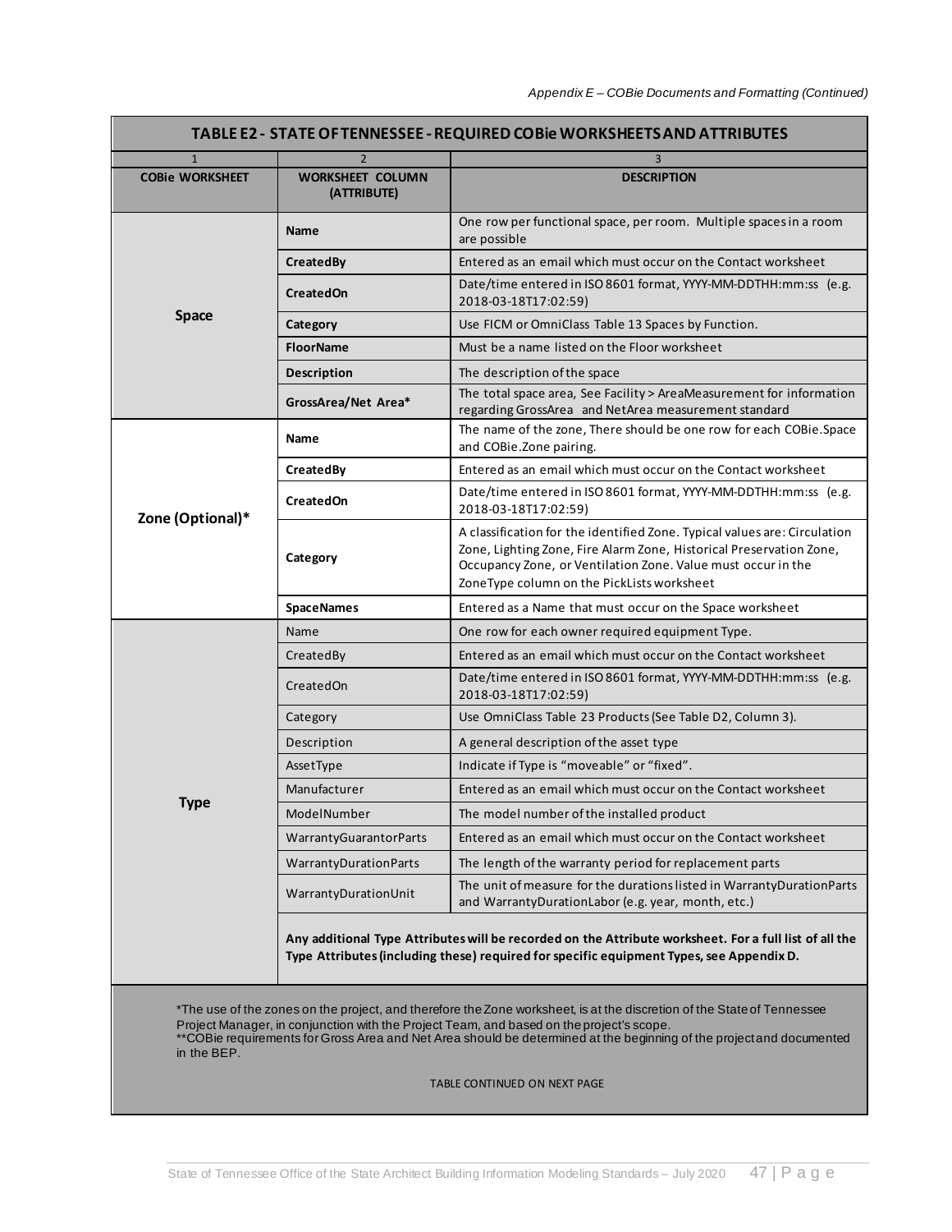*Appendix E – COBie Documents and Formatting (Continued)*

| TABLE E2 - STATE OF TENNESSEE - REQUIRED COBie WORKSHEETS AND ATTRIBUTES | | |
|---|---|---|
| 1 | 2 | 3 |
| **COBie WORKSHEET** | **WORKSHEET COLUMN (ATTRIBUTE)** | **DESCRIPTION** |
| **Space** | **Name** | One row per functional space, per room. Multiple spaces in a room are possible |
| | **CreatedBy** | Entered as an email which must occur on the Contact worksheet |
| | **CreatedOn** | Date/time entered in ISO 8601 format, YYYY-MM-DDTHH:mm:ss (e.g. 2018-03-18T17:02:59) |
| | **Category** | Use FICM or OmniClass Table 13 Spaces by Function. |
| | **FloorName** | Must be a name listed on the Floor worksheet |
| | **Description** | The description of the space |
| | **GrossArea/Net Area*** | The total space area, See Facility > AreaMeasurement for information regarding GrossArea and NetArea measurement standard |
| **Zone (Optional)*** | **Name** | The name of the zone, There should be one row for each COBie.Space and COBie.Zone pairing. |
| | **CreatedBy** | Entered as an email which must occur on the Contact worksheet |
| | **CreatedOn** | Date/time entered in ISO 8601 format, YYYY-MM-DDTHH:mm:ss (e.g. 2018-03-18T17:02:59) |
| | **Category** | A classification for the identified Zone. Typical values are: Circulation Zone, Lighting Zone, Fire Alarm Zone, Historical Preservation Zone, Occupancy Zone, or Ventilation Zone. Value must occur in the ZoneType column on the PickLists worksheet |
| | **SpaceNames** | Entered as a Name that must occur on the Space worksheet |
| **Type** | Name | One row for each owner required equipment Type. |
| | CreatedBy | Entered as an email which must occur on the Contact worksheet |
| | CreatedOn | Date/time entered in ISO 8601 format, YYYY-MM-DDTHH:mm:ss (e.g. 2018-03-18T17:02:59) |
| | Category | Use OmniClass Table 23 Products (See Table D2, Column 3). |
| | Description | A general description of the asset type |
| | AssetType | Indicate if Type is "moveable" or "fixed". |
| | Manufacturer | Entered as an email which must occur on the Contact worksheet |
| | ModelNumber | The model number of the installed product |
| | WarrantyGuarantorParts | Entered as an email which must occur on the Contact worksheet |
| | WarrantyDurationParts | The length of the warranty period for replacement parts |
| | WarrantyDurationUnit | The unit of measure for the durations listed in WarrantyDurationParts and WarrantyDurationLabor (e.g. year, month, etc.) |
| | **Any additional Type Attributes will be recorded on the Attribute worksheet. For a full list of all the Type Attributes (including these) required for specific equipment Types, see Appendix D.** | |

*The use of the zones on the project, and therefore the Zone worksheet, is at the discretion of the State of Tennessee Project Manager, in conjunction with the Project Team, and based on the project's scope.
**COBie requirements for Gross Area and Net Area should be determined at the beginning of the project and documented in the BEP.

TABLE CONTINUED ON NEXT PAGE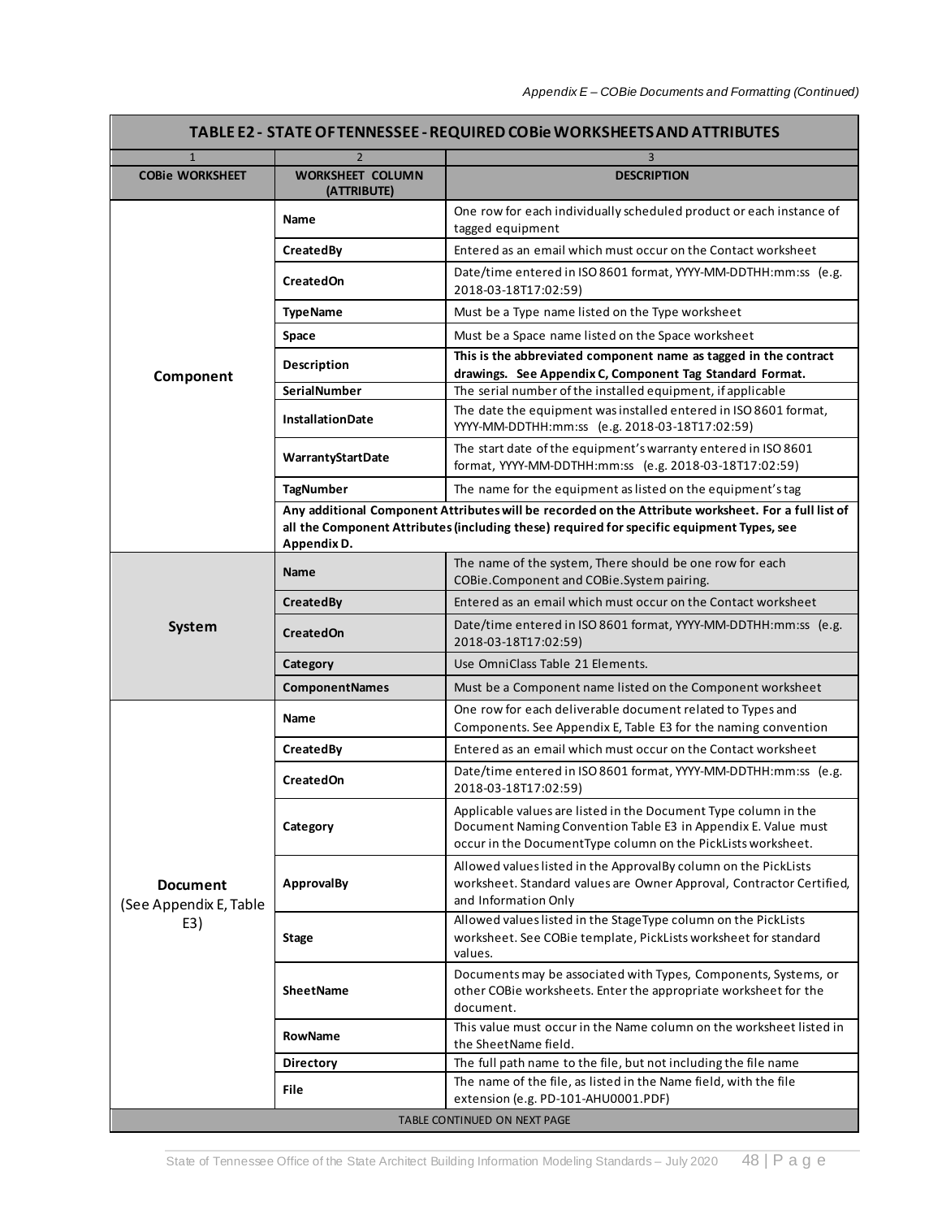*Appendix E – COBie Documents and Formatting (Continued)*

| TABLE E2 - STATE OF TENNESSEE - REQUIRED COBie WORKSHEETS AND ATTRIBUTES | | |
|---|---|---|
| 1 | 2 | 3 |
| **COBie WORKSHEET** | **WORKSHEET COLUMN (ATTRIBUTE)** | **DESCRIPTION** |
| **Component** | **Name** | One row for each individually scheduled product or each instance of tagged equipment |
| | **CreatedBy** | Entered as an email which must occur on the Contact worksheet |
| | **CreatedOn** | Date/time entered in ISO 8601 format, YYYY-MM-DDTHH:mm:ss (e.g. 2018-03-18T17:02:59) |
| | **TypeName** | Must be a Type name listed on the Type worksheet |
| | **Space** | Must be a Space name listed on the Space worksheet |
| | **Description** | **This is the abbreviated component name as tagged in the contract drawings. See Appendix C, Component Tag Standard Format.** |
| | **SerialNumber** | The serial number of the installed equipment, if applicable |
| | **InstallationDate** | The date the equipment was installed entered in ISO 8601 format, YYYY-MM-DDTHH:mm:ss (e.g. 2018-03-18T17:02:59) |
| | **WarrantyStartDate** | The start date of the equipment's warranty entered in ISO 8601 format, YYYY-MM-DDTHH:mm:ss (e.g. 2018-03-18T17:02:59) |
| | **TagNumber** | The name for the equipment as listed on the equipment's tag |
| | **Any additional Component Attributes will be recorded on the Attribute worksheet. For a full list of all the Component Attributes (including these) required for specific equipment Types, see Appendix D.** | |
| **System** | **Name** | The name of the system, There should be one row for each COBie.Component and COBie.System pairing. |
| | **CreatedBy** | Entered as an email which must occur on the Contact worksheet |
| | **CreatedOn** | Date/time entered in ISO 8601 format, YYYY-MM-DDTHH:mm:ss (e.g. 2018-03-18T17:02:59) |
| | **Category** | Use OmniClass Table 21 Elements. |
| | **ComponentNames** | Must be a Component name listed on the Component worksheet |
| **Document** (See Appendix E, Table E3) | **Name** | One row for each deliverable document related to Types and Components. See Appendix E, Table E3 for the naming convention |
| | **CreatedBy** | Entered as an email which must occur on the Contact worksheet |
| | **CreatedOn** | Date/time entered in ISO 8601 format, YYYY-MM-DDTHH:mm:ss (e.g. 2018-03-18T17:02:59) |
| | **Category** | Applicable values are listed in the Document Type column in the Document Naming Convention Table E3 in Appendix E. Value must occur in the DocumentType column on the PickLists worksheet. |
| | **ApprovalBy** | Allowed values listed in the ApprovalBy column on the PickLists worksheet. Standard values are Owner Approval, Contractor Certified, and Information Only |
| | **Stage** | Allowed values listed in the StageType column on the PickLists worksheet. See COBie template, PickLists worksheet for standard values. |
| | **SheetName** | Documents may be associated with Types, Components, Systems, or other COBie worksheets. Enter the appropriate worksheet for the document. |
| | **RowName** | This value must occur in the Name column on the worksheet listed in the SheetName field. |
| | **Directory** | The full path name to the file, but not including the file name |
| | **File** | The name of the file, as listed in the Name field, with the file extension (e.g. PD-101-AHU0001.PDF) |
| TABLE CONTINUED ON NEXT PAGE | | |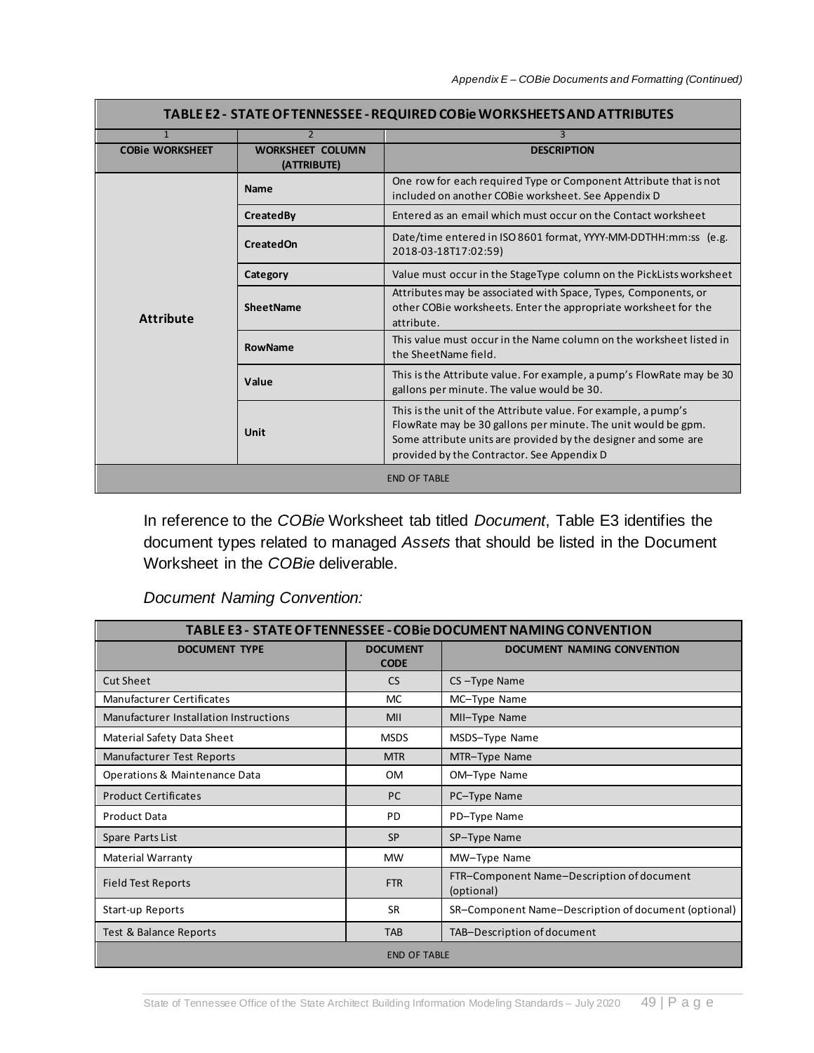| TABLE E2 - STATE OF TENNESSEE - REQUIRED COBie WORKSHEETS AND ATTRIBUTES | | |
|---|---|---|
| 1 | 2 | 3 |
| **COBie WORKSHEET** | **WORKSHEET COLUMN (ATTRIBUTE)** | **DESCRIPTION** |
| **Attribute** | **Name** | One row for each required Type or Component Attribute that is not included on another COBie worksheet. See Appendix D |
| | **CreatedBy** | Entered as an email which must occur on the Contact worksheet |
| | **CreatedOn** | Date/time entered in ISO 8601 format, YYYY-MM-DDTHH:mm:ss (e.g. 2018-03-18T17:02:59) |
| | **Category** | Value must occur in the StageType column on the PickLists worksheet |
| | **SheetName** | Attributes may be associated with Space, Types, Components, or other COBie worksheets. Enter the appropriate worksheet for the attribute. |
| | **RowName** | This value must occur in the Name column on the worksheet listed in the SheetName field. |
| | **Value** | This is the Attribute value. For example, a pump's FlowRate may be 30 gallons per minute. The value would be 30. |
| | **Unit** | This is the unit of the Attribute value. For example, a pump's FlowRate may be 30 gallons per minute. The unit would be gpm. Some attribute units are provided by the designer and some are provided by the Contractor. See Appendix D |
| END OF TABLE | | |

In reference to the *COBie* Worksheet tab titled *Document*, Table E3 identifies the document types related to managed *Assets* that should be listed in the Document Worksheet in the *COBie* deliverable.

*Document Naming Convention:*

| TABLE E3 - STATE OF TENNESSEE - COBie DOCUMENT NAMING CONVENTION | | |
|---|---|---|
| **DOCUMENT TYPE** | **DOCUMENT CODE** | **DOCUMENT NAMING CONVENTION** |
| Cut Sheet | CS | CS –Type Name |
| Manufacturer Certificates | MC | MC–Type Name |
| Manufacturer Installation Instructions | MII | MII–Type Name |
| Material Safety Data Sheet | MSDS | MSDS–Type Name |
| Manufacturer Test Reports | MTR | MTR–Type Name |
| Operations & Maintenance Data | OM | OM–Type Name |
| Product Certificates | PC | PC–Type Name |
| Product Data | PD | PD–Type Name |
| Spare Parts List | SP | SP–Type Name |
| Material Warranty | MW | MW–Type Name |
| Field Test Reports | FTR | FTR–Component Name–Description of document (optional) |
| Start-up Reports | SR | SR–Component Name–Description of document (optional) |
| Test & Balance Reports | TAB | TAB–Description of document |
| END OF TABLE | | |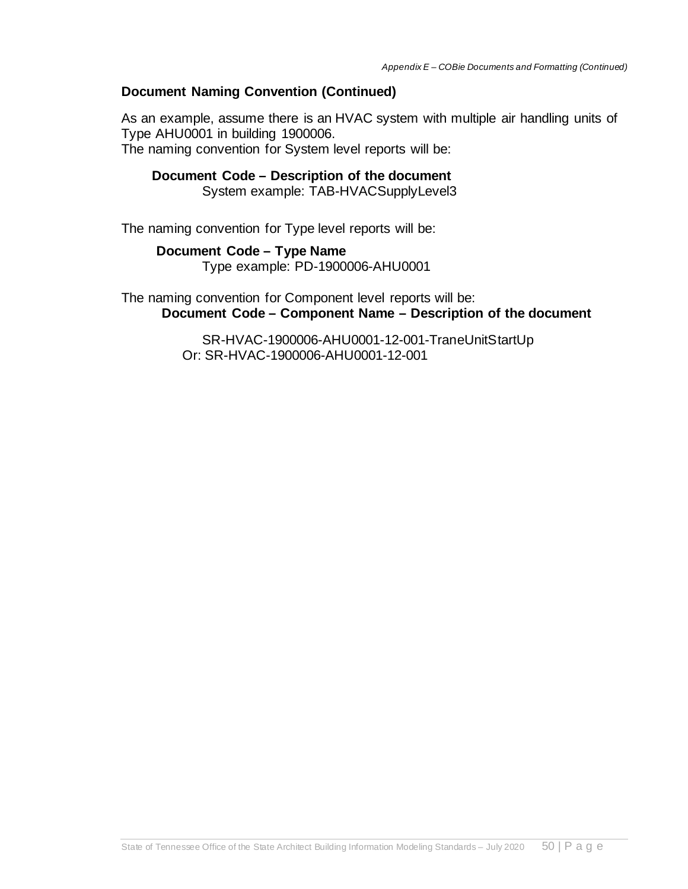## Document Naming Convention (Continued)

As an example, assume there is an HVAC system with multiple air handling units of Type AHU0001 in building 1900006.
The naming convention for System level reports will be:

**Document Code – Description of the document**
System example: TAB-HVACSupplyLevel3

The naming convention for Type level reports will be:

**Document Code – Type Name**
Type example: PD-1900006-AHU0001

The naming convention for Component level reports will be:
**Document Code – Component Name – Description of the document**

SR-HVAC-1900006-AHU0001-12-001-TraneUnitStartUp
Or: SR-HVAC-1900006-AHU0001-12-001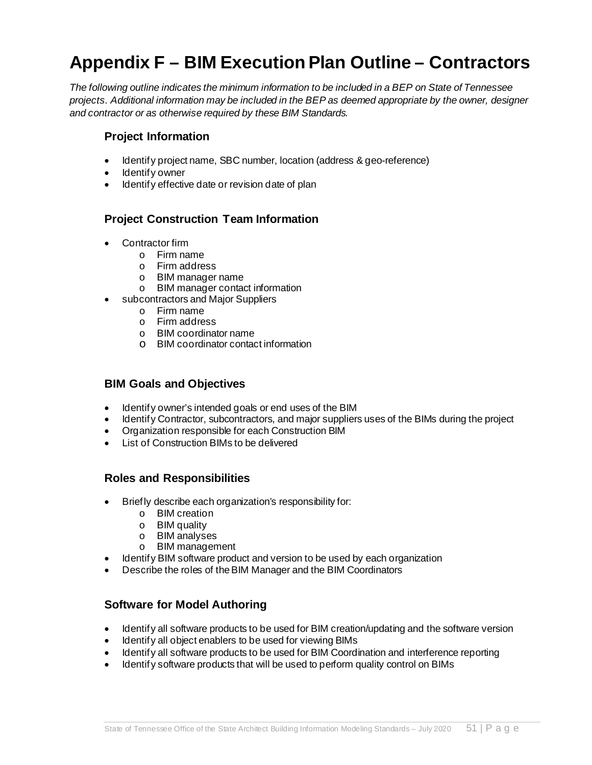# Appendix F – BIM Execution Plan Outline – Contractors

*The following outline indicates the minimum information to be included in a BEP on State of Tennessee projects. Additional information may be included in the BEP as deemed appropriate by the owner, designer and contractor or as otherwise required by these BIM Standards.*

### Project Information

- Identify project name, SBC number, location (address & geo-reference)
- Identify owner
- Identify effective date or revision date of plan

### Project Construction Team Information

- Contractor firm
  - Firm name
  - Firm address
  - BIM manager name
  - BIM manager contact information
- subcontractors and Major Suppliers
  - Firm name
  - Firm address
  - BIM coordinator name
  - BIM coordinator contact information

### BIM Goals and Objectives

- Identify owner's intended goals or end uses of the BIM
- Identify Contractor, subcontractors, and major suppliers uses of the BIMs during the project
- Organization responsible for each Construction BIM
- List of Construction BIMs to be delivered

### Roles and Responsibilities

- Briefly describe each organization's responsibility for:
  - BIM creation
  - BIM quality
  - BIM analyses
  - BIM management
- Identify BIM software product and version to be used by each organization
- Describe the roles of the BIM Manager and the BIM Coordinators

### Software for Model Authoring

- Identify all software products to be used for BIM creation/updating and the software version
- Identify all object enablers to be used for viewing BIMs
- Identify all software products to be used for BIM Coordination and interference reporting
- Identify software products that will be used to perform quality control on BIMs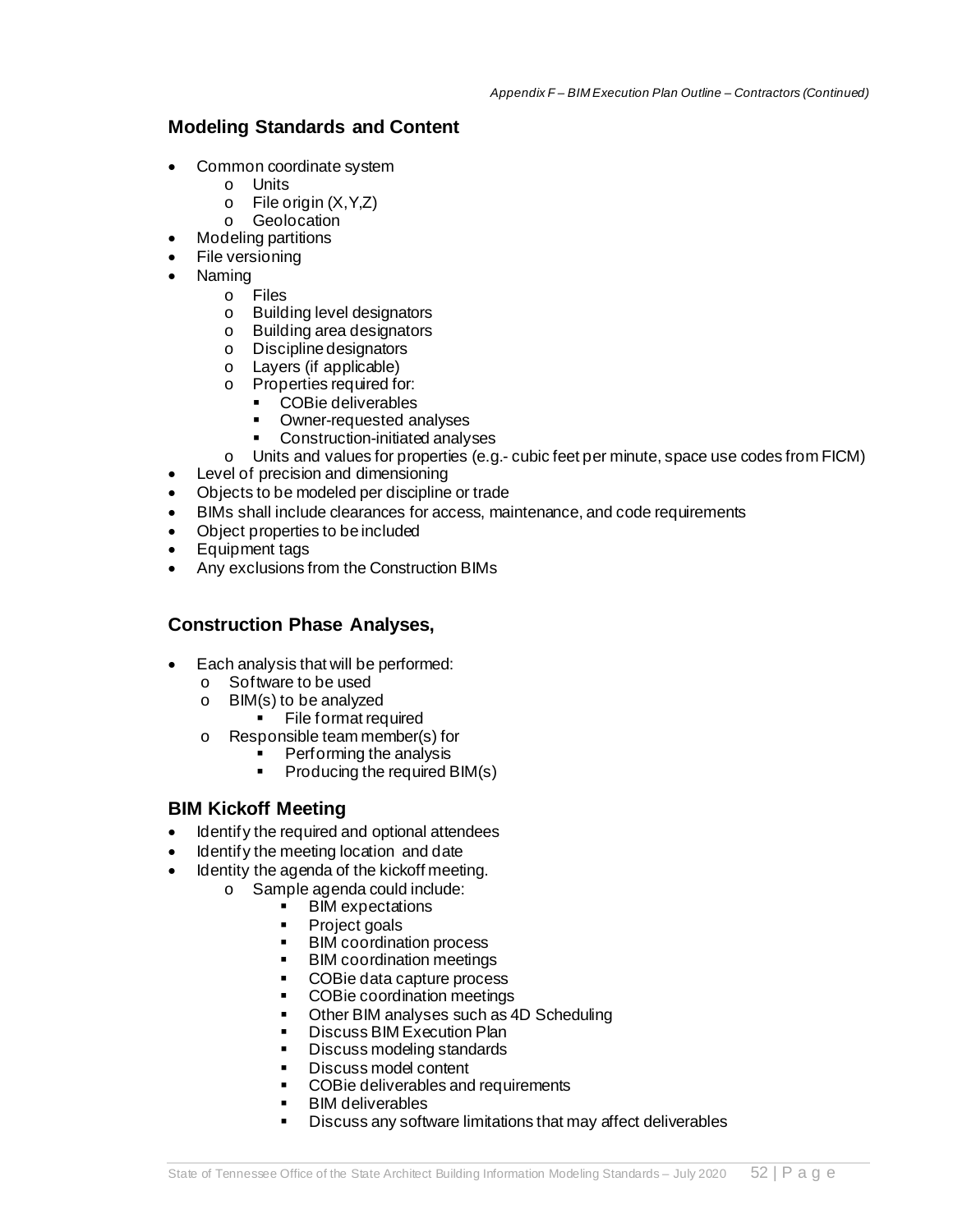## Modeling Standards and Content

- Common coordinate system
  - Units
  - File origin (X,Y,Z)
  - Geolocation
- Modeling partitions
- File versioning
- Naming
  - Files
  - Building level designators
  - Building area designators
  - Discipline designators
  - Layers (if applicable)
  - Properties required for:
    - COBie deliverables
    - Owner-requested analyses
    - Construction-initiated analyses
  - Units and values for properties (e.g.- cubic feet per minute, space use codes from FICM)
- Level of precision and dimensioning
- Objects to be modeled per discipline or trade
- BIMs shall include clearances for access, maintenance, and code requirements
- Object properties to be included
- Equipment tags
- Any exclusions from the Construction BIMs

## Construction Phase Analyses,

- Each analysis that will be performed:
  - Software to be used
  - BIM(s) to be analyzed
    - File format required
  - Responsible team member(s) for
    - Performing the analysis
    - Producing the required BIM(s)

## BIM Kickoff Meeting

- Identify the required and optional attendees
- Identify the meeting location and date
- Identity the agenda of the kickoff meeting.
  - Sample agenda could include:
    - BIM expectations
    - Project goals
    - BIM coordination process
    - BIM coordination meetings
    - COBie data capture process
    - COBie coordination meetings
    - Other BIM analyses such as 4D Scheduling
    - Discuss BIM Execution Plan
    - Discuss modeling standards
    - Discuss model content
    - COBie deliverables and requirements
    - BIM deliverables
    - Discuss any software limitations that may affect deliverables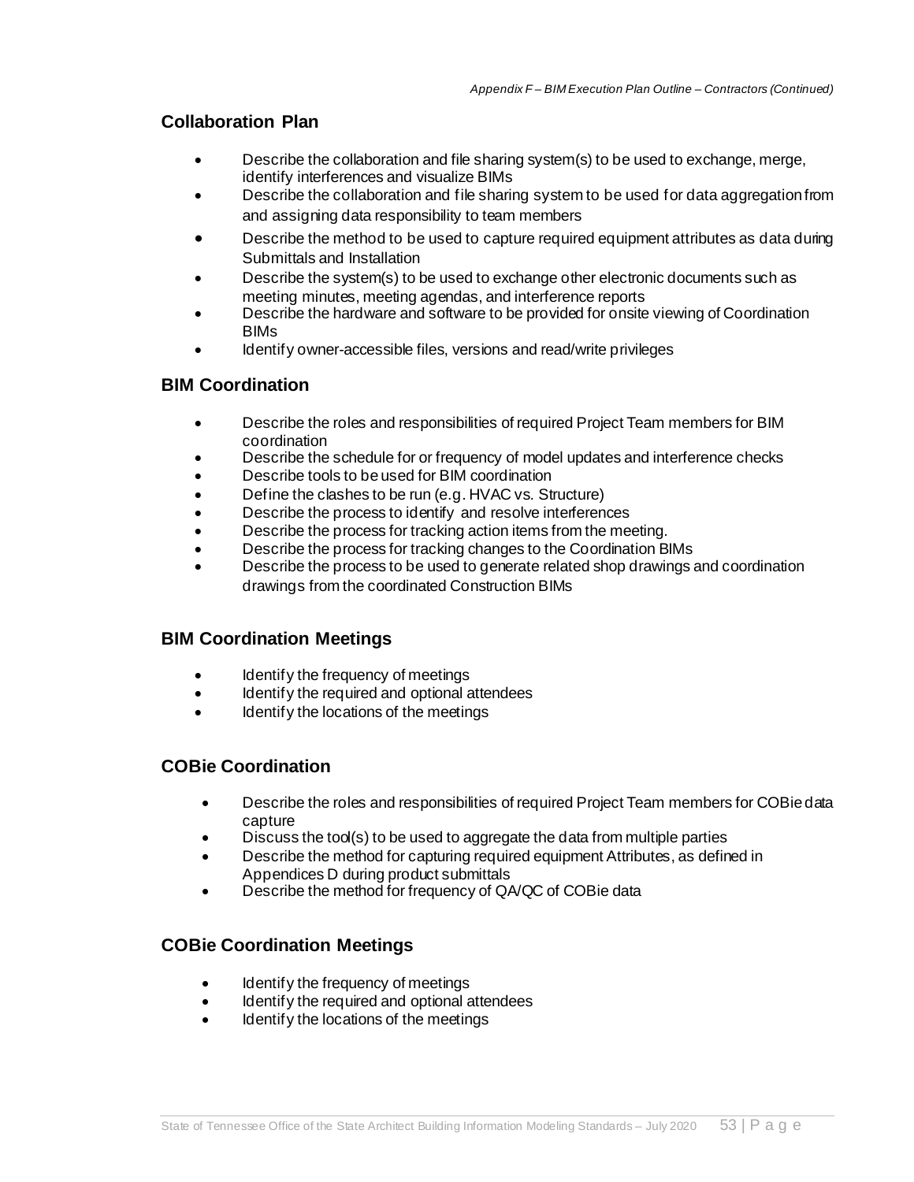## Collaboration Plan

- Describe the collaboration and file sharing system(s) to be used to exchange, merge, identify interferences and visualize BIMs
- Describe the collaboration and file sharing system to be used for data aggregation from and assigning data responsibility to team members
- Describe the method to be used to capture required equipment attributes as data during Submittals and Installation
- Describe the system(s) to be used to exchange other electronic documents such as meeting minutes, meeting agendas, and interference reports
- Describe the hardware and software to be provided for onsite viewing of Coordination BIMs
- Identify owner-accessible files, versions and read/write privileges

## BIM Coordination

- Describe the roles and responsibilities of required Project Team members for BIM coordination
- Describe the schedule for or frequency of model updates and interference checks
- Describe tools to be used for BIM coordination
- Define the clashes to be run (e.g. HVAC vs. Structure)
- Describe the process to identify and resolve interferences
- Describe the process for tracking action items from the meeting.
- Describe the process for tracking changes to the Coordination BIMs
- Describe the process to be used to generate related shop drawings and coordination drawings from the coordinated Construction BIMs

## BIM Coordination Meetings

- Identify the frequency of meetings
- Identify the required and optional attendees
- Identify the locations of the meetings

## COBie Coordination

- Describe the roles and responsibilities of required Project Team members for COBie data capture
- Discuss the tool(s) to be used to aggregate the data from multiple parties
- Describe the method for capturing required equipment Attributes, as defined in Appendices D during product submittals
- Describe the method for frequency of QA/QC of COBie data

## COBie Coordination Meetings

- Identify the frequency of meetings
- Identify the required and optional attendees
- Identify the locations of the meetings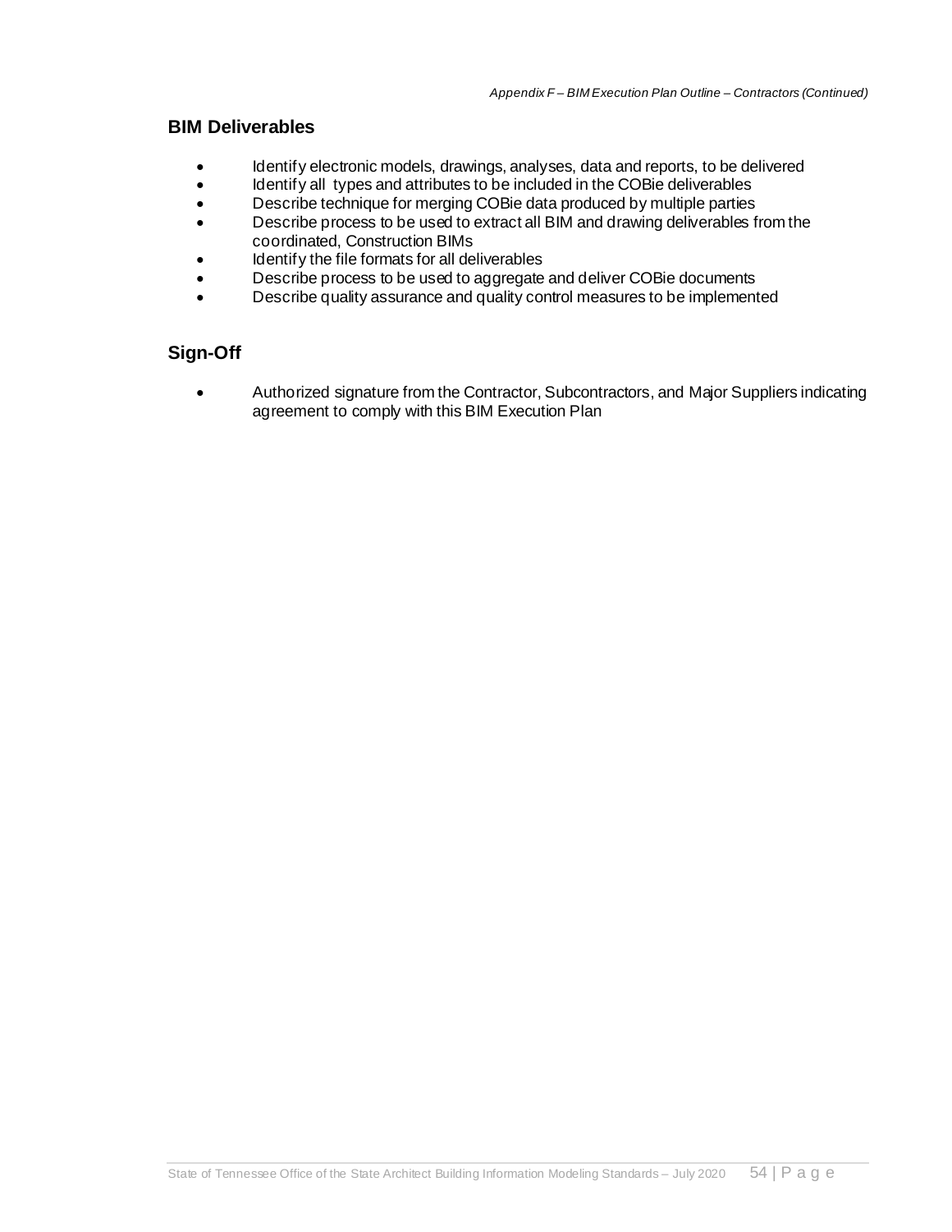## BIM Deliverables

- Identify electronic models, drawings, analyses, data and reports, to be delivered
- Identify all types and attributes to be included in the COBie deliverables
- Describe technique for merging COBie data produced by multiple parties
- Describe process to be used to extract all BIM and drawing deliverables from the coordinated, Construction BIMs
- Identify the file formats for all deliverables
- Describe process to be used to aggregate and deliver COBie documents
- Describe quality assurance and quality control measures to be implemented

## Sign-Off

- Authorized signature from the Contractor, Subcontractors, and Major Suppliers indicating agreement to comply with this BIM Execution Plan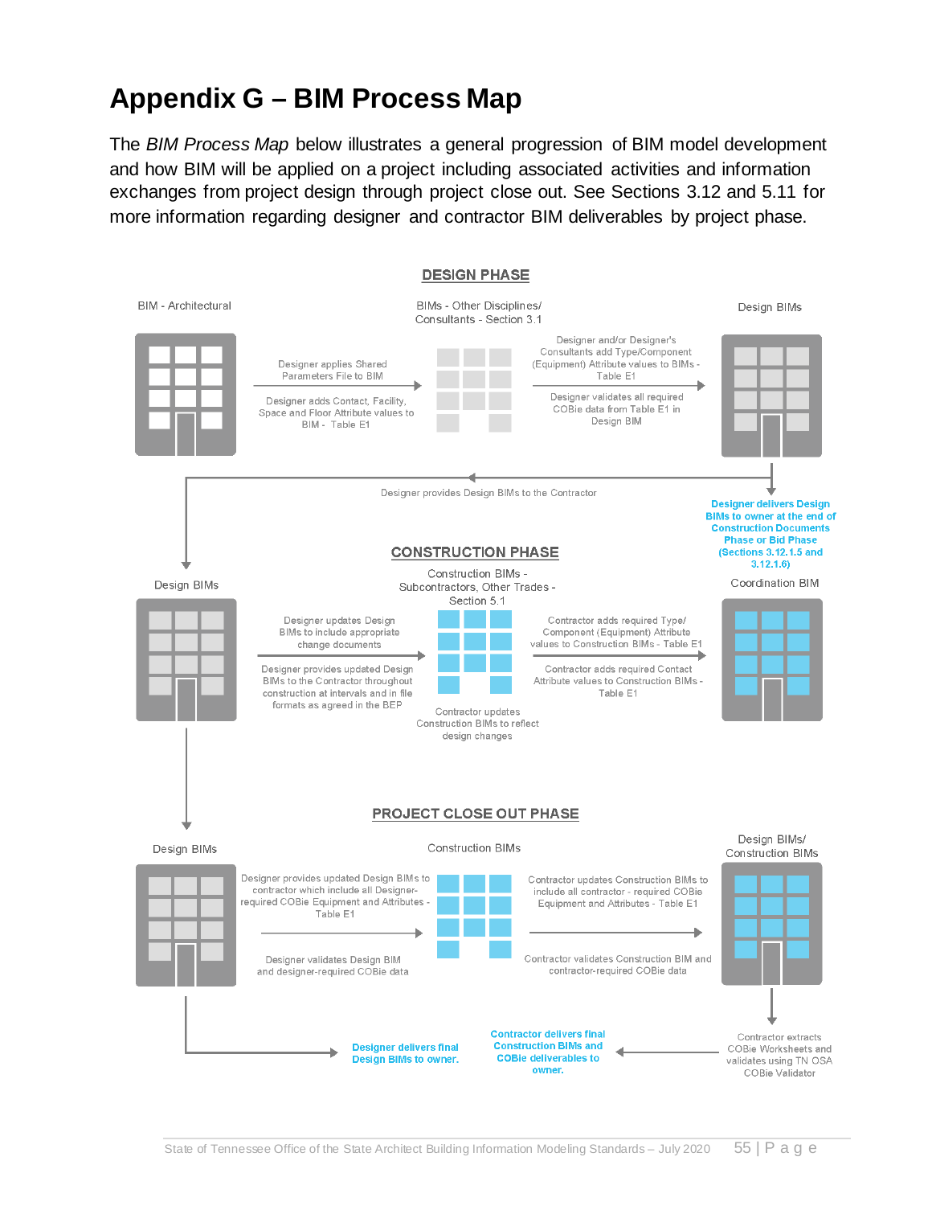# Appendix G – BIM Process Map

The *BIM Process Map* below illustrates a general progression of BIM model development and how BIM will be applied on a project including associated activities and information exchanges from project design through project close out. See Sections 3.12 and 5.11 for more information regarding designer and contractor BIM deliverables by project phase.

## DESIGN PHASE

BIM - Architectural

Designer applies Shared Parameters File to BIM

Designer adds Contact, Facility, Space and Floor Attribute values to BIM - Table E1

BIMs - Other Disciplines/ Consultants - Section 3.1

Designer and/or Designer's Consultants add Type/Component (Equipment) Attribute values to BIMs - Table E1

Designer validates all required COBie data from Table E1 in Design BIM

Design BIMs

Designer provides Design BIMs to the Contractor

**Designer delivers Design BIMs to owner at the end of Construction Documents Phase or Bid Phase (Sections 3.12.1.5 and 3.12.1.6)**

## CONSTRUCTION PHASE

Design BIMs

Designer updates Design BIMs to include appropriate change documents

Designer provides updated Design BIMs to the Contractor throughout construction at intervals and in file formats as agreed in the BEP

Construction BIMs - Subcontractors, Other Trades - Section 5.1

Contractor updates Construction BIMs to reflect design changes

Contractor adds required Type/ Component (Equipment) Attribute values to Construction BIMs - Table E1

Contractor adds required Contact Attribute values to Construction BIMs - Table E1

Coordination BIM

## PROJECT CLOSE OUT PHASE

Design BIMs

Designer provides updated Design BIMs to contractor which include all Designer-required COBie Equipment and Attributes - Table E1

Designer validates Design BIM and designer-required COBie data

Construction BIMs

Contractor updates Construction BIMs to include all contractor - required COBie Equipment and Attributes - Table E1

Contractor validates Construction BIM and contractor-required COBie data

Design BIMs/ Construction BIMs

Contractor extracts COBie Worksheets and validates using TN OSA COBie Validator

**Contractor delivers final Construction BIMs and COBie deliverables to owner.**

**Designer delivers final Design BIMs to owner.**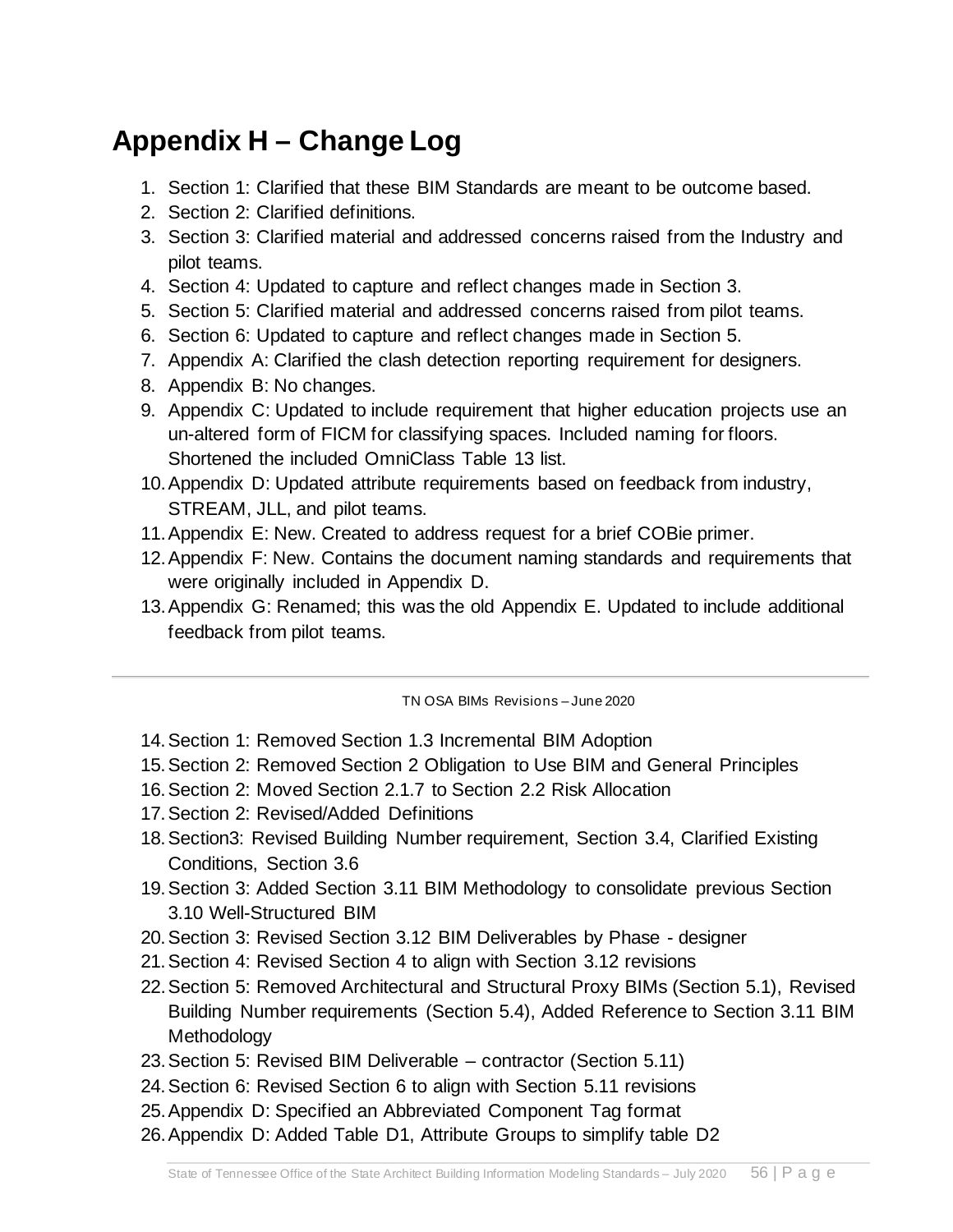# Appendix H – Change Log

1. Section 1: Clarified that these BIM Standards are meant to be outcome based.
2. Section 2: Clarified definitions.
3. Section 3: Clarified material and addressed concerns raised from the Industry and pilot teams.
4. Section 4: Updated to capture and reflect changes made in Section 3.
5. Section 5: Clarified material and addressed concerns raised from pilot teams.
6. Section 6: Updated to capture and reflect changes made in Section 5.
7. Appendix A: Clarified the clash detection reporting requirement for designers.
8. Appendix B: No changes.
9. Appendix C: Updated to include requirement that higher education projects use an un-altered form of FICM for classifying spaces. Included naming for floors. Shortened the included OmniClass Table 13 list.
10. Appendix D: Updated attribute requirements based on feedback from industry, STREAM, JLL, and pilot teams.
11. Appendix E: New. Created to address request for a brief COBie primer.
12. Appendix F: New. Contains the document naming standards and requirements that were originally included in Appendix D.
13. Appendix G: Renamed; this was the old Appendix E. Updated to include additional feedback from pilot teams.

---

TN OSA BIMs Revisions – June 2020

14. Section 1: Removed Section 1.3 Incremental BIM Adoption
15. Section 2: Removed Section 2 Obligation to Use BIM and General Principles
16. Section 2: Moved Section 2.1.7 to Section 2.2 Risk Allocation
17. Section 2: Revised/Added Definitions
18. Section3: Revised Building Number requirement, Section 3.4, Clarified Existing Conditions, Section 3.6
19. Section 3: Added Section 3.11 BIM Methodology to consolidate previous Section 3.10 Well-Structured BIM
20. Section 3: Revised Section 3.12 BIM Deliverables by Phase - designer
21. Section 4: Revised Section 4 to align with Section 3.12 revisions
22. Section 5: Removed Architectural and Structural Proxy BIMs (Section 5.1), Revised Building Number requirements (Section 5.4), Added Reference to Section 3.11 BIM Methodology
23. Section 5: Revised BIM Deliverable – contractor (Section 5.11)
24. Section 6: Revised Section 6 to align with Section 5.11 revisions
25. Appendix D: Specified an Abbreviated Component Tag format
26. Appendix D: Added Table D1, Attribute Groups to simplify table D2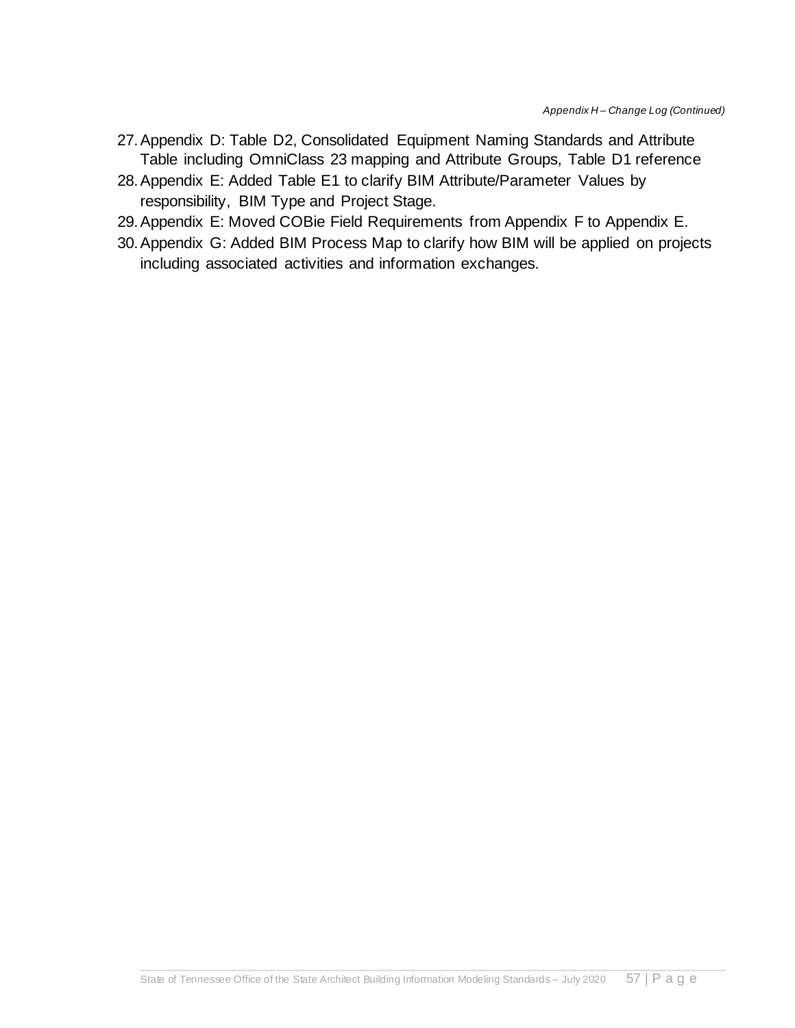27. Appendix D: Table D2, Consolidated Equipment Naming Standards and Attribute Table including OmniClass 23 mapping and Attribute Groups, Table D1 reference
28. Appendix E: Added Table E1 to clarify BIM Attribute/Parameter Values by responsibility, BIM Type and Project Stage.
29. Appendix E: Moved COBie Field Requirements from Appendix F to Appendix E.
30. Appendix G: Added BIM Process Map to clarify how BIM will be applied on projects including associated activities and information exchanges.